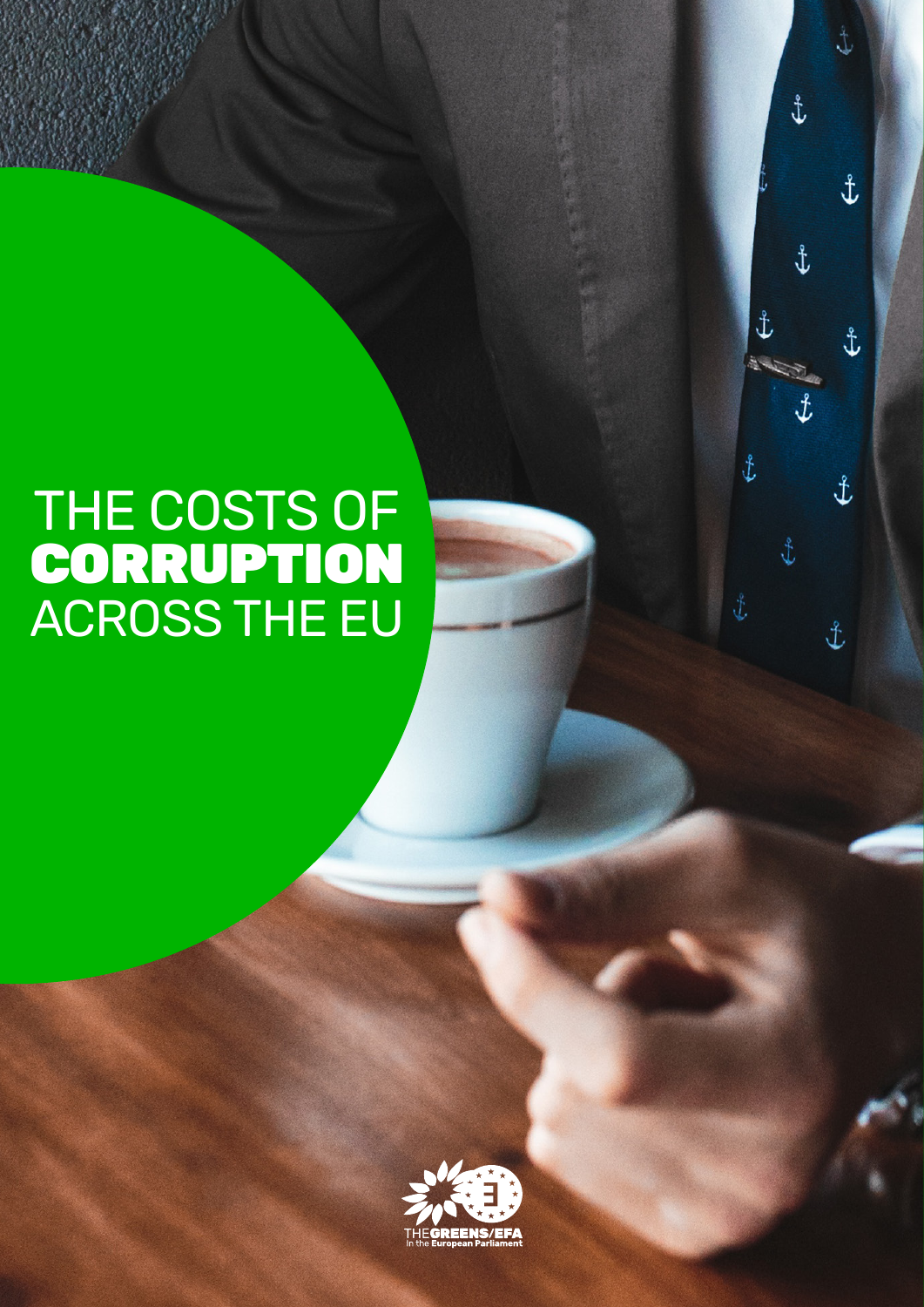# THE COSTS OF **CORRUPTION** ACROSS THE EU

THE GREENS/EFA
in the European Parliament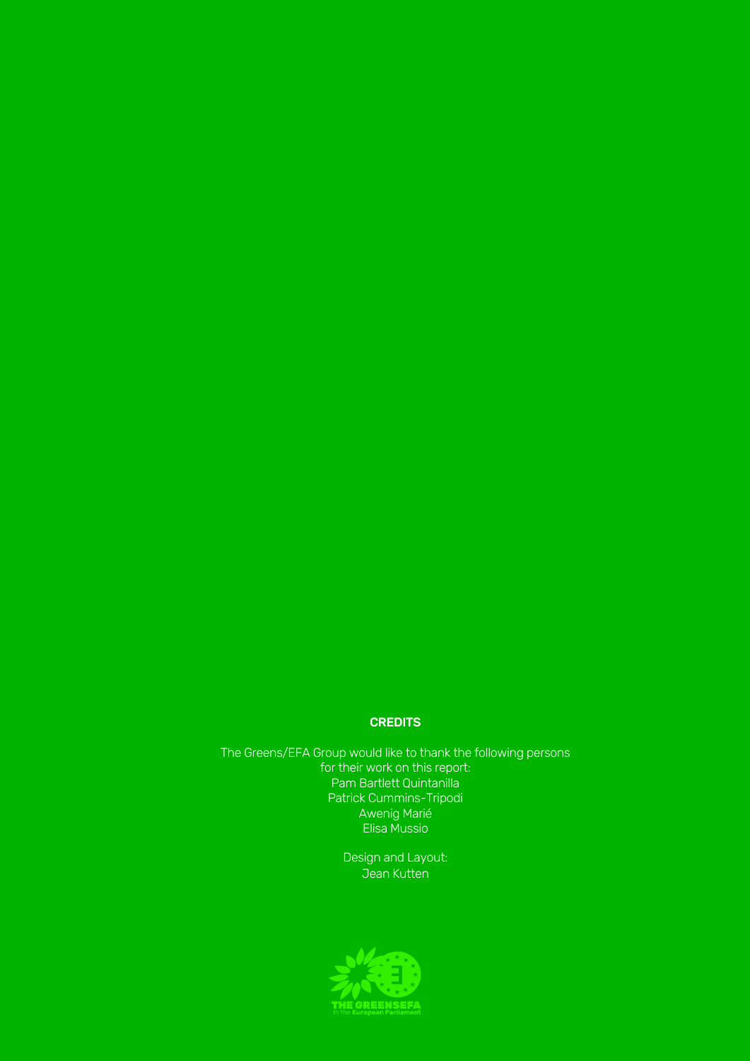**CREDITS**

The Greens/EFA Group would like to thank the following persons
for their work on this report:
Pam Bartlett Quintanilla
Patrick Cummins-Tripodi
Awenig Marié
Elisa Mussio

Design and Layout:
Jean Kutten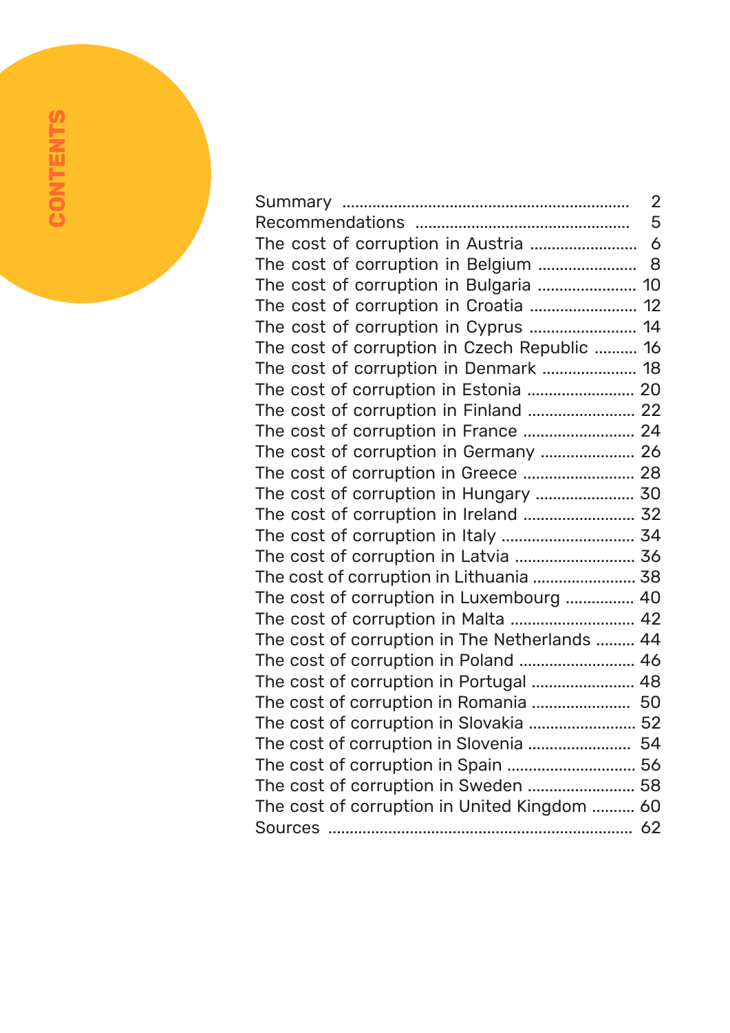# CONTENTS

| | |
|---|---|
| Summary | 2 |
| Recommendations | 5 |
| The cost of corruption in Austria | 6 |
| The cost of corruption in Belgium | 8 |
| The cost of corruption in Bulgaria | 10 |
| The cost of corruption in Croatia | 12 |
| The cost of corruption in Cyprus | 14 |
| The cost of corruption in Czech Republic | 16 |
| The cost of corruption in Denmark | 18 |
| The cost of corruption in Estonia | 20 |
| The cost of corruption in Finland | 22 |
| The cost of corruption in France | 24 |
| The cost of corruption in Germany | 26 |
| The cost of corruption in Greece | 28 |
| The cost of corruption in Hungary | 30 |
| The cost of corruption in Ireland | 32 |
| The cost of corruption in Italy | 34 |
| The cost of corruption in Latvia | 36 |
| The cost of corruption in Lithuania | 38 |
| The cost of corruption in Luxembourg | 40 |
| The cost of corruption in Malta | 42 |
| The cost of corruption in The Netherlands | 44 |
| The cost of corruption in Poland | 46 |
| The cost of corruption in Portugal | 48 |
| The cost of corruption in Romania | 50 |
| The cost of corruption in Slovakia | 52 |
| The cost of corruption in Slovenia | 54 |
| The cost of corruption in Spain | 56 |
| The cost of corruption in Sweden | 58 |
| The cost of corruption in United Kingdom | 60 |
| Sources | 62 |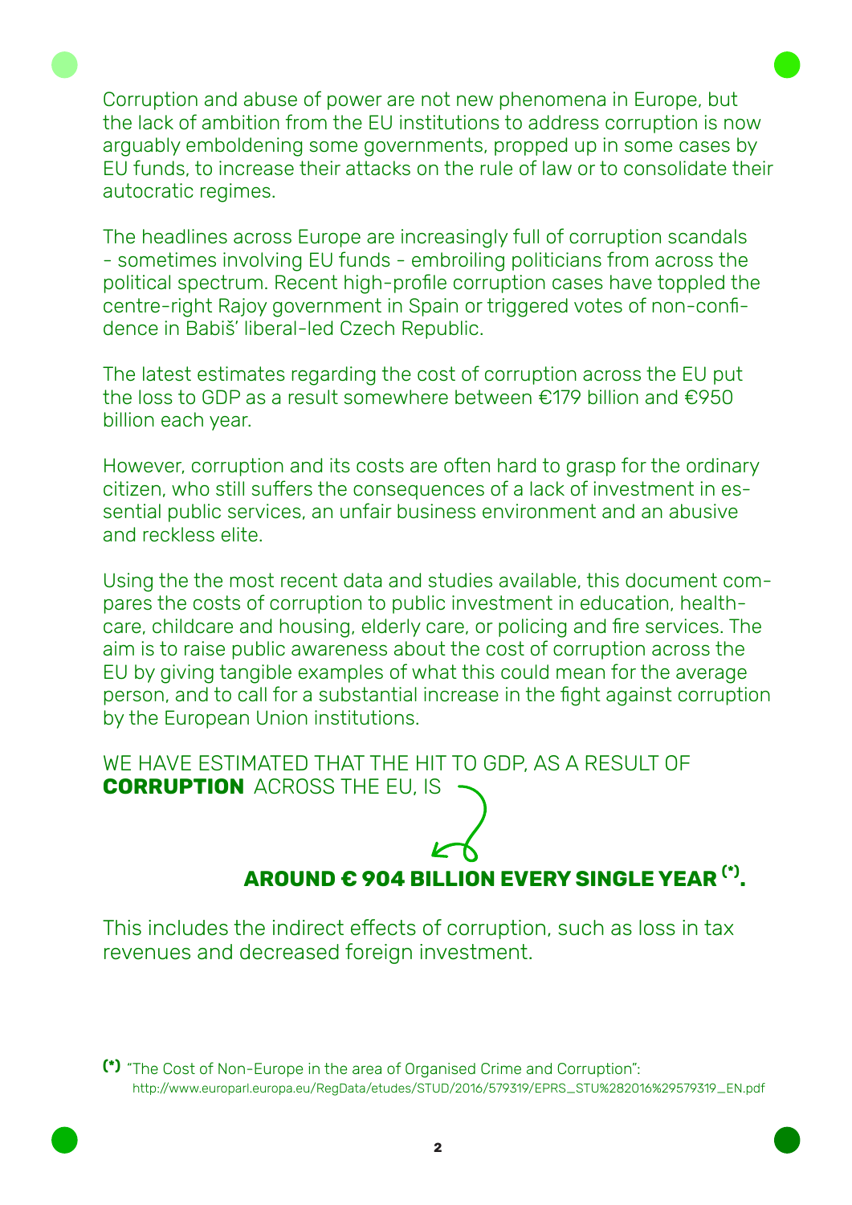Corruption and abuse of power are not new phenomena in Europe, but the lack of ambition from the EU institutions to address corruption is now arguably emboldening some governments, propped up in some cases by EU funds, to increase their attacks on the rule of law or to consolidate their autocratic regimes.

The headlines across Europe are increasingly full of corruption scandals - sometimes involving EU funds - embroiling politicians from across the political spectrum. Recent high-profile corruption cases have toppled the centre-right Rajoy government in Spain or triggered votes of non-confidence in Babiš' liberal-led Czech Republic.

The latest estimates regarding the cost of corruption across the EU put the loss to GDP as a result somewhere between €179 billion and €950 billion each year.

However, corruption and its costs are often hard to grasp for the ordinary citizen, who still suffers the consequences of a lack of investment in essential public services, an unfair business environment and an abusive and reckless elite.

Using the the most recent data and studies available, this document compares the costs of corruption to public investment in education, healthcare, childcare and housing, elderly care, or policing and fire services. The aim is to raise public awareness about the cost of corruption across the EU by giving tangible examples of what this could mean for the average person, and to call for a substantial increase in the fight against corruption by the European Union institutions.

WE HAVE ESTIMATED THAT THE HIT TO GDP, AS A RESULT OF **CORRUPTION** ACROSS THE EU, IS

**AROUND € 904 BILLION EVERY SINGLE YEAR (*).**

This includes the indirect effects of corruption, such as loss in tax revenues and decreased foreign investment.

(*) "The Cost of Non-Europe in the area of Organised Crime and Corruption": http://www.europarl.europa.eu/RegData/etudes/STUD/2016/579319/EPRS_STU%282016%29579319_EN.pdf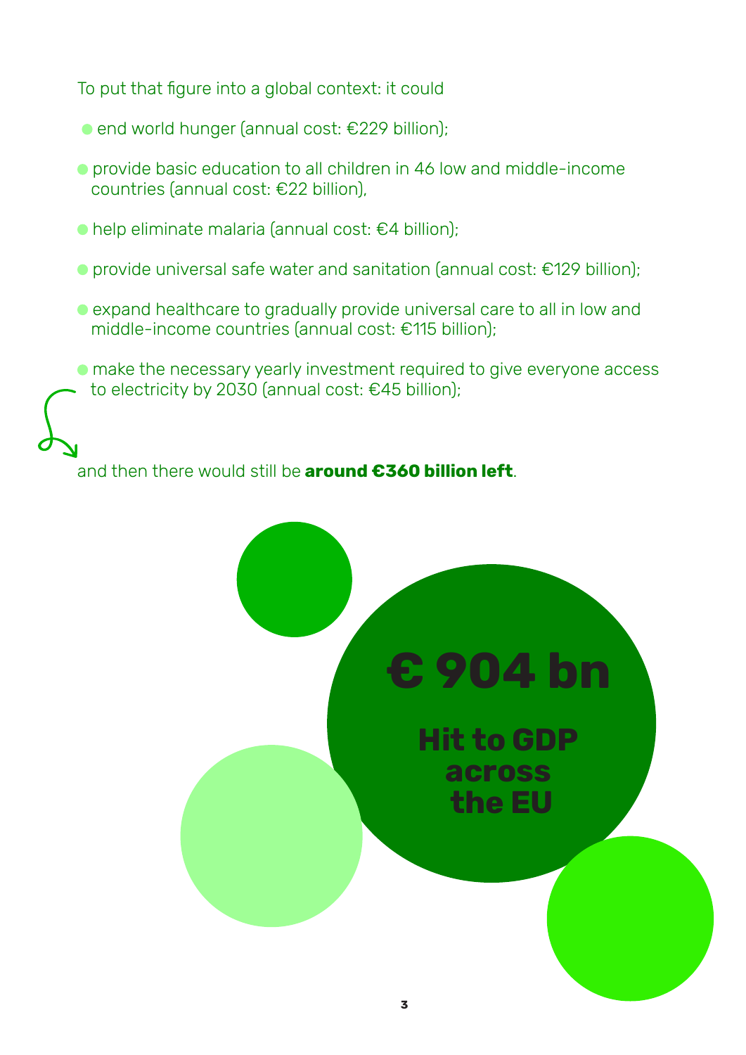To put that figure into a global context: it could

- end world hunger (annual cost: €229 billion);
- provide basic education to all children in 46 low and middle-income countries (annual cost: €22 billion),
- help eliminate malaria (annual cost: €4 billion);
- provide universal safe water and sanitation (annual cost: €129 billion);
- expand healthcare to gradually provide universal care to all in low and middle-income countries (annual cost: €115 billion);
- make the necessary yearly investment required to give everyone access to electricity by 2030 (annual cost: €45 billion);

and then there would still be **around €360 billion left**.

**€ 904 bn**

**Hit to GDP across the EU**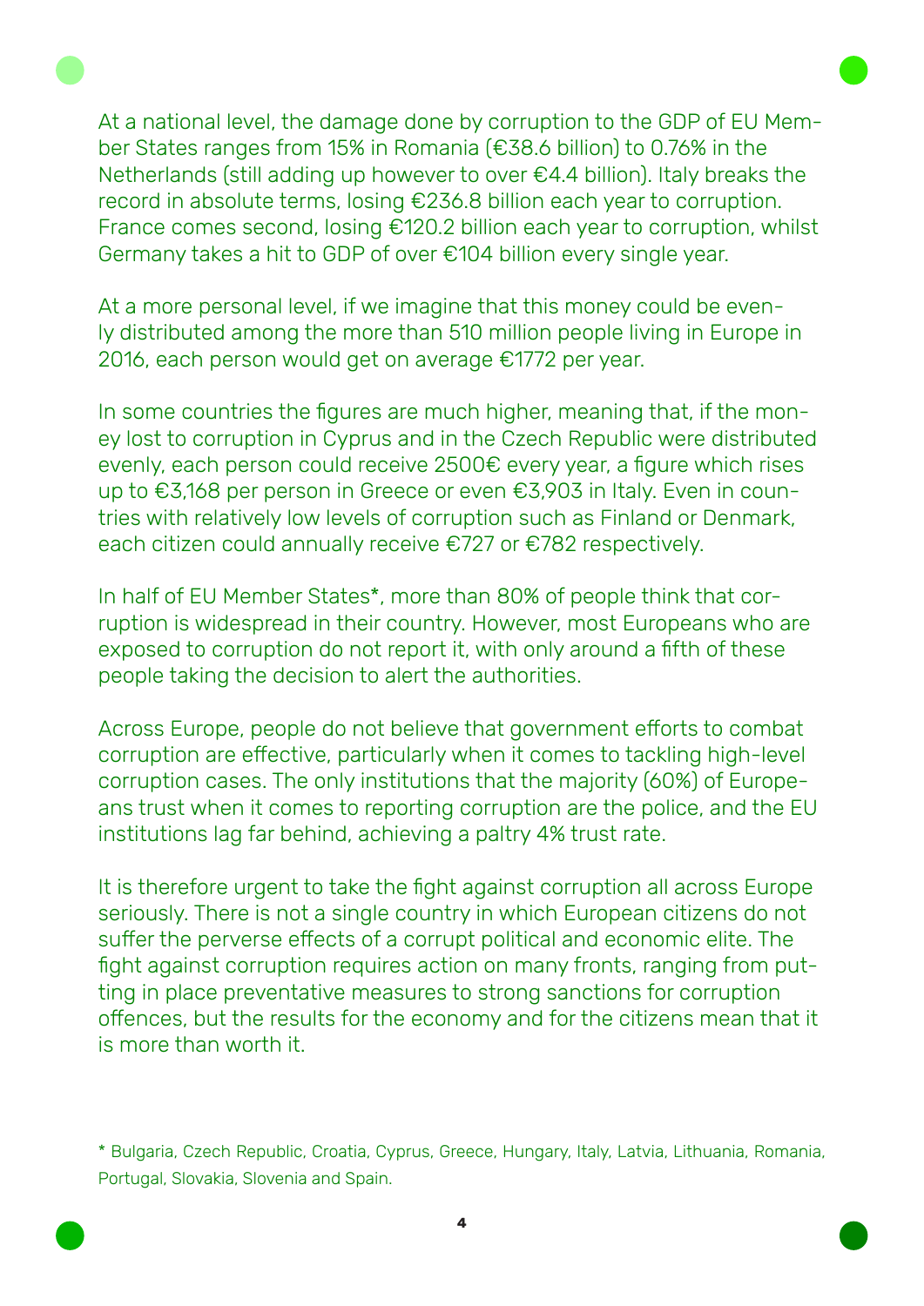At a national level, the damage done by corruption to the GDP of EU Member States ranges from 15% in Romania (€38.6 billion) to 0.76% in the Netherlands (still adding up however to over €4.4 billion). Italy breaks the record in absolute terms, losing €236.8 billion each year to corruption. France comes second, losing €120.2 billion each year to corruption, whilst Germany takes a hit to GDP of over €104 billion every single year.

At a more personal level, if we imagine that this money could be evenly distributed among the more than 510 million people living in Europe in 2016, each person would get on average €1772 per year.

In some countries the figures are much higher, meaning that, if the money lost to corruption in Cyprus and in the Czech Republic were distributed evenly, each person could receive 2500€ every year, a figure which rises up to €3,168 per person in Greece or even €3,903 in Italy. Even in countries with relatively low levels of corruption such as Finland or Denmark, each citizen could annually receive €727 or €782 respectively.

In half of EU Member States*, more than 80% of people think that corruption is widespread in their country. However, most Europeans who are exposed to corruption do not report it, with only around a fifth of these people taking the decision to alert the authorities.

Across Europe, people do not believe that government efforts to combat corruption are effective, particularly when it comes to tackling high-level corruption cases. The only institutions that the majority (60%) of Europeans trust when it comes to reporting corruption are the police, and the EU institutions lag far behind, achieving a paltry 4% trust rate.

It is therefore urgent to take the fight against corruption all across Europe seriously. There is not a single country in which European citizens do not suffer the perverse effects of a corrupt political and economic elite. The fight against corruption requires action on many fronts, ranging from putting in place preventative measures to strong sanctions for corruption offences, but the results for the economy and for the citizens mean that it is more than worth it.

* Bulgaria, Czech Republic, Croatia, Cyprus, Greece, Hungary, Italy, Latvia, Lithuania, Romania, Portugal, Slovakia, Slovenia and Spain.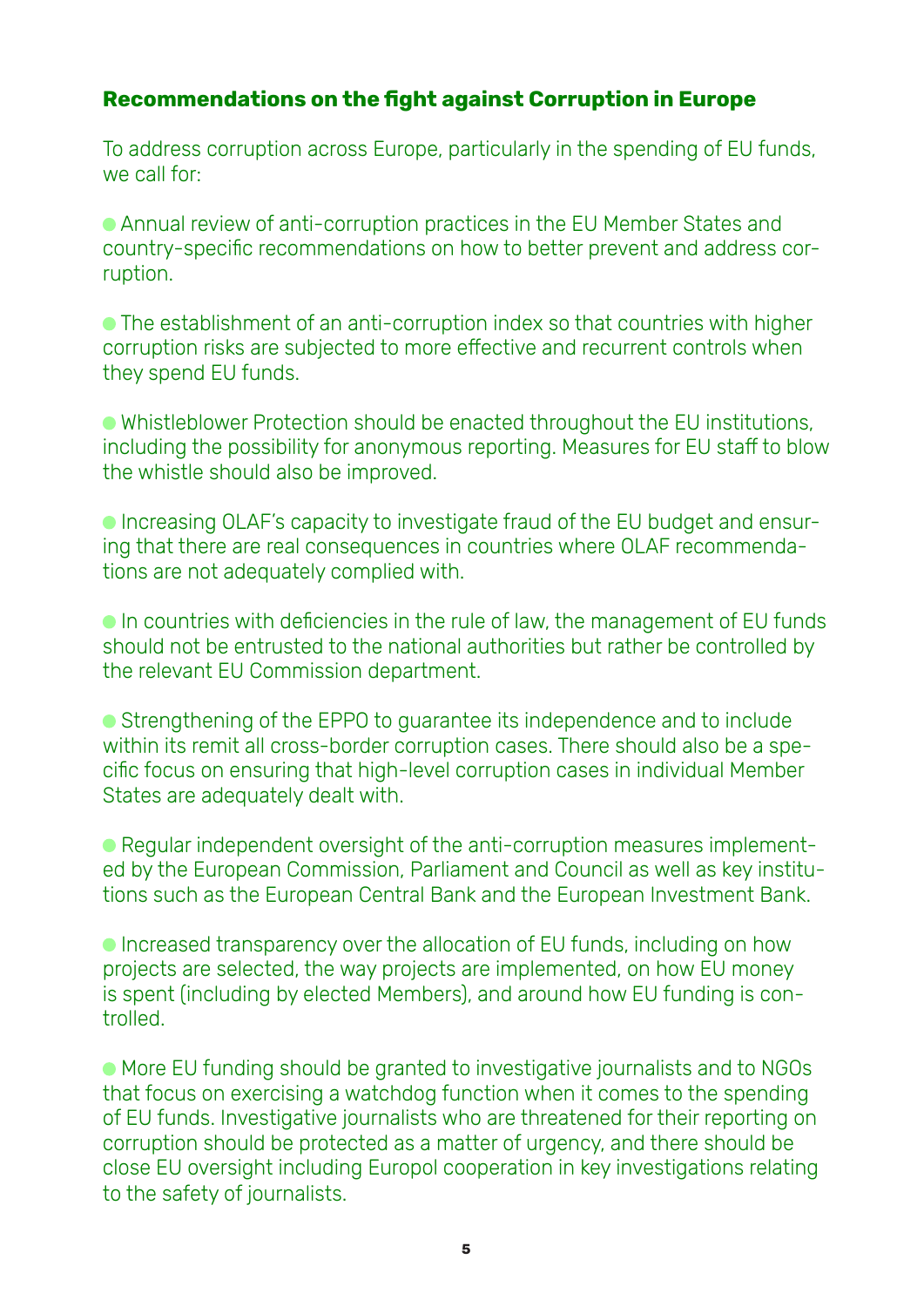## Recommendations on the fight against Corruption in Europe

To address corruption across Europe, particularly in the spending of EU funds, we call for:

- Annual review of anti-corruption practices in the EU Member States and country-specific recommendations on how to better prevent and address corruption.

- The establishment of an anti-corruption index so that countries with higher corruption risks are subjected to more effective and recurrent controls when they spend EU funds.

- Whistleblower Protection should be enacted throughout the EU institutions, including the possibility for anonymous reporting. Measures for EU staff to blow the whistle should also be improved.

- Increasing OLAF's capacity to investigate fraud of the EU budget and ensuring that there are real consequences in countries where OLAF recommendations are not adequately complied with.

- In countries with deficiencies in the rule of law, the management of EU funds should not be entrusted to the national authorities but rather be controlled by the relevant EU Commission department.

- Strengthening of the EPPO to guarantee its independence and to include within its remit all cross-border corruption cases. There should also be a specific focus on ensuring that high-level corruption cases in individual Member States are adequately dealt with.

- Regular independent oversight of the anti-corruption measures implemented by the European Commission, Parliament and Council as well as key institutions such as the European Central Bank and the European Investment Bank.

- Increased transparency over the allocation of EU funds, including on how projects are selected, the way projects are implemented, on how EU money is spent (including by elected Members), and around how EU funding is controlled.

- More EU funding should be granted to investigative journalists and to NGOs that focus on exercising a watchdog function when it comes to the spending of EU funds. Investigative journalists who are threatened for their reporting on corruption should be protected as a matter of urgency, and there should be close EU oversight including Europol cooperation in key investigations relating to the safety of journalists.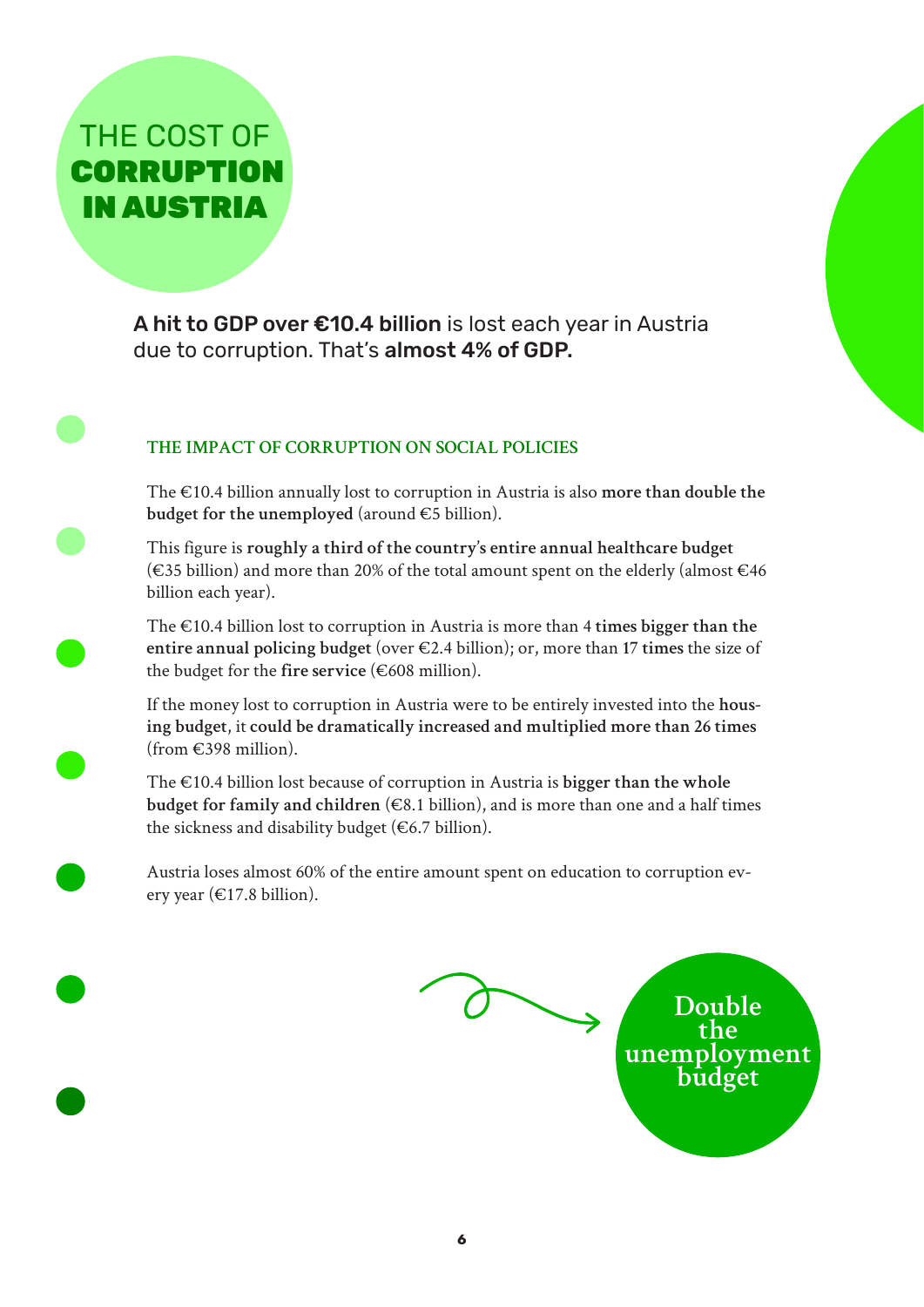# THE COST OF **CORRUPTION IN AUSTRIA**

**A hit to GDP over €10.4 billion** is lost each year in Austria due to corruption. That's **almost 4% of GDP.**

## THE IMPACT OF CORRUPTION ON SOCIAL POLICIES

The €10.4 billion annually lost to corruption in Austria is also **more than double the budget for the unemployed** (around €5 billion).

This figure is **roughly a third of the country's entire annual healthcare budget** (€35 billion) and more than 20% of the total amount spent on the elderly (almost €46 billion each year).

The €10.4 billion lost to corruption in Austria is more than 4 **times bigger than the entire annual policing budget** (over €2.4 billion); or, more than **17 times** the size of the budget for the **fire service** (€608 million).

If the money lost to corruption in Austria were to be entirely invested into the **housing budget**, it **could be dramatically increased and multiplied more than 26 times** (from €398 million).

The €10.4 billion lost because of corruption in Austria is **bigger than the whole budget for family and children** (€8.1 billion), and is more than one and a half times the sickness and disability budget (€6.7 billion).

Austria loses almost 60% of the entire amount spent on education to corruption every year (€17.8 billion).

**Double the unemployment budget**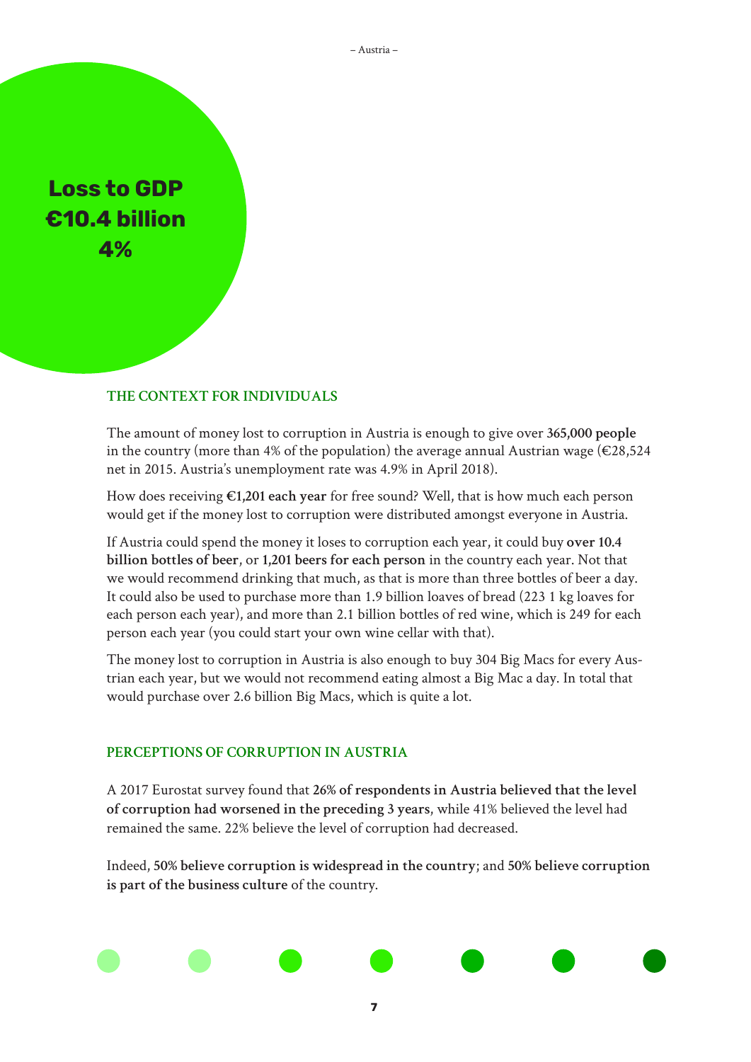**Loss to GDP**
**€10.4 billion**
**4%**

## THE CONTEXT FOR INDIVIDUALS

The amount of money lost to corruption in Austria is enough to give over **365,000 people** in the country (more than 4% of the population) the average annual Austrian wage (€28,524 net in 2015. Austria's unemployment rate was 4.9% in April 2018).

How does receiving **€1,201 each year** for free sound? Well, that is how much each person would get if the money lost to corruption were distributed amongst everyone in Austria.

If Austria could spend the money it loses to corruption each year, it could buy **over 10.4 billion bottles of beer**, or **1,201 beers for each person** in the country each year. Not that we would recommend drinking that much, as that is more than three bottles of beer a day. It could also be used to purchase more than 1.9 billion loaves of bread (223 1 kg loaves for each person each year), and more than 2.1 billion bottles of red wine, which is 249 for each person each year (you could start your own wine cellar with that).

The money lost to corruption in Austria is also enough to buy 304 Big Macs for every Austrian each year, but we would not recommend eating almost a Big Mac a day. In total that would purchase over 2.6 billion Big Macs, which is quite a lot.

## PERCEPTIONS OF CORRUPTION IN AUSTRIA

A 2017 Eurostat survey found that **26% of respondents in Austria believed that the level of corruption had worsened in the preceding 3 years**, while 41% believed the level had remained the same. 22% believe the level of corruption had decreased.

Indeed, **50% believe corruption is widespread in the country**; and **50% believe corruption is part of the business culture** of the country.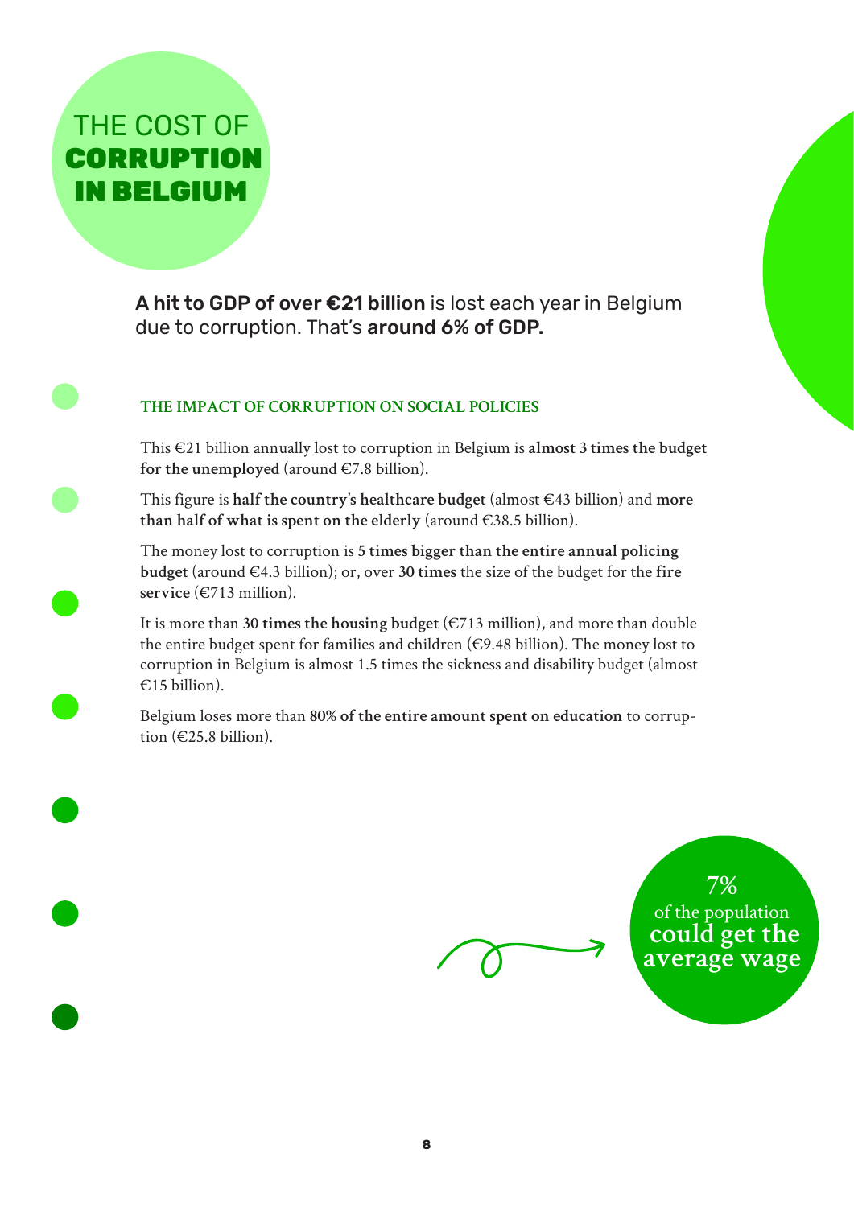# THE COST OF **CORRUPTION IN BELGIUM**

**A hit to GDP of over €21 billion** is lost each year in Belgium due to corruption. That's **around 6% of GDP.**

## THE IMPACT OF CORRUPTION ON SOCIAL POLICIES

This €21 billion annually lost to corruption in Belgium is **almost 3 times the budget for the unemployed** (around €7.8 billion).

This figure is **half the country's healthcare budget** (almost €43 billion) and **more than half of what is spent on the elderly** (around €38.5 billion).

The money lost to corruption is **5 times bigger than the entire annual policing budget** (around €4.3 billion); or, over **30 times** the size of the budget for the **fire service** (€713 million).

It is more than **30 times the housing budget** (€713 million), and more than double the entire budget spent for families and children (€9.48 billion). The money lost to corruption in Belgium is almost 1.5 times the sickness and disability budget (almost €15 billion).

Belgium loses more than **80% of the entire amount spent on education** to corruption (€25.8 billion).

7% of the population **could get the average wage**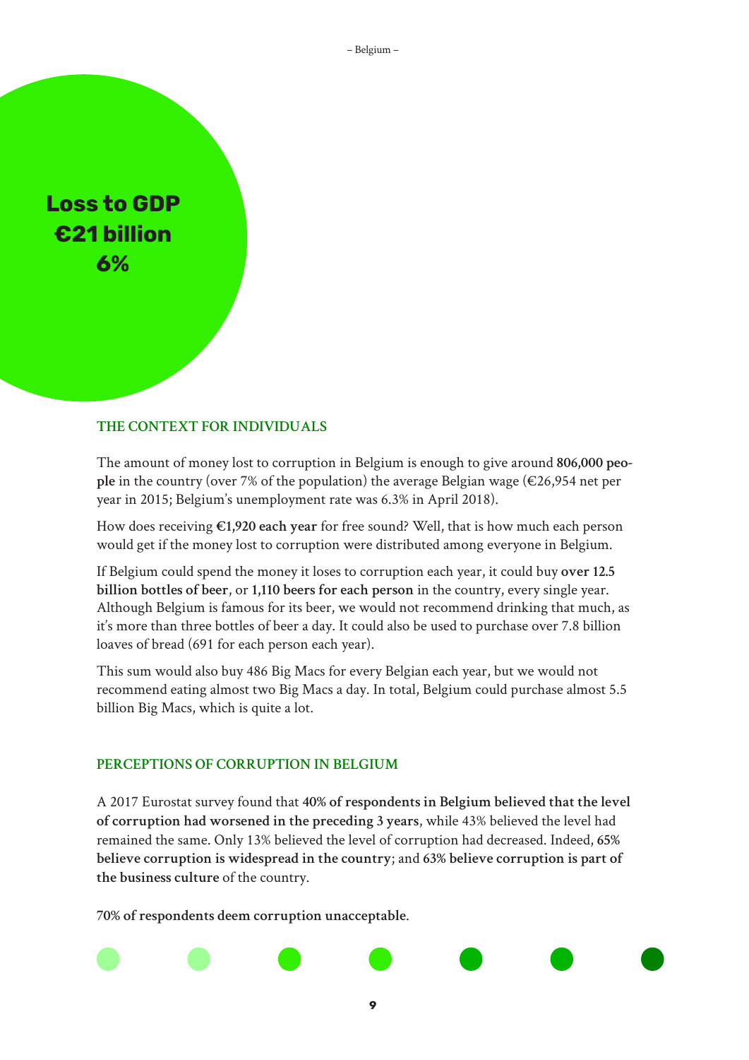**Loss to GDP**
**€21 billion**
**6%**

## THE CONTEXT FOR INDIVIDUALS

The amount of money lost to corruption in Belgium is enough to give around **806,000 people** in the country (over 7% of the population) the average Belgian wage (€26,954 net per year in 2015; Belgium's unemployment rate was 6.3% in April 2018).

How does receiving **€1,920 each year** for free sound? Well, that is how much each person would get if the money lost to corruption were distributed among everyone in Belgium.

If Belgium could spend the money it loses to corruption each year, it could buy **over 12.5 billion bottles of beer**, or **1,110 beers for each person** in the country, every single year. Although Belgium is famous for its beer, we would not recommend drinking that much, as it's more than three bottles of beer a day. It could also be used to purchase over 7.8 billion loaves of bread (691 for each person each year).

This sum would also buy 486 Big Macs for every Belgian each year, but we would not recommend eating almost two Big Macs a day. In total, Belgium could purchase almost 5.5 billion Big Macs, which is quite a lot.

## PERCEPTIONS OF CORRUPTION IN BELGIUM

A 2017 Eurostat survey found that **40% of respondents in Belgium believed that the level of corruption had worsened in the preceding 3 years**, while 43% believed the level had remained the same. Only 13% believed the level of corruption had decreased. Indeed, **65% believe corruption is widespread in the country**; and **63% believe corruption is part of the business culture** of the country.

**70% of respondents deem corruption unacceptable**.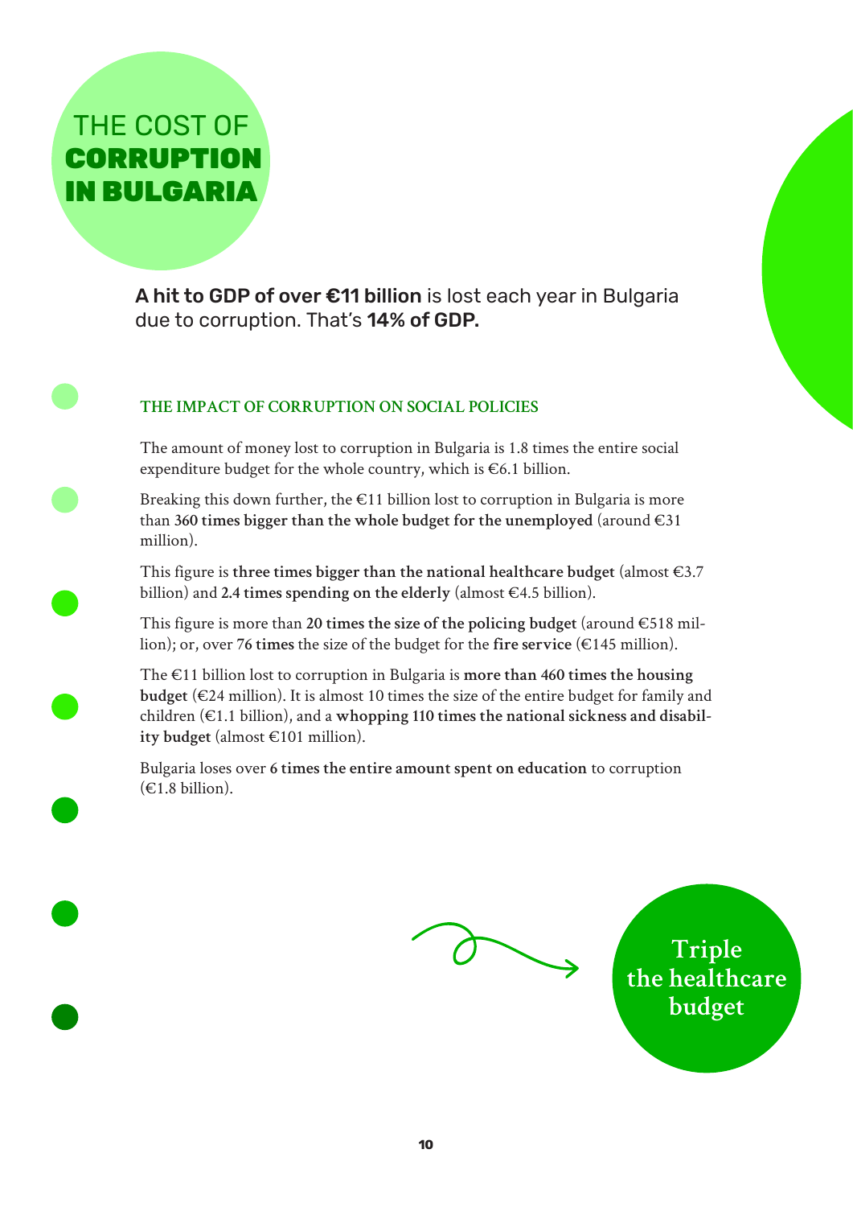# THE COST OF **CORRUPTION IN BULGARIA**

**A hit to GDP of over €11 billion** is lost each year in Bulgaria due to corruption. That's **14% of GDP.**

## THE IMPACT OF CORRUPTION ON SOCIAL POLICIES

The amount of money lost to corruption in Bulgaria is 1.8 times the entire social expenditure budget for the whole country, which is €6.1 billion.

Breaking this down further, the €11 billion lost to corruption in Bulgaria is more than **360 times bigger than the whole budget for the unemployed** (around €31 million).

This figure is **three times bigger than the national healthcare budget** (almost €3.7 billion) and **2.4 times spending on the elderly** (almost €4.5 billion).

This figure is more than **20 times the size of the policing budget** (around €518 million); or, over **76 times** the size of the budget for the **fire service** (€145 million).

The €11 billion lost to corruption in Bulgaria is **more than 460 times the housing budget** (€24 million). It is almost 10 times the size of the entire budget for family and children (€1.1 billion), and a **whopping 110 times the national sickness and disability budget** (almost €101 million).

Bulgaria loses over **6 times the entire amount spent on education** to corruption (€1.8 billion).

Triple the healthcare budget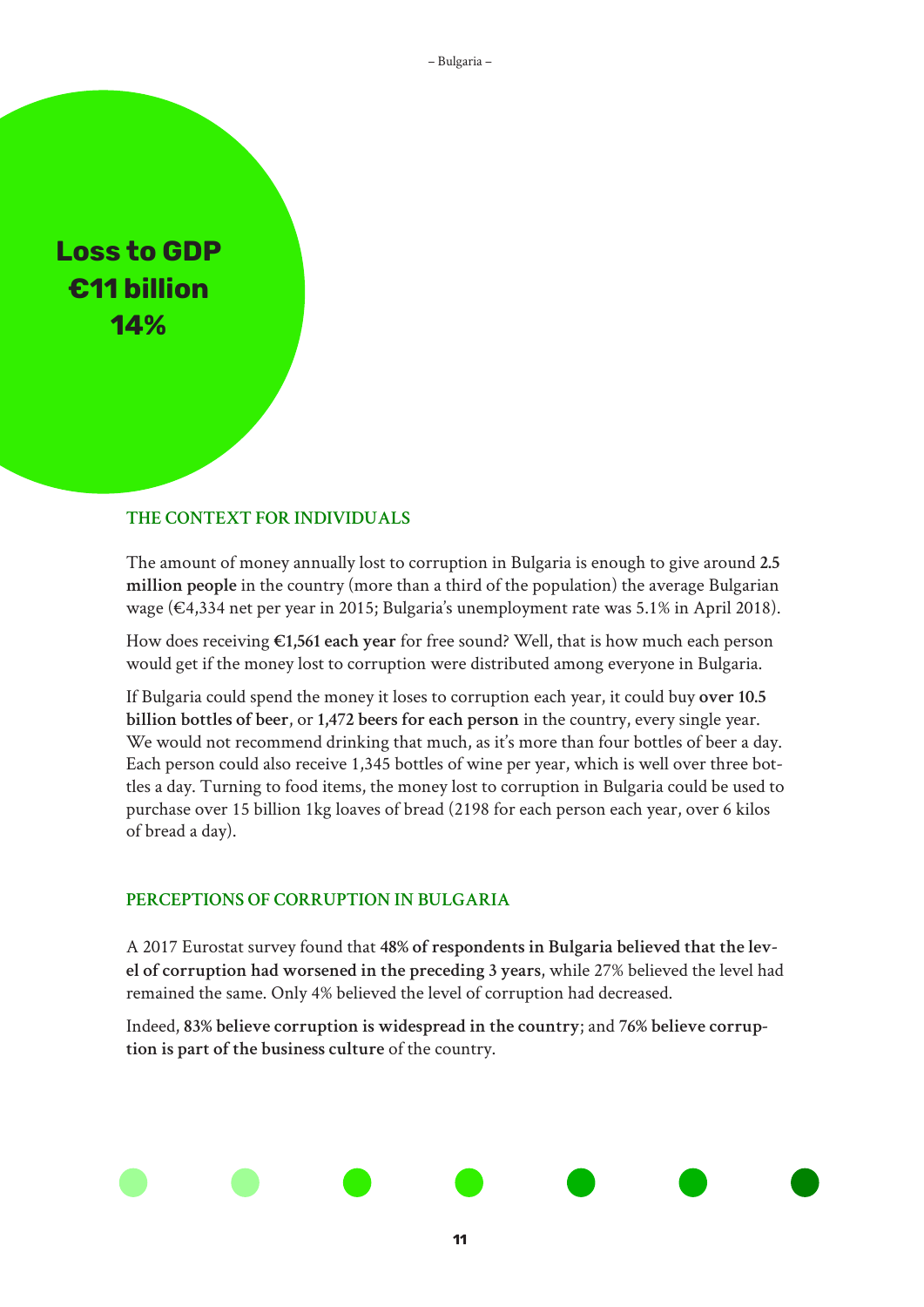**Loss to GDP**
**€11 billion**
**14%**

### THE CONTEXT FOR INDIVIDUALS

The amount of money annually lost to corruption in Bulgaria is enough to give around **2.5 million people** in the country (more than a third of the population) the average Bulgarian wage (€4,334 net per year in 2015; Bulgaria's unemployment rate was 5.1% in April 2018).

How does receiving **€1,561 each year** for free sound? Well, that is how much each person would get if the money lost to corruption were distributed among everyone in Bulgaria.

If Bulgaria could spend the money it loses to corruption each year, it could buy **over 10.5 billion bottles of beer**, or **1,472 beers for each person** in the country, every single year. We would not recommend drinking that much, as it's more than four bottles of beer a day. Each person could also receive 1,345 bottles of wine per year, which is well over three bottles a day. Turning to food items, the money lost to corruption in Bulgaria could be used to purchase over 15 billion 1kg loaves of bread (2198 for each person each year, over 6 kilos of bread a day).

### PERCEPTIONS OF CORRUPTION IN BULGARIA

A 2017 Eurostat survey found that **48% of respondents in Bulgaria believed that the level of corruption had worsened in the preceding 3 years**, while 27% believed the level had remained the same. Only 4% believed the level of corruption had decreased.

Indeed, **83% believe corruption is widespread in the country**; and 76% **believe corruption is part of the business culture** of the country.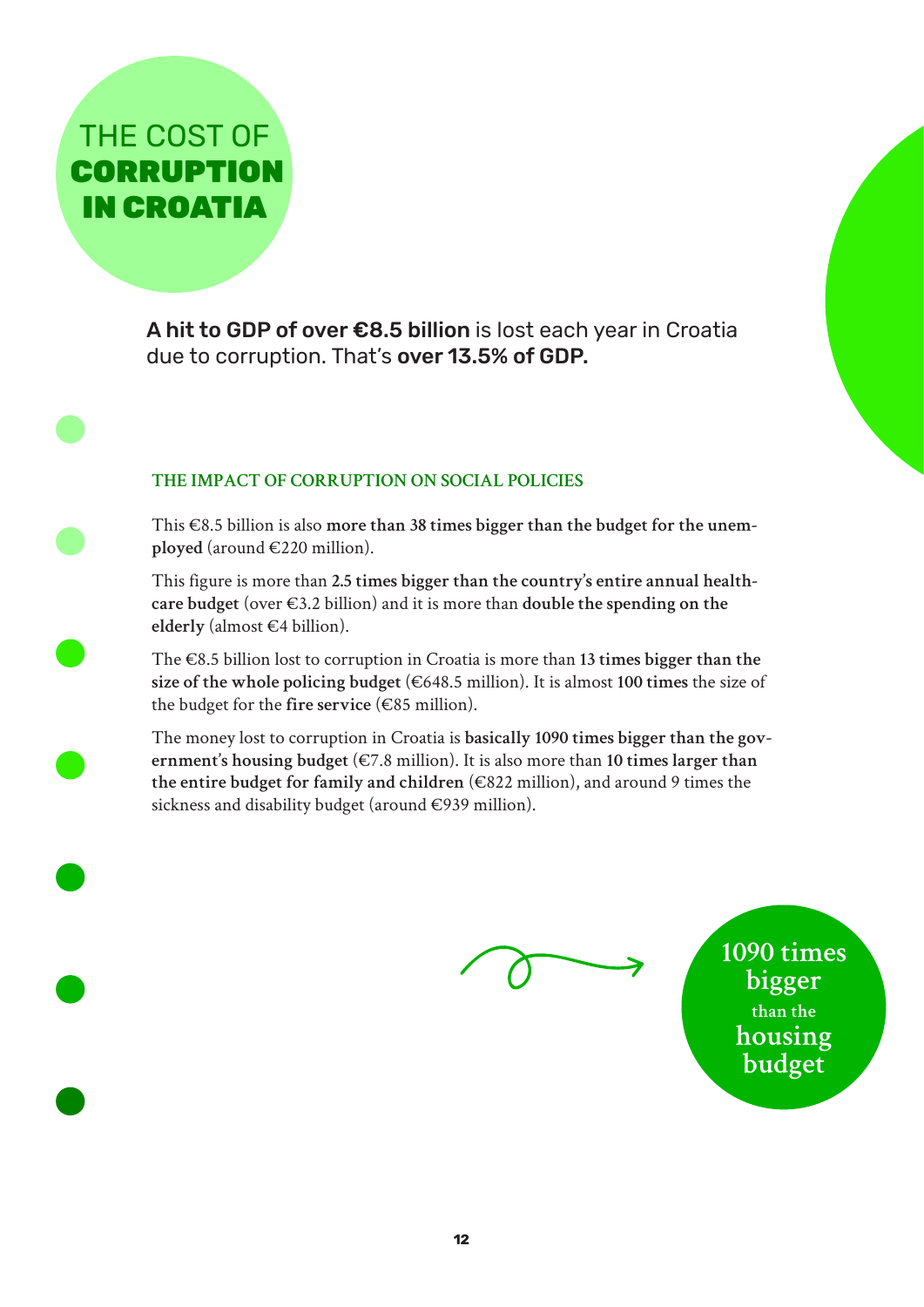# THE COST OF **CORRUPTION IN CROATIA**

**A hit to GDP of over €8.5 billion** is lost each year in Croatia due to corruption. That's **over 13.5% of GDP.**

### THE IMPACT OF CORRUPTION ON SOCIAL POLICIES

This €8.5 billion is also **more than 38 times bigger than the budget for the unemployed** (around €220 million).

This figure is more than **2.5 times bigger than the country's entire annual healthcare budget** (over €3.2 billion) and it is more than **double the spending on the elderly** (almost €4 billion).

The €8.5 billion lost to corruption in Croatia is more than **13 times bigger than the size of the whole policing budget** (€648.5 million). It is almost **100 times** the size of the budget for the **fire service** (€85 million).

The money lost to corruption in Croatia is **basically 1090 times bigger than the government's housing budget** (€7.8 million). It is also more than **10 times larger than the entire budget for family and children** (€822 million), and around 9 times the sickness and disability budget (around €939 million).

**1090 times bigger** than the **housing budget**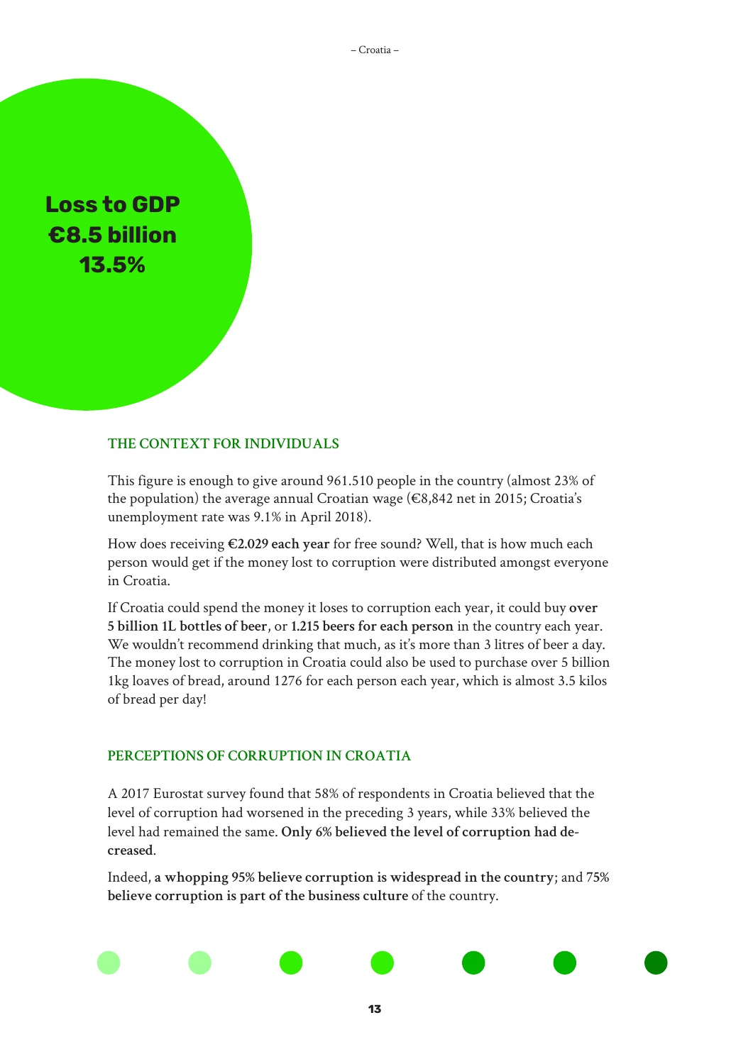**Loss to GDP**
**€8.5 billion**
**13.5%**

## THE CONTEXT FOR INDIVIDUALS

This figure is enough to give around 961.510 people in the country (almost 23% of the population) the average annual Croatian wage (€8,842 net in 2015; Croatia's unemployment rate was 9.1% in April 2018).

How does receiving **€2.029 each year** for free sound? Well, that is how much each person would get if the money lost to corruption were distributed amongst everyone in Croatia.

If Croatia could spend the money it loses to corruption each year, it could buy **over 5 billion 1L bottles of beer**, or **1.215 beers for each person** in the country each year. We wouldn't recommend drinking that much, as it's more than 3 litres of beer a day. The money lost to corruption in Croatia could also be used to purchase over 5 billion 1kg loaves of bread, around 1276 for each person each year, which is almost 3.5 kilos of bread per day!

## PERCEPTIONS OF CORRUPTION IN CROATIA

A 2017 Eurostat survey found that 58% of respondents in Croatia believed that the level of corruption had worsened in the preceding 3 years, while 33% believed the level had remained the same. **Only 6% believed the level of corruption had decreased**.

Indeed, **a whopping 95% believe corruption is widespread in the country**; and **75% believe corruption is part of the business culture** of the country.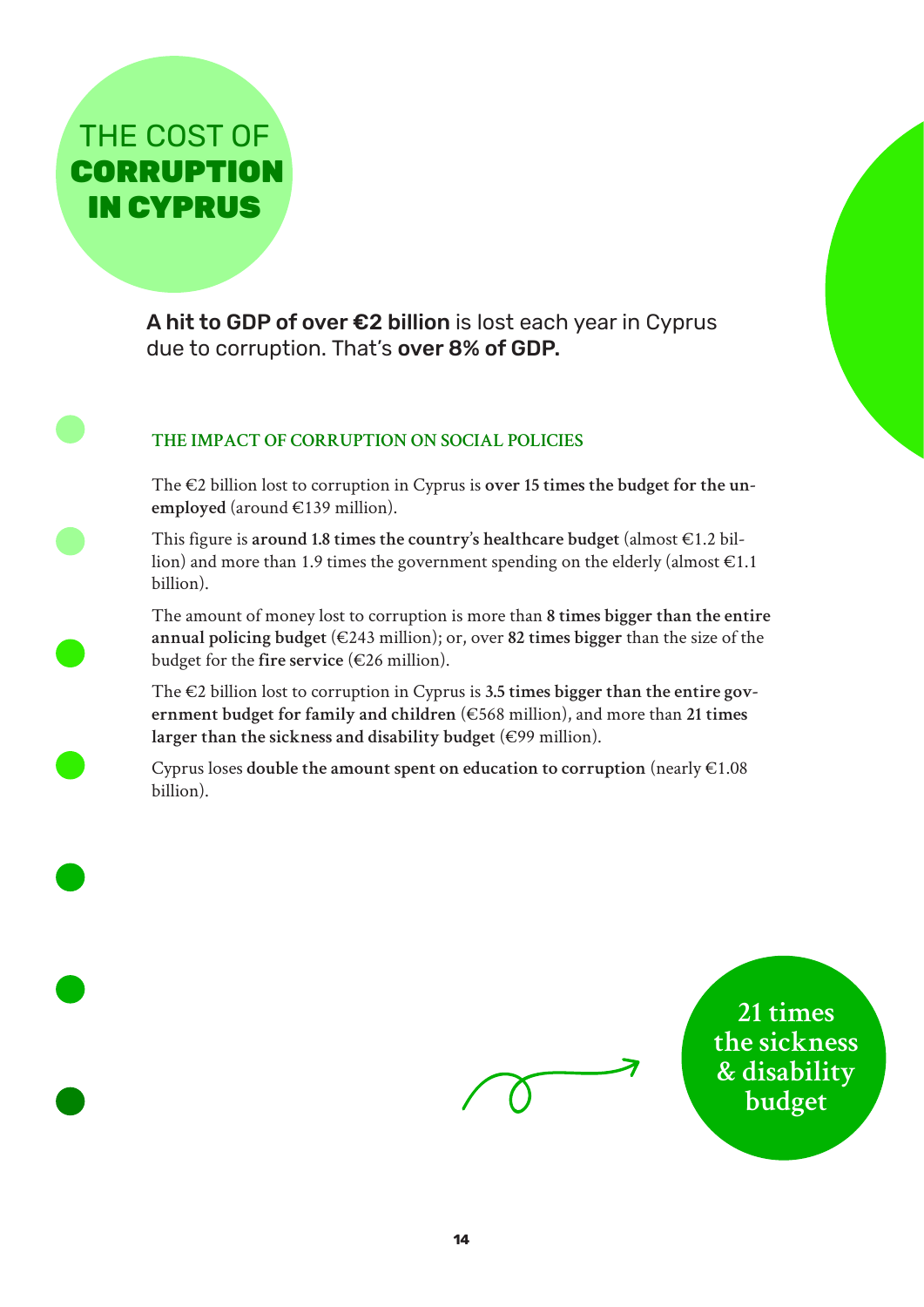# THE COST OF **CORRUPTION IN CYPRUS**

**A hit to GDP of over €2 billion** is lost each year in Cyprus due to corruption. That's **over 8% of GDP.**

## THE IMPACT OF CORRUPTION ON SOCIAL POLICIES

The €2 billion lost to corruption in Cyprus is **over 15 times the budget for the unemployed** (around €139 million).

This figure is **around 1.8 times the country's healthcare budget** (almost €1.2 billion) and more than 1.9 times the government spending on the elderly (almost €1.1 billion).

The amount of money lost to corruption is more than **8 times bigger than the entire annual policing budget** (€243 million); or, over **82 times bigger** than the size of the budget for the **fire service** (€26 million).

The €2 billion lost to corruption in Cyprus is **3.5 times bigger than the entire government budget for family and children** (€568 million), and more than **21 times larger than the sickness and disability budget** (€99 million).

Cyprus loses **double the amount spent on education to corruption** (nearly €1.08 billion).

**21 times the sickness & disability budget**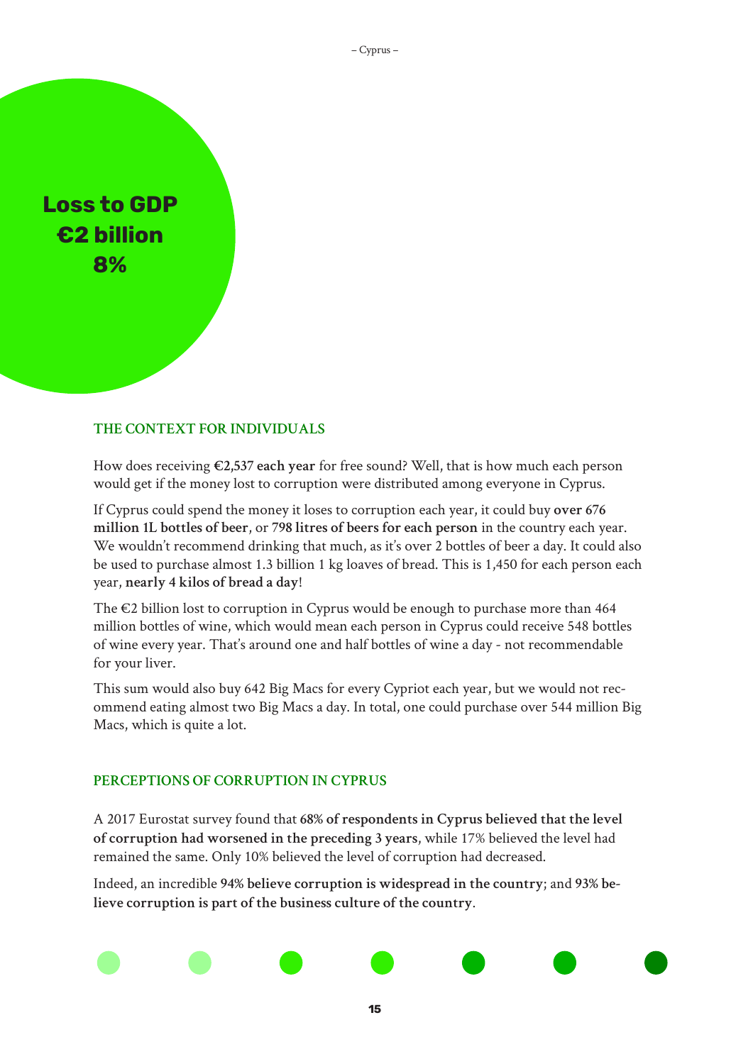**Loss to GDP**
**€2 billion**
**8%**

## THE CONTEXT FOR INDIVIDUALS

How does receiving **€2,537 each year** for free sound? Well, that is how much each person would get if the money lost to corruption were distributed among everyone in Cyprus.

If Cyprus could spend the money it loses to corruption each year, it could buy **over 676 million 1L bottles of beer**, or **798 litres of beers for each person** in the country each year. We wouldn't recommend drinking that much, as it's over 2 bottles of beer a day. It could also be used to purchase almost 1.3 billion 1 kg loaves of bread. This is 1,450 for each person each year, **nearly 4 kilos of bread a day**!

The €2 billion lost to corruption in Cyprus would be enough to purchase more than 464 million bottles of wine, which would mean each person in Cyprus could receive 548 bottles of wine every year. That's around one and half bottles of wine a day - not recommendable for your liver.

This sum would also buy 642 Big Macs for every Cypriot each year, but we would not recommend eating almost two Big Macs a day. In total, one could purchase over 544 million Big Macs, which is quite a lot.

## PERCEPTIONS OF CORRUPTION IN CYPRUS

A 2017 Eurostat survey found that **68% of respondents in Cyprus believed that the level of corruption had worsened in the preceding 3 years**, while 17% believed the level had remained the same. Only 10% believed the level of corruption had decreased.

Indeed, an incredible **94% believe corruption is widespread in the country**; and **93% believe corruption is part of the business culture of the country**.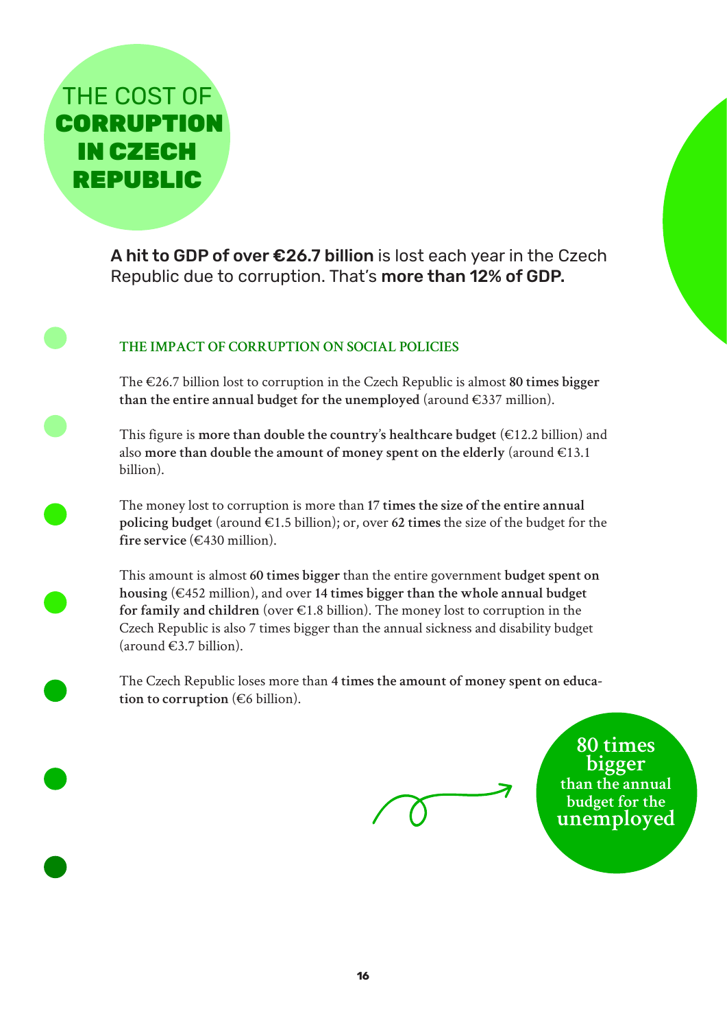# THE COST OF **CORRUPTION IN CZECH REPUBLIC**

**A hit to GDP of over €26.7 billion** is lost each year in the Czech Republic due to corruption. That's **more than 12% of GDP.**

## THE IMPACT OF CORRUPTION ON SOCIAL POLICIES

The €26.7 billion lost to corruption in the Czech Republic is almost **80 times bigger than the entire annual budget for the unemployed** (around €337 million).

This figure is **more than double the country's healthcare budget** (€12.2 billion) and also **more than double the amount of money spent on the elderly** (around €13.1 billion).

The money lost to corruption is more than **17 times the size of the entire annual policing budget** (around €1.5 billion); or, over **62 times** the size of the budget for the **fire service** (€430 million).

This amount is almost **60 times bigger** than the entire government **budget spent on housing** (€452 million), and over **14 times bigger than the whole annual budget for family and children** (over €1.8 billion). The money lost to corruption in the Czech Republic is also 7 times bigger than the annual sickness and disability budget (around €3.7 billion).

The Czech Republic loses more than **4 times the amount of money spent on education to corruption** (€6 billion).

**80 times bigger** than the annual budget for the **unemployed**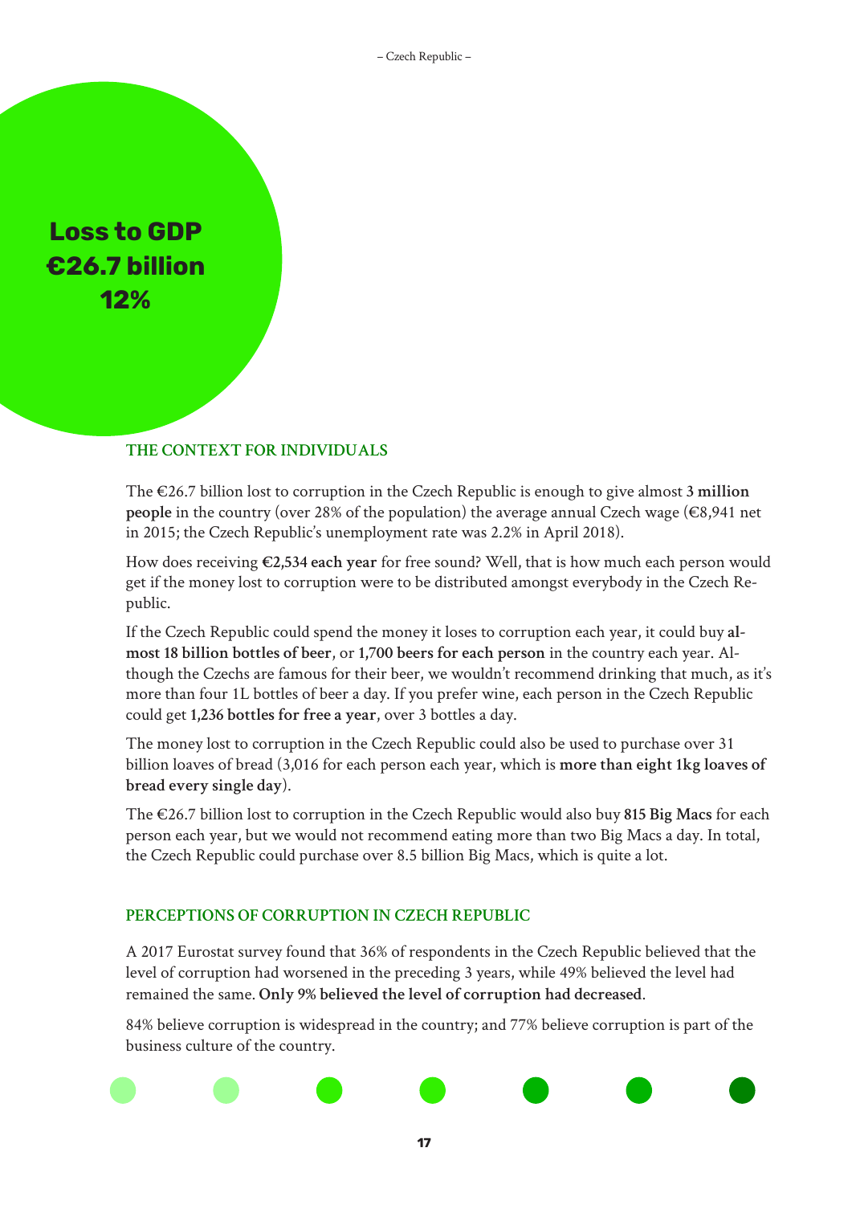**Loss to GDP**
**€26.7 billion**
**12%**

## THE CONTEXT FOR INDIVIDUALS

The €26.7 billion lost to corruption in the Czech Republic is enough to give almost **3 million people** in the country (over 28% of the population) the average annual Czech wage (€8,941 net in 2015; the Czech Republic's unemployment rate was 2.2% in April 2018).

How does receiving **€2,534 each year** for free sound? Well, that is how much each person would get if the money lost to corruption were to be distributed amongst everybody in the Czech Republic.

If the Czech Republic could spend the money it loses to corruption each year, it could buy **almost 18 billion bottles of beer**, or **1,700 beers for each person** in the country each year. Although the Czechs are famous for their beer, we wouldn't recommend drinking that much, as it's more than four 1L bottles of beer a day. If you prefer wine, each person in the Czech Republic could get **1,236 bottles for free a year**, over 3 bottles a day.

The money lost to corruption in the Czech Republic could also be used to purchase over 31 billion loaves of bread (3,016 for each person each year, which is **more than eight 1kg loaves of bread every single day**).

The €26.7 billion lost to corruption in the Czech Republic would also buy **815 Big Macs** for each person each year, but we would not recommend eating more than two Big Macs a day. In total, the Czech Republic could purchase over 8.5 billion Big Macs, which is quite a lot.

## PERCEPTIONS OF CORRUPTION IN CZECH REPUBLIC

A 2017 Eurostat survey found that 36% of respondents in the Czech Republic believed that the level of corruption had worsened in the preceding 3 years, while 49% believed the level had remained the same. **Only 9% believed the level of corruption had decreased**.

84% believe corruption is widespread in the country; and 77% believe corruption is part of the business culture of the country.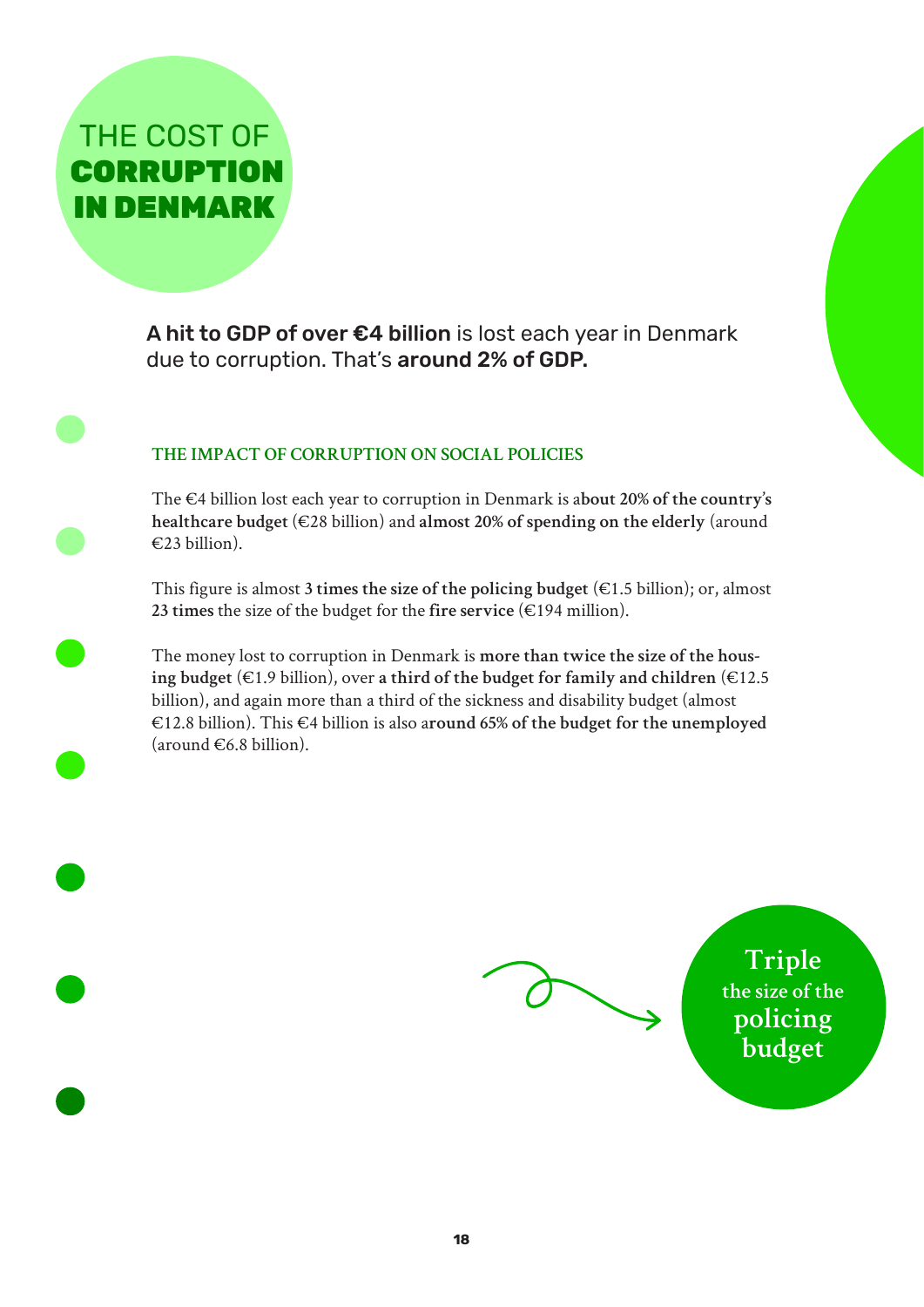# THE COST OF **CORRUPTION IN DENMARK**

**A hit to GDP of over €4 billion** is lost each year in Denmark due to corruption. That's **around 2% of GDP.**

## THE IMPACT OF CORRUPTION ON SOCIAL POLICIES

The €4 billion lost each year to corruption in Denmark is a**bout 20% of the country's healthcare budget** (€28 billion) and **almost 20% of spending on the elderly** (around €23 billion).

This figure is almost **3 times the size of the policing budget** (€1.5 billion); or, almost **23 times** the size of the budget for the **fire service** (€194 million).

The money lost to corruption in Denmark is **more than twice the size of the housing budget** (€1.9 billion), over **a third of the budget for family and children** (€12.5 billion), and again more than a third of the sickness and disability budget (almost €12.8 billion). This €4 billion is also a**round 65% of the budget for the unemployed** (around €6.8 billion).

**Triple** the size of the **policing budget**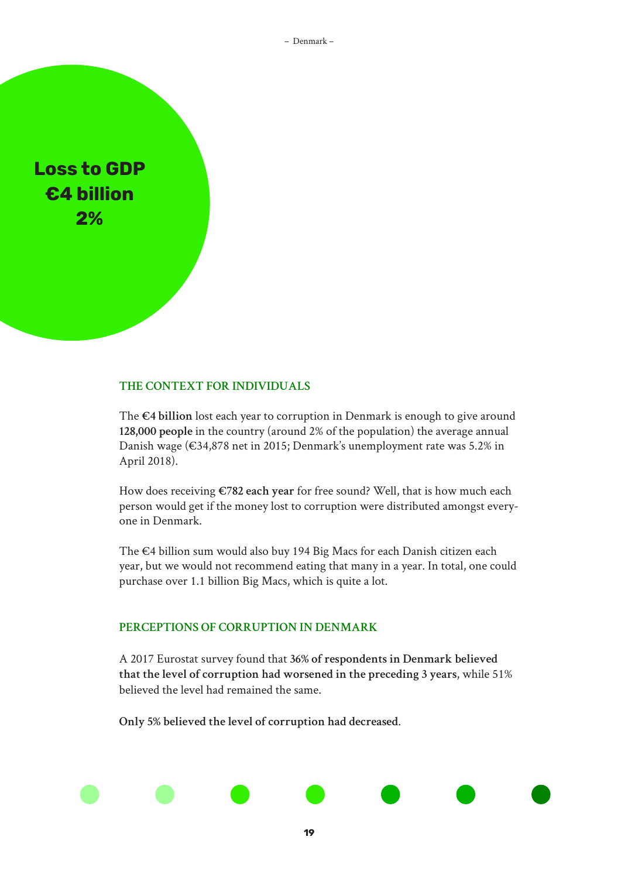**Loss to GDP**
**€4 billion**
**2%**

## THE CONTEXT FOR INDIVIDUALS

The **€4 billion** lost each year to corruption in Denmark is enough to give around **128,000 people** in the country (around 2% of the population) the average annual Danish wage (€34,878 net in 2015; Denmark's unemployment rate was 5.2% in April 2018).

How does receiving **€782 each year** for free sound? Well, that is how much each person would get if the money lost to corruption were distributed amongst everyone in Denmark.

The €4 billion sum would also buy 194 Big Macs for each Danish citizen each year, but we would not recommend eating that many in a year. In total, one could purchase over 1.1 billion Big Macs, which is quite a lot.

## PERCEPTIONS OF CORRUPTION IN DENMARK

A 2017 Eurostat survey found that **36% of respondents in Denmark believed that the level of corruption had worsened in the preceding 3 years**, while 51% believed the level had remained the same.

**Only 5% believed the level of corruption had decreased**.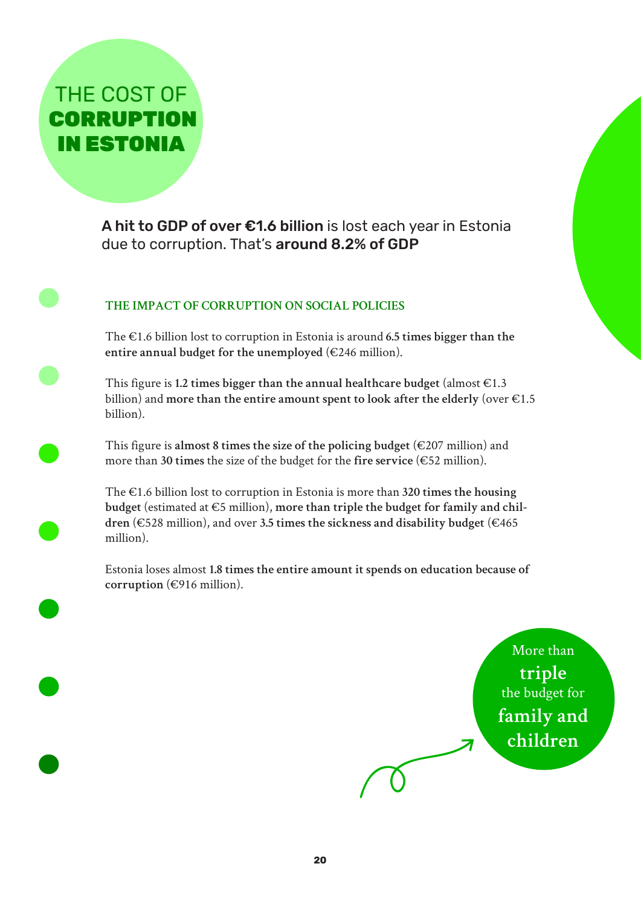# THE COST OF **CORRUPTION IN ESTONIA**

**A hit to GDP of over €1.6 billion** is lost each year in Estonia due to corruption. That's **around 8.2% of GDP**

### THE IMPACT OF CORRUPTION ON SOCIAL POLICIES

The €1.6 billion lost to corruption in Estonia is around **6.5 times bigger than the entire annual budget for the unemployed** (€246 million).

This figure is **1.2 times bigger than the annual healthcare budget** (almost €1.3 billion) and **more than the entire amount spent to look after the elderly** (over €1.5 billion).

This figure is **almost 8 times the size of the policing budget** (€207 million) and more than **30 times** the size of the budget for the **fire service** (€52 million).

The €1.6 billion lost to corruption in Estonia is more than **320 times the housing budget** (estimated at €5 million), **more than triple the budget for family and children** (€528 million), and over **3.5 times the sickness and disability budget** (€465 million).

Estonia loses almost **1.8 times the entire amount it spends on education because of corruption** (€916 million).

More than **triple** the budget for **family and children**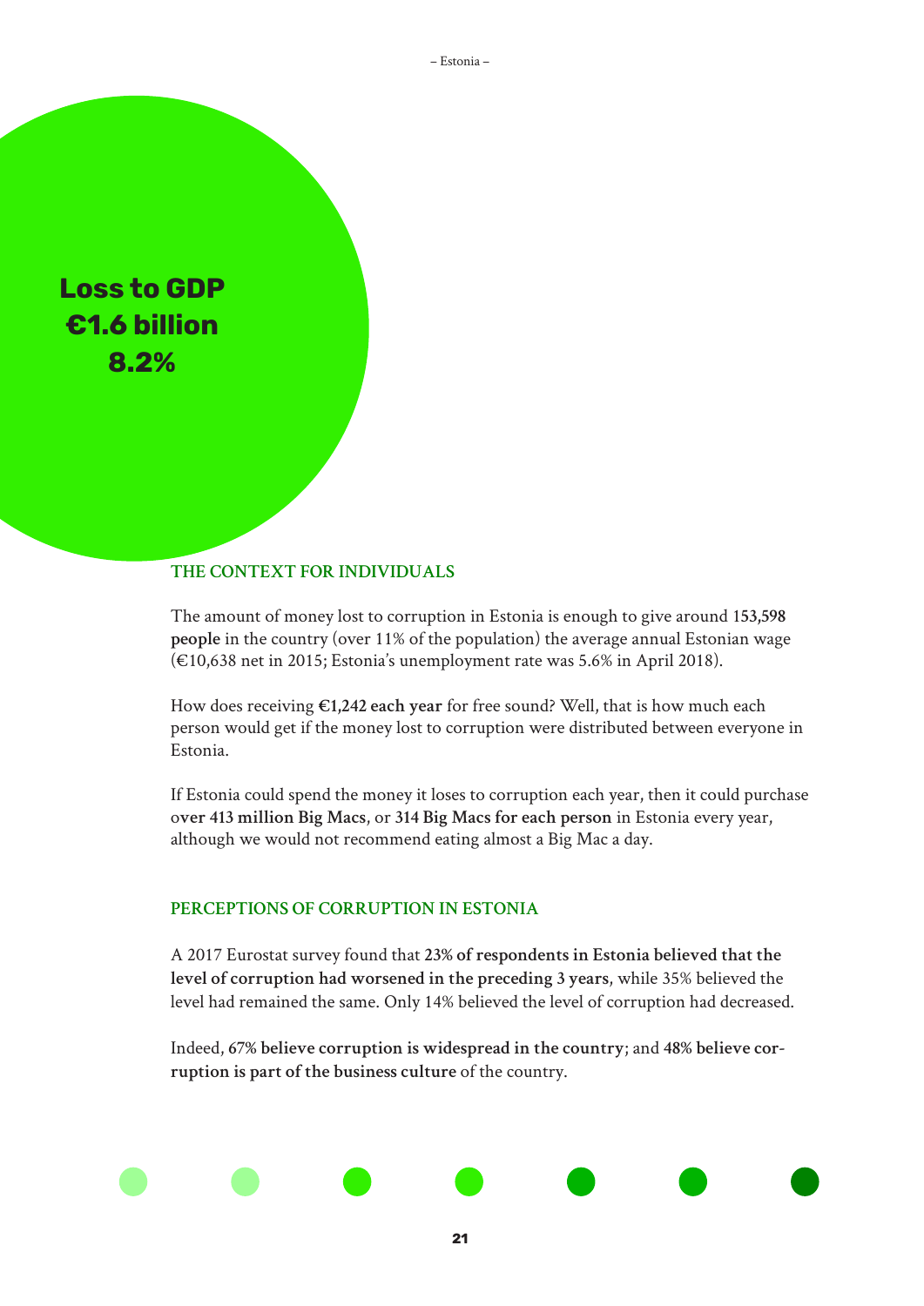**Loss to GDP**
**€1.6 billion**
**8.2%**

## THE CONTEXT FOR INDIVIDUALS

The amount of money lost to corruption in Estonia is enough to give around **153,598 people** in the country (over 11% of the population) the average annual Estonian wage (€10,638 net in 2015; Estonia's unemployment rate was 5.6% in April 2018).

How does receiving **€1,242 each year** for free sound? Well, that is how much each person would get if the money lost to corruption were distributed between everyone in Estonia.

If Estonia could spend the money it loses to corruption each year, then it could purchase **over 413 million Big Macs**, or **314 Big Macs for each person** in Estonia every year, although we would not recommend eating almost a Big Mac a day.

## PERCEPTIONS OF CORRUPTION IN ESTONIA

A 2017 Eurostat survey found that **23% of respondents in Estonia believed that the level of corruption had worsened in the preceding 3 years**, while 35% believed the level had remained the same. Only 14% believed the level of corruption had decreased.

Indeed, **67% believe corruption is widespread in the country**; and **48% believe corruption is part of the business culture** of the country.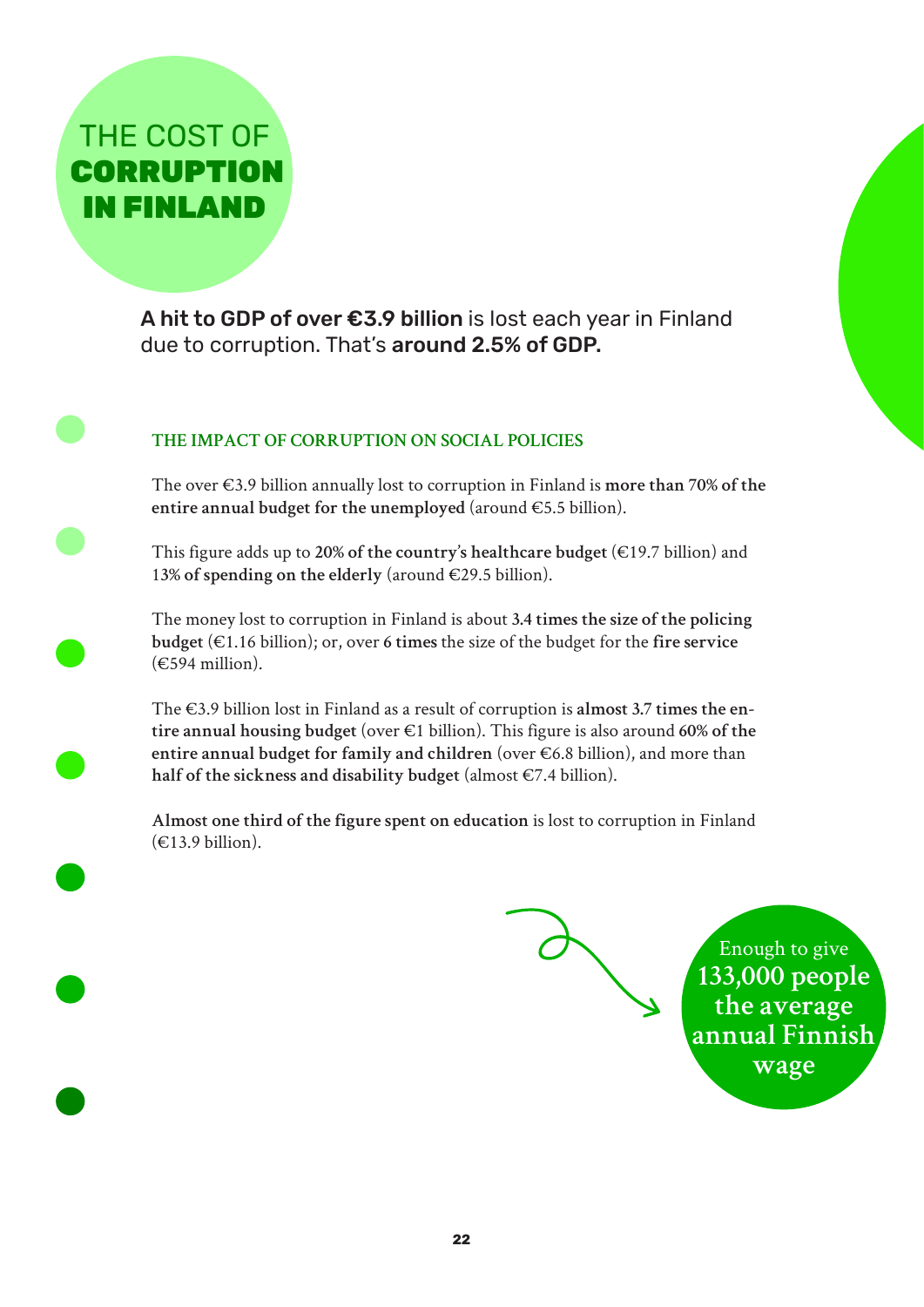# THE COST OF **CORRUPTION IN FINLAND**

**A hit to GDP of over €3.9 billion** is lost each year in Finland due to corruption. That's **around 2.5% of GDP.**

## THE IMPACT OF CORRUPTION ON SOCIAL POLICIES

The over €3.9 billion annually lost to corruption in Finland is **more than 70% of the entire annual budget for the unemployed** (around €5.5 billion).

This figure adds up to **20% of the country's healthcare budget** (€19.7 billion) and **13% of spending on the elderly** (around €29.5 billion).

The money lost to corruption in Finland is about **3.4 times the size of the policing budget** (€1.16 billion); or, over **6 times** the size of the budget for the **fire service** (€594 million).

The €3.9 billion lost in Finland as a result of corruption is **almost 3.7 times the entire annual housing budget** (over €1 billion). This figure is also around **60% of the entire annual budget for family and children** (over €6.8 billion), and more than **half of the sickness and disability budget** (almost €7.4 billion).

**Almost one third of the figure spent on education** is lost to corruption in Finland (€13.9 billion).

Enough to give **133,000 people the average annual Finnish wage**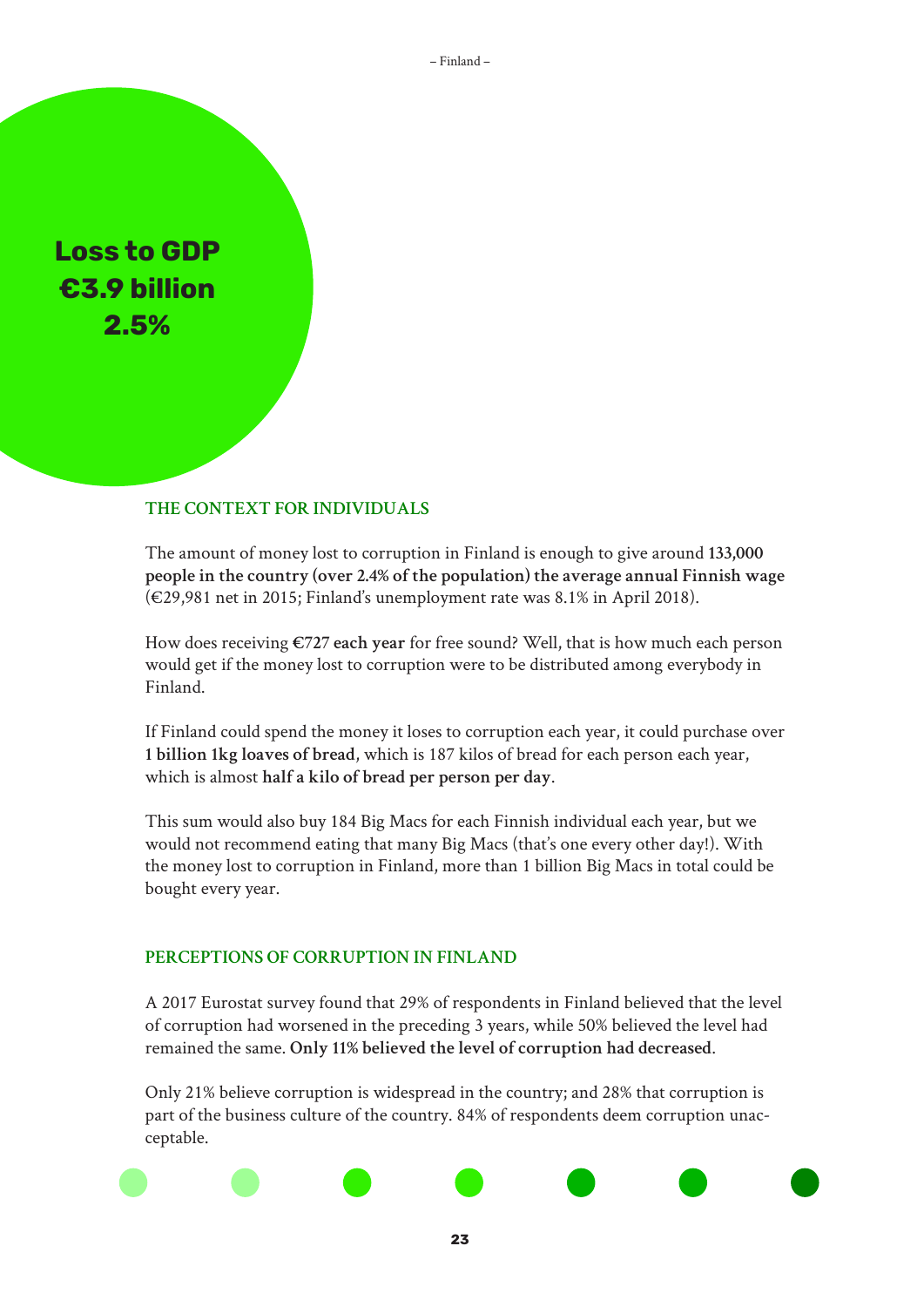**Loss to GDP**
**€3.9 billion**
**2.5%**

## THE CONTEXT FOR INDIVIDUALS

The amount of money lost to corruption in Finland is enough to give around **133,000 people in the country (over 2.4% of the population) the average annual Finnish wage** (€29,981 net in 2015; Finland's unemployment rate was 8.1% in April 2018).

How does receiving **€727 each year** for free sound? Well, that is how much each person would get if the money lost to corruption were to be distributed among everybody in Finland.

If Finland could spend the money it loses to corruption each year, it could purchase over **1 billion 1kg loaves of bread**, which is 187 kilos of bread for each person each year, which is almost **half a kilo of bread per person per day**.

This sum would also buy 184 Big Macs for each Finnish individual each year, but we would not recommend eating that many Big Macs (that's one every other day!). With the money lost to corruption in Finland, more than 1 billion Big Macs in total could be bought every year.

## PERCEPTIONS OF CORRUPTION IN FINLAND

A 2017 Eurostat survey found that 29% of respondents in Finland believed that the level of corruption had worsened in the preceding 3 years, while 50% believed the level had remained the same. **Only 11% believed the level of corruption had decreased**.

Only 21% believe corruption is widespread in the country; and 28% that corruption is part of the business culture of the country. 84% of respondents deem corruption unacceptable.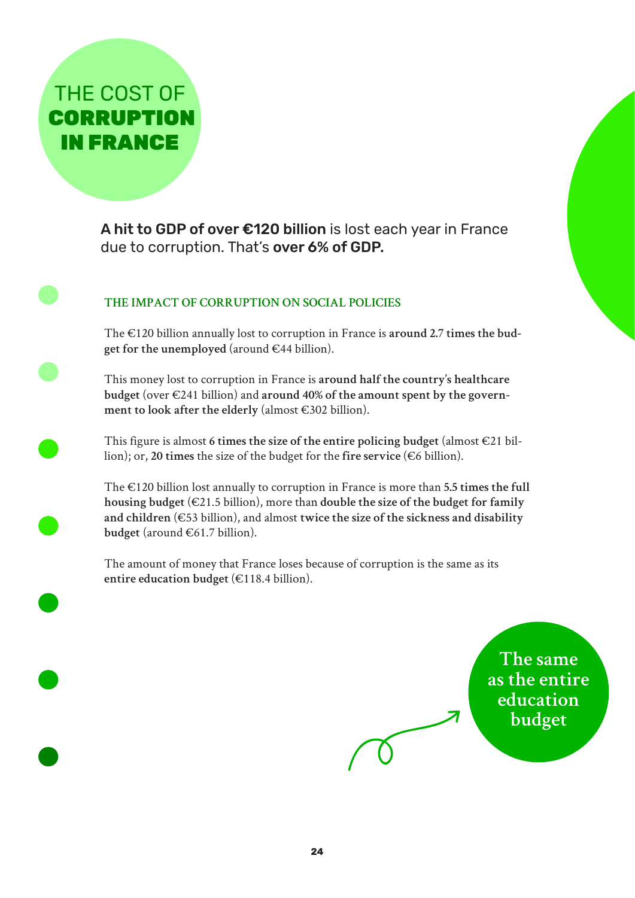# THE COST OF **CORRUPTION IN FRANCE**

**A hit to GDP of over €120 billion** is lost each year in France due to corruption. That's **over 6% of GDP.**

## THE IMPACT OF CORRUPTION ON SOCIAL POLICIES

The €120 billion annually lost to corruption in France is **around 2.7 times the budget for the unemployed** (around €44 billion).

This money lost to corruption in France is **around half the country's healthcare budget** (over €241 billion) and **around 40% of the amount spent by the government to look after the elderly** (almost €302 billion).

This figure is almost **6 times the size of the entire policing budget** (almost €21 billion); or, **20 times** the size of the budget for the **fire service** (€6 billion).

The €120 billion lost annually to corruption in France is more than **5.5 times the full housing budget** (€21.5 billion), more than **double the size of the budget for family and children** (€53 billion), and almost **twice the size of the sickness and disability budget** (around €61.7 billion).

The amount of money that France loses because of corruption is the same as its **entire education budget** (€118.4 billion).

The same as the entire education budget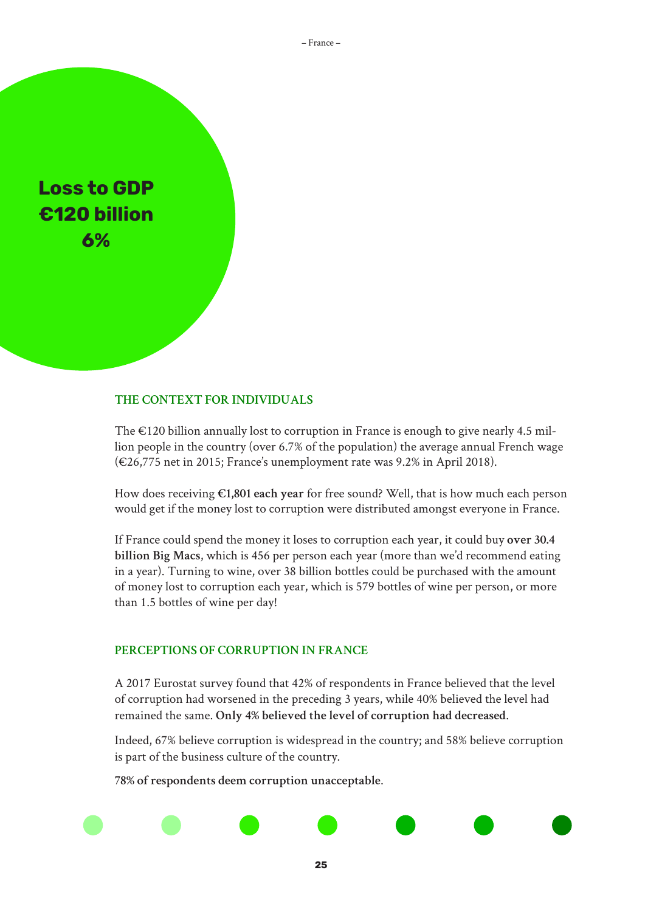**Loss to GDP**
**€120 billion**
**6%**

## THE CONTEXT FOR INDIVIDUALS

The €120 billion annually lost to corruption in France is enough to give nearly 4.5 million people in the country (over 6.7% of the population) the average annual French wage (€26,775 net in 2015; France's unemployment rate was 9.2% in April 2018).

How does receiving **€1,801 each year** for free sound? Well, that is how much each person would get if the money lost to corruption were distributed amongst everyone in France.

If France could spend the money it loses to corruption each year, it could buy **over 30.4 billion Big Macs**, which is 456 per person each year (more than we'd recommend eating in a year). Turning to wine, over 38 billion bottles could be purchased with the amount of money lost to corruption each year, which is 579 bottles of wine per person, or more than 1.5 bottles of wine per day!

## PERCEPTIONS OF CORRUPTION IN FRANCE

A 2017 Eurostat survey found that 42% of respondents in France believed that the level of corruption had worsened in the preceding 3 years, while 40% believed the level had remained the same. **Only 4% believed the level of corruption had decreased**.

Indeed, 67% believe corruption is widespread in the country; and 58% believe corruption is part of the business culture of the country.

**78% of respondents deem corruption unacceptable**.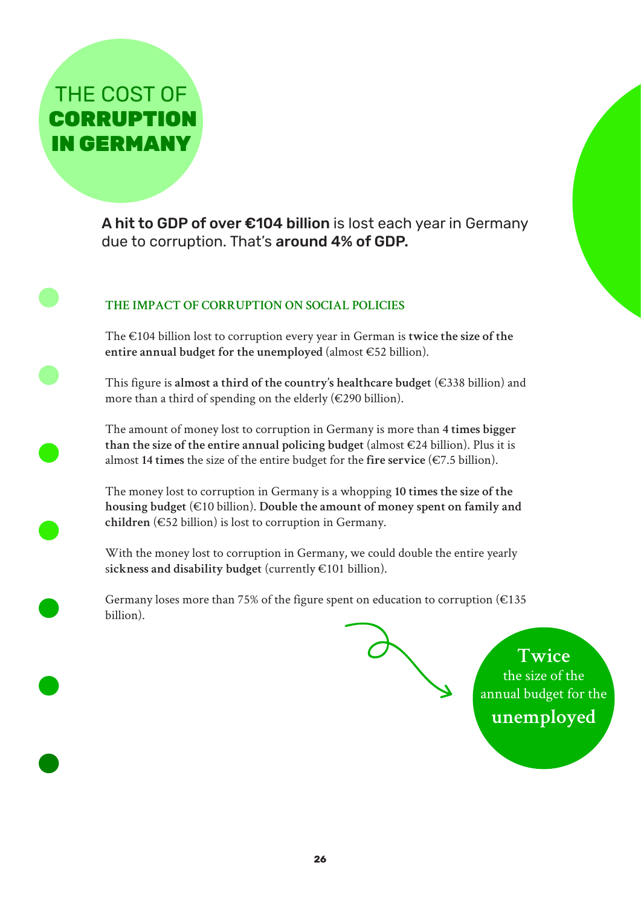# THE COST OF **CORRUPTION IN GERMANY**

**A hit to GDP of over €104 billion** is lost each year in Germany due to corruption. That's **around 4% of GDP.**

## THE IMPACT OF CORRUPTION ON SOCIAL POLICIES

The €104 billion lost to corruption every year in German is **twice the size of the entire annual budget for the unemployed** (almost €52 billion).

This figure is **almost a third of the country's healthcare budget** (€338 billion) and more than a third of spending on the elderly (€290 billion).

The amount of money lost to corruption in Germany is more than **4 times bigger than the size of the entire annual policing budget** (almost €24 billion). Plus it is almost **14 times** the size of the entire budget for the **fire service** (€7.5 billion).

The money lost to corruption in Germany is a whopping **10 times the size of the housing budget** (€10 billion). **Double the amount of money spent on family and children** (€52 billion) is lost to corruption in Germany.

With the money lost to corruption in Germany, we could double the entire yearly **sickness and disability budget** (currently €101 billion).

Germany loses more than 75% of the figure spent on education to corruption (€135 billion).

**Twice** the size of the annual budget for the **unemployed**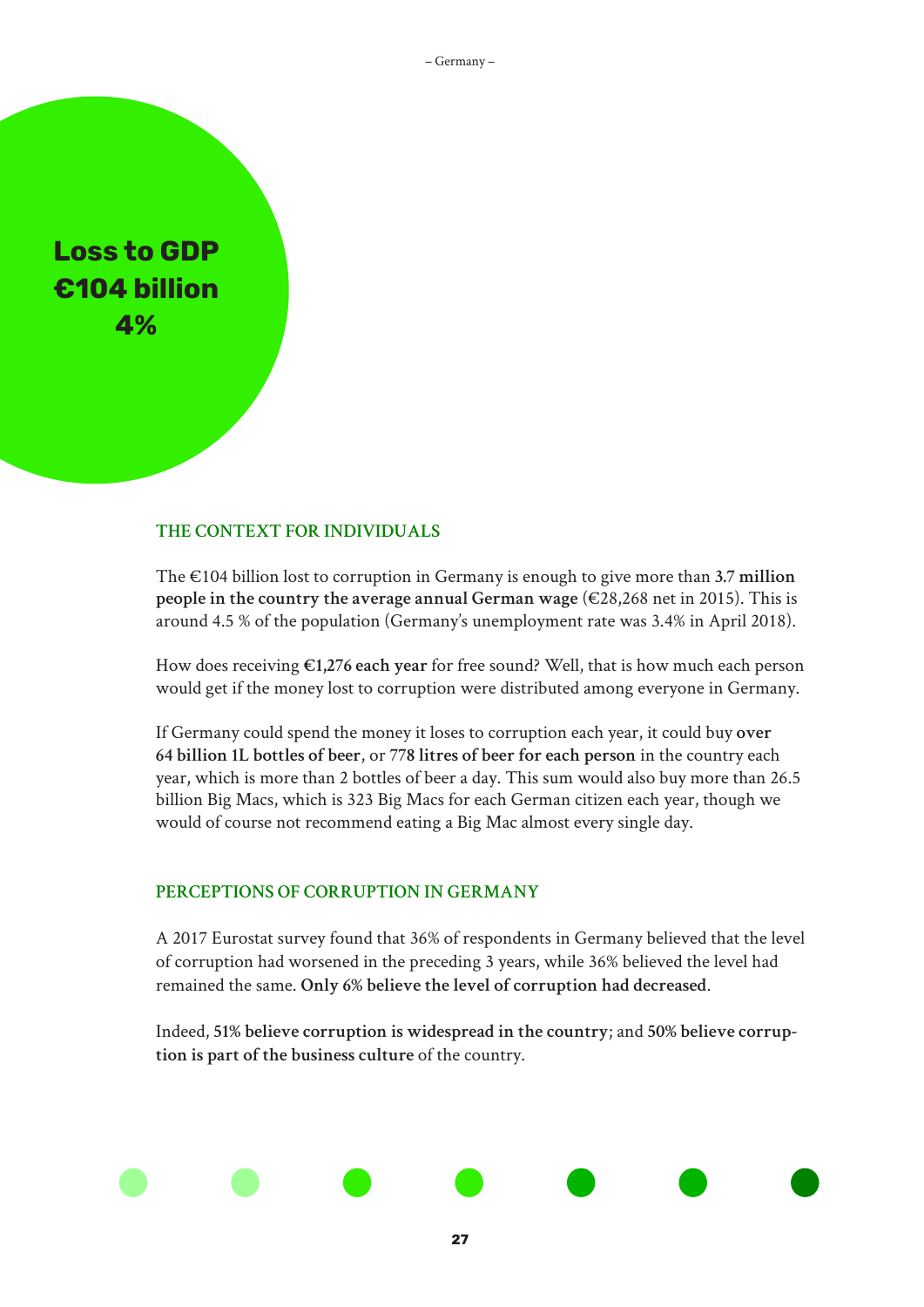**Loss to GDP**
**€104 billion**
**4%**

## THE CONTEXT FOR INDIVIDUALS

The €104 billion lost to corruption in Germany is enough to give more than **3.7 million people in the country the average annual German wage** (€28,268 net in 2015). This is around 4.5 % of the population (Germany's unemployment rate was 3.4% in April 2018).

How does receiving **€1,276 each year** for free sound? Well, that is how much each person would get if the money lost to corruption were distributed among everyone in Germany.

If Germany could spend the money it loses to corruption each year, it could buy **over 64 billion 1L bottles of beer**, or **778 litres of beer for each person** in the country each year, which is more than 2 bottles of beer a day. This sum would also buy more than 26.5 billion Big Macs, which is 323 Big Macs for each German citizen each year, though we would of course not recommend eating a Big Mac almost every single day.

## PERCEPTIONS OF CORRUPTION IN GERMANY

A 2017 Eurostat survey found that 36% of respondents in Germany believed that the level of corruption had worsened in the preceding 3 years, while 36% believed the level had remained the same. **Only 6% believe the level of corruption had decreased**.

Indeed, **51% believe corruption is widespread in the country**; and **50% believe corruption is part of the business culture** of the country.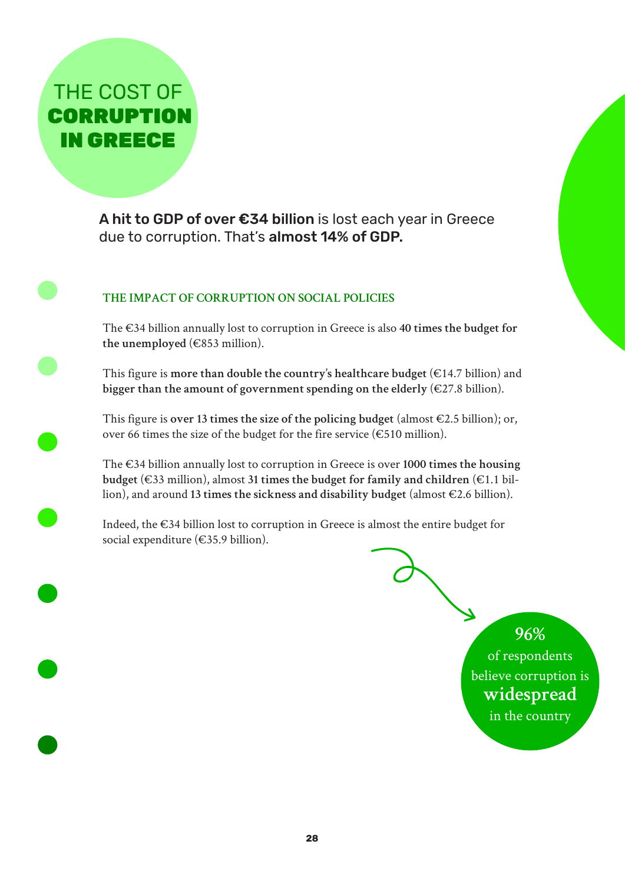# THE COST OF CORRUPTION IN GREECE

**A hit to GDP of over €34 billion** is lost each year in Greece due to corruption. That's **almost 14% of GDP.**

## THE IMPACT OF CORRUPTION ON SOCIAL POLICIES

The €34 billion annually lost to corruption in Greece is also **40 times the budget for the unemployed** (€853 million).

This figure is **more than double the country's healthcare budget** (€14.7 billion) and **bigger than the amount of government spending on the elderly** (€27.8 billion).

This figure is **over 13 times the size of the policing budget** (almost €2.5 billion); or, over 66 times the size of the budget for the fire service (€510 million).

The €34 billion annually lost to corruption in Greece is over **1000 times the housing budget** (€33 million), almost **31 times the budget for family and children** (€1.1 billion), and around **13 times the sickness and disability budget** (almost €2.6 billion).

Indeed, the €34 billion lost to corruption in Greece is almost the entire budget for social expenditure (€35.9 billion).

**96%** of respondents believe corruption is **widespread** in the country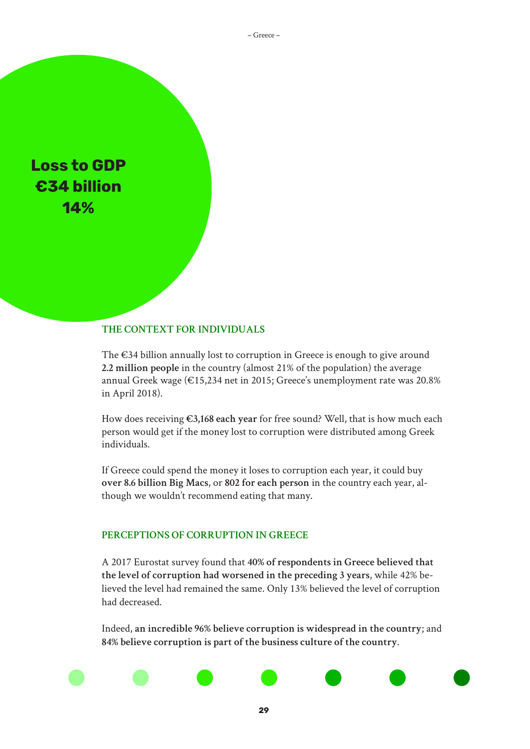**Loss to GDP**
**€34 billion**
**14%**

## THE CONTEXT FOR INDIVIDUALS

The €34 billion annually lost to corruption in Greece is enough to give around **2.2 million people** in the country (almost 21% of the population) the average annual Greek wage (€15,234 net in 2015; Greece's unemployment rate was 20.8% in April 2018).

How does receiving **€3,168 each year** for free sound? Well, that is how much each person would get if the money lost to corruption were distributed among Greek individuals.

If Greece could spend the money it loses to corruption each year, it could buy **over 8.6 billion Big Macs**, or **802 for each person** in the country each year, although we wouldn't recommend eating that many.

## PERCEPTIONS OF CORRUPTION IN GREECE

A 2017 Eurostat survey found that **40% of respondents in Greece believed that the level of corruption had worsened in the preceding 3 years**, while 42% believed the level had remained the same. Only 13% believed the level of corruption had decreased.

Indeed, **an incredible 96% believe corruption is widespread in the country**; and **84% believe corruption is part of the business culture of the country**.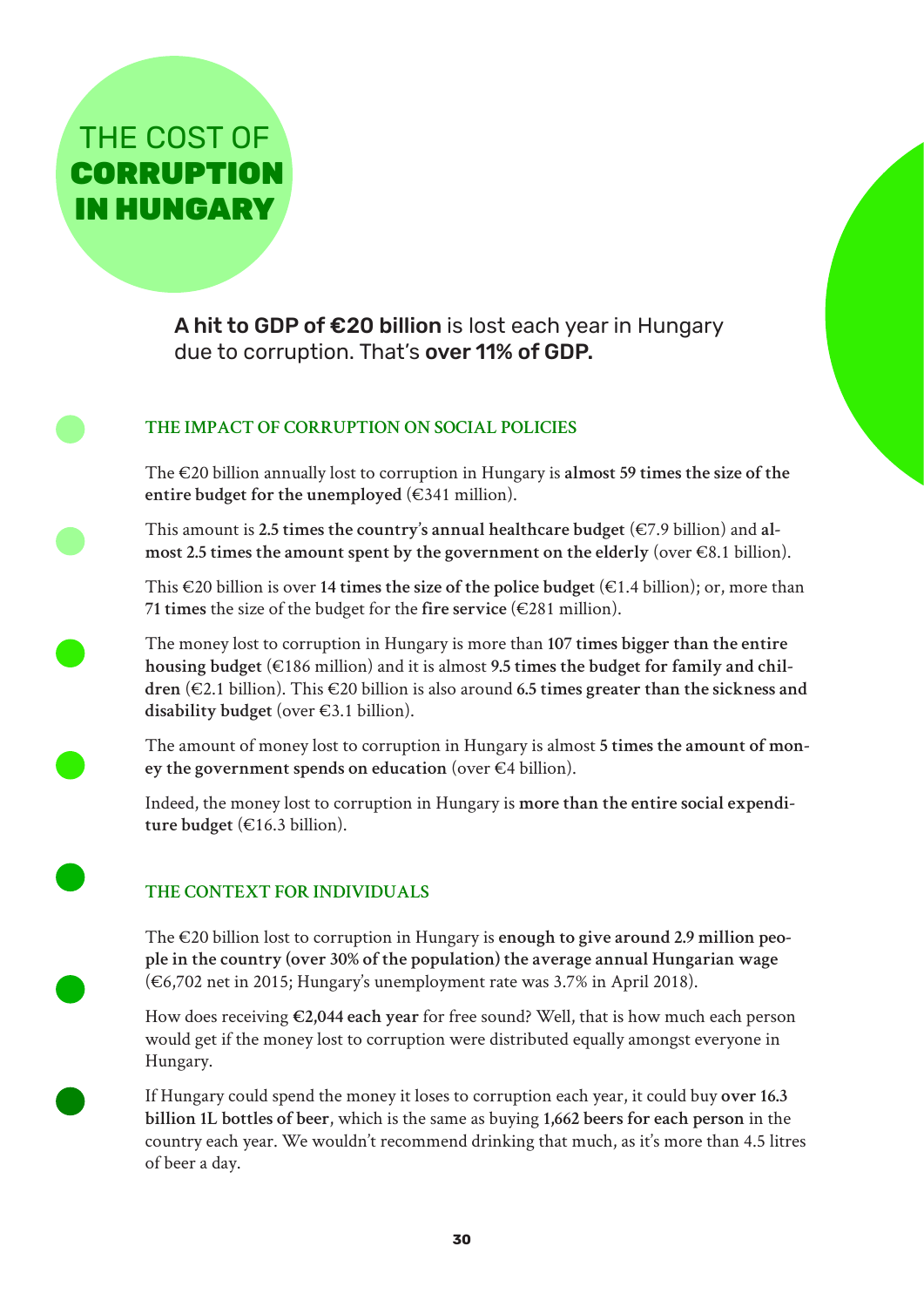# THE COST OF **CORRUPTION IN HUNGARY**

**A hit to GDP of €20 billion** is lost each year in Hungary due to corruption. That's **over 11% of GDP.**

## THE IMPACT OF CORRUPTION ON SOCIAL POLICIES

The €20 billion annually lost to corruption in Hungary is **almost 59 times the size of the entire budget for the unemployed** (€341 million).

This amount is **2.5 times the country's annual healthcare budget** (€7.9 billion) and **almost 2.5 times the amount spent by the government on the elderly** (over €8.1 billion).

This €20 billion is over **14 times the size of the police budget** (€1.4 billion); or, more than **71 times** the size of the budget for the **fire service** (€281 million).

The money lost to corruption in Hungary is more than **107 times bigger than the entire housing budget** (€186 million) and it is almost **9.5 times the budget for family and children** (€2.1 billion). This €20 billion is also around **6.5 times greater than the sickness and disability budget** (over €3.1 billion).

The amount of money lost to corruption in Hungary is almost **5 times the amount of money the government spends on education** (over €4 billion).

Indeed, the money lost to corruption in Hungary is **more than the entire social expenditure budget** (€16.3 billion).

## THE CONTEXT FOR INDIVIDUALS

The €20 billion lost to corruption in Hungary is **enough to give around 2.9 million people in the country (over 30% of the population) the average annual Hungarian wage** (€6,702 net in 2015; Hungary's unemployment rate was 3.7% in April 2018).

How does receiving **€2,044 each year** for free sound? Well, that is how much each person would get if the money lost to corruption were distributed equally amongst everyone in Hungary.

If Hungary could spend the money it loses to corruption each year, it could buy **over 16.3 billion 1L bottles of beer**, which is the same as buying **1,662 beers for each person** in the country each year. We wouldn't recommend drinking that much, as it's more than 4.5 litres of beer a day.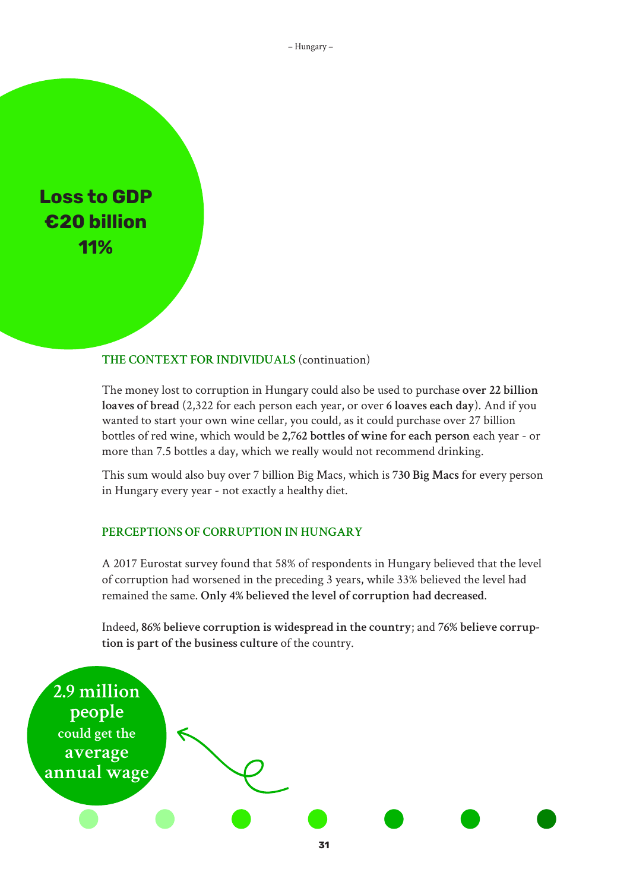**Loss to GDP**
**€20 billion**
**11%**

## THE CONTEXT FOR INDIVIDUALS (continuation)

The money lost to corruption in Hungary could also be used to purchase **over 22 billion loaves of bread** (2,322 for each person each year, or over **6 loaves each day**). And if you wanted to start your own wine cellar, you could, as it could purchase over 27 billion bottles of red wine, which would be **2,762 bottles of wine for each person** each year - or more than 7.5 bottles a day, which we really would not recommend drinking.

This sum would also buy over 7 billion Big Macs, which is **730 Big Macs** for every person in Hungary every year - not exactly a healthy diet.

## PERCEPTIONS OF CORRUPTION IN HUNGARY

A 2017 Eurostat survey found that 58% of respondents in Hungary believed that the level of corruption had worsened in the preceding 3 years, while 33% believed the level had remained the same. **Only 4% believed the level of corruption had decreased**.

Indeed, **86% believe corruption is widespread in the country**; and **76% believe corruption is part of the business culture** of the country.

**2.9 million people** could get the **average annual wage**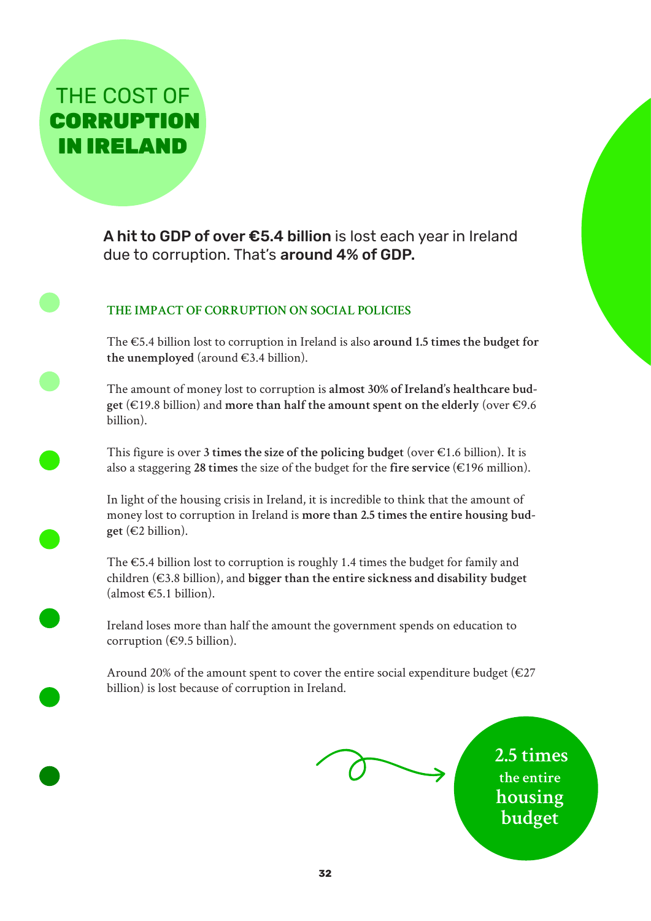# THE COST OF **CORRUPTION IN IRELAND**

**A hit to GDP of over €5.4 billion** is lost each year in Ireland due to corruption. That's **around 4% of GDP.**

## THE IMPACT OF CORRUPTION ON SOCIAL POLICIES

The €5.4 billion lost to corruption in Ireland is also **around 1.5 times the budget for the unemployed** (around €3.4 billion).

The amount of money lost to corruption is **almost 30% of Ireland's healthcare budget** (€19.8 billion) and **more than half the amount spent on the elderly** (over €9.6 billion).

This figure is over **3 times the size of the policing budget** (over €1.6 billion). It is also a staggering **28 times** the size of the budget for the **fire service** (€196 million).

In light of the housing crisis in Ireland, it is incredible to think that the amount of money lost to corruption in Ireland is **more than 2.5 times the entire housing budget** (€2 billion).

The €5.4 billion lost to corruption is roughly 1.4 times the budget for family and children (€3.8 billion), and **bigger than the entire sickness and disability budget** (almost €5.1 billion).

Ireland loses more than half the amount the government spends on education to corruption (€9.5 billion).

Around 20% of the amount spent to cover the entire social expenditure budget (€27 billion) is lost because of corruption in Ireland.

**2.5 times the entire housing budget**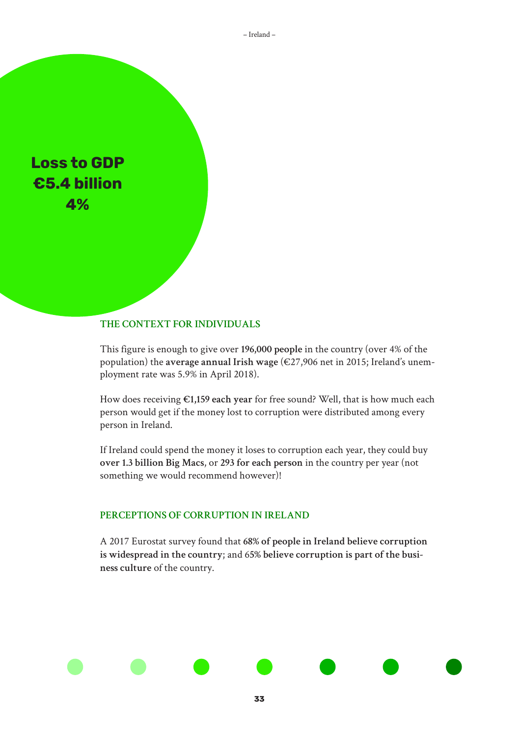**Loss to GDP**
**€5.4 billion**
**4%**

## THE CONTEXT FOR INDIVIDUALS

This figure is enough to give over **196,000 people** in the country (over 4% of the population) the **average annual Irish wage** (€27,906 net in 2015; Ireland's unemployment rate was 5.9% in April 2018).

How does receiving **€1,159 each year** for free sound? Well, that is how much each person would get if the money lost to corruption were distributed among every person in Ireland.

If Ireland could spend the money it loses to corruption each year, they could buy **over 1.3 billion Big Macs**, or **293 for each person** in the country per year (not something we would recommend however)!

## PERCEPTIONS OF CORRUPTION IN IRELAND

A 2017 Eurostat survey found that **68% of people in Ireland believe corruption is widespread in the country**; and 65% **believe corruption is part of the business culture** of the country.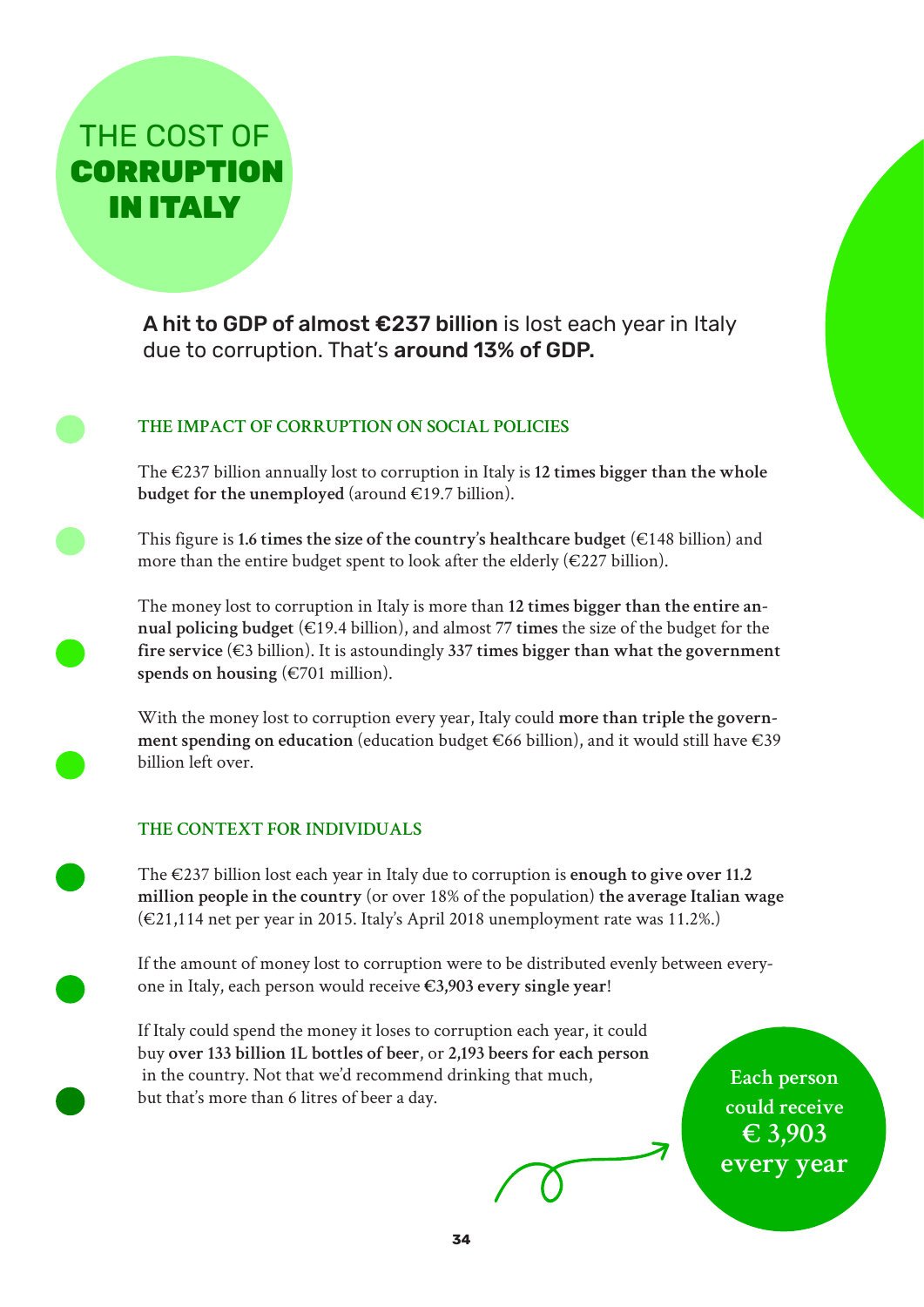# THE COST OF **CORRUPTION IN ITALY**

**A hit to GDP of almost €237 billion** is lost each year in Italy due to corruption. That's **around 13% of GDP.**

## THE IMPACT OF CORRUPTION ON SOCIAL POLICIES

The €237 billion annually lost to corruption in Italy is **12 times bigger than the whole budget for the unemployed** (around €19.7 billion).

This figure is **1.6 times the size of the country's healthcare budget** (€148 billion) and more than the entire budget spent to look after the elderly (€227 billion).

The money lost to corruption in Italy is more than **12 times bigger than the entire annual policing budget** (€19.4 billion), and almost **77 times** the size of the budget for the **fire service** (€3 billion). It is astoundingly **337 times bigger than what the government spends on housing** (€701 million).

With the money lost to corruption every year, Italy could **more than triple the government spending on education** (education budget €66 billion), and it would still have €39 billion left over.

## THE CONTEXT FOR INDIVIDUALS

The €237 billion lost each year in Italy due to corruption is **enough to give over 11.2 million people in the country** (or over 18% of the population) **the average Italian wage** (€21,114 net per year in 2015. Italy's April 2018 unemployment rate was 11.2%.)

If the amount of money lost to corruption were to be distributed evenly between everyone in Italy, each person would receive **€3,903 every single year**!

If Italy could spend the money it loses to corruption each year, it could buy **over 133 billion 1L bottles of beer**, or **2,193 beers for each person** in the country. Not that we'd recommend drinking that much, but that's more than 6 litres of beer a day.

**Each person could receive € 3,903 every year**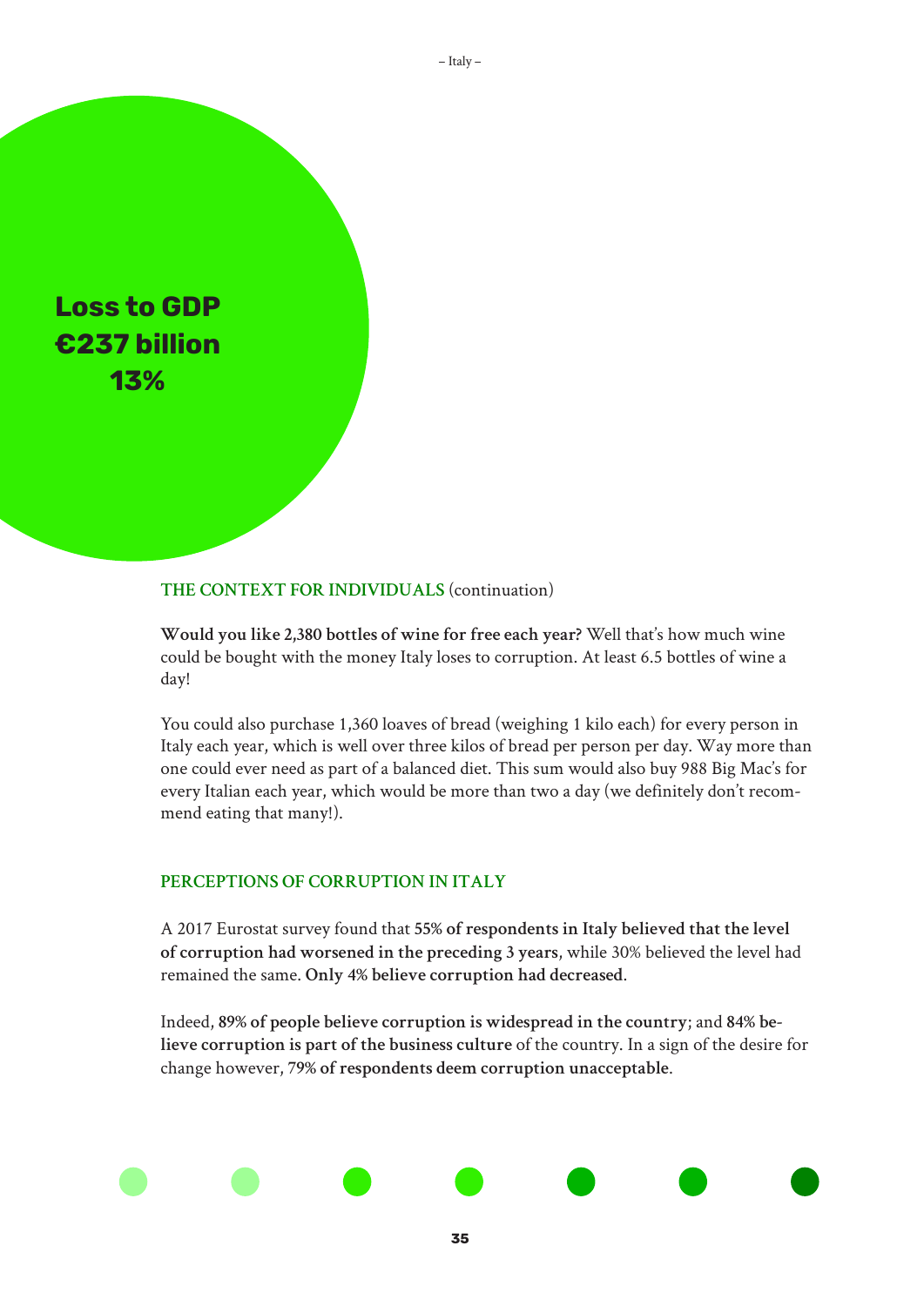**Loss to GDP**
**€237 billion**
**13%**

### THE CONTEXT FOR INDIVIDUALS (continuation)

**Would you like 2,380 bottles of wine for free each year?** Well that's how much wine could be bought with the money Italy loses to corruption. At least 6.5 bottles of wine a day!

You could also purchase 1,360 loaves of bread (weighing 1 kilo each) for every person in Italy each year, which is well over three kilos of bread per person per day. Way more than one could ever need as part of a balanced diet. This sum would also buy 988 Big Mac's for every Italian each year, which would be more than two a day (we definitely don't recommend eating that many!).

### PERCEPTIONS OF CORRUPTION IN ITALY

A 2017 Eurostat survey found that **55% of respondents in Italy believed that the level of corruption had worsened in the preceding 3 years**, while 30% believed the level had remained the same. **Only 4% believe corruption had decreased**.

Indeed, **89% of people believe corruption is widespread in the country**; and **84% believe corruption is part of the business culture** of the country. In a sign of the desire for change however, **79% of respondents deem corruption unacceptable**.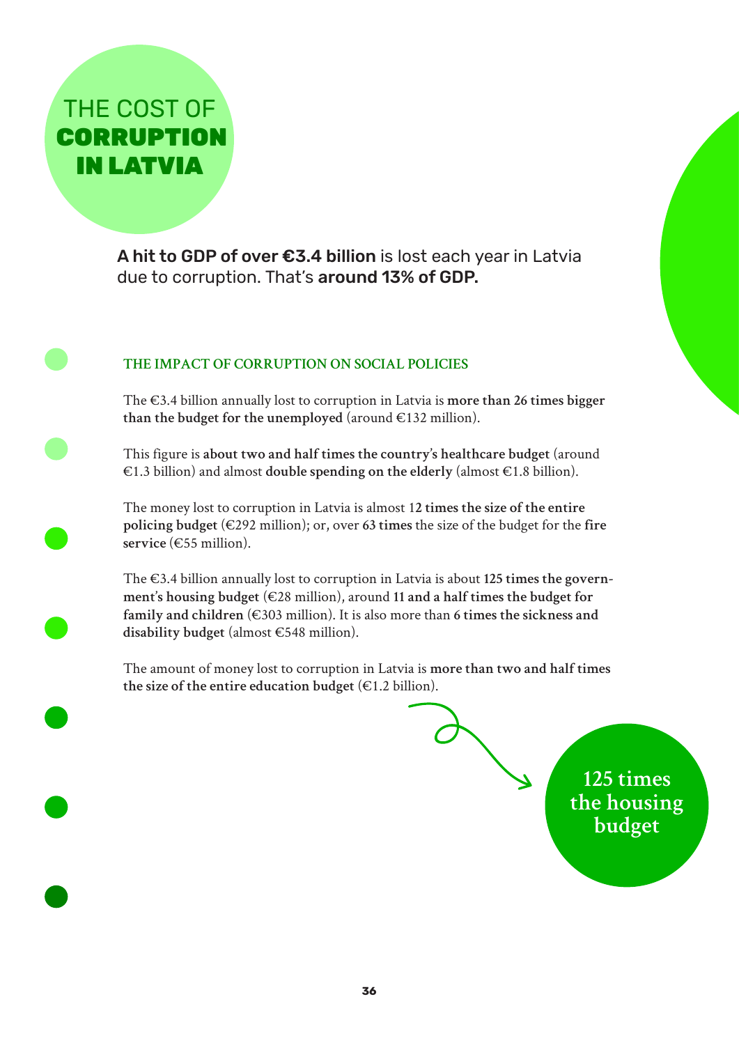# THE COST OF **CORRUPTION IN LATVIA**

**A hit to GDP of over €3.4 billion** is lost each year in Latvia due to corruption. That's **around 13% of GDP.**

## THE IMPACT OF CORRUPTION ON SOCIAL POLICIES

The €3.4 billion annually lost to corruption in Latvia is **more than 26 times bigger than the budget for the unemployed** (around €132 million).

This figure is **about two and half times the country's healthcare budget** (around €1.3 billion) and almost **double spending on the elderly** (almost €1.8 billion).

The money lost to corruption in Latvia is almost 1**2 times the size of the entire policing budget** (€292 million); or, over **63 times** the size of the budget for the **fire service** (€55 million).

The €3.4 billion annually lost to corruption in Latvia is about **125 times the government's housing budget** (€28 million), around **11 and a half times the budget for family and children** (€303 million). It is also more than **6 times the sickness and disability budget** (almost €548 million).

The amount of money lost to corruption in Latvia is **more than two and half times the size of the entire education budget** (€1.2 billion).

125 times the housing budget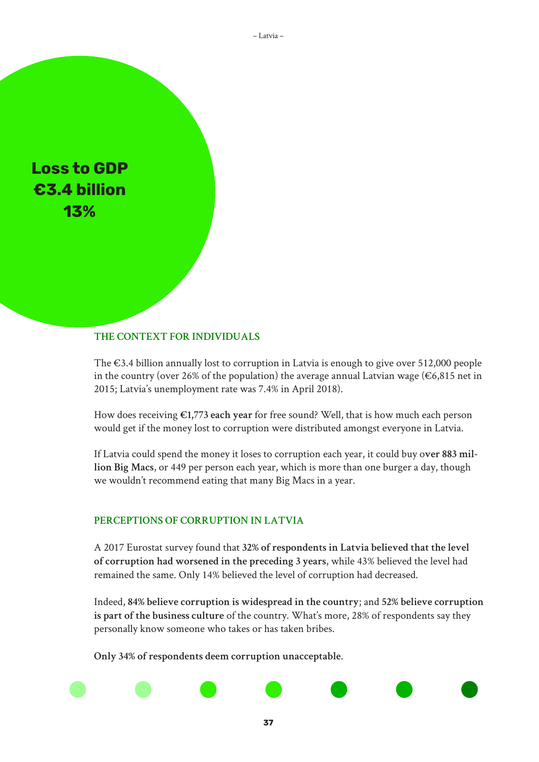**Loss to GDP**
**€3.4 billion**
**13%**

## THE CONTEXT FOR INDIVIDUALS

The €3.4 billion annually lost to corruption in Latvia is enough to give over 512,000 people in the country (over 26% of the population) the average annual Latvian wage (€6,815 net in 2015; Latvia's unemployment rate was 7.4% in April 2018).

How does receiving **€1,773 each year** for free sound? Well, that is how much each person would get if the money lost to corruption were distributed amongst everyone in Latvia.

If Latvia could spend the money it loses to corruption each year, it could buy o**ver 883 million Big Macs**, or 449 per person each year, which is more than one burger a day, though we wouldn't recommend eating that many Big Macs in a year.

## PERCEPTIONS OF CORRUPTION IN LATVIA

A 2017 Eurostat survey found that **32% of respondents in Latvia believed that the level of corruption had worsened in the preceding 3 years**, while 43% believed the level had remained the same. Only 14% believed the level of corruption had decreased.

Indeed, **84% believe corruption is widespread in the country**; and **52% believe corruption is part of the business culture** of the country. What's more, 28% of respondents say they personally know someone who takes or has taken bribes.

**Only 34% of respondents deem corruption unacceptable**.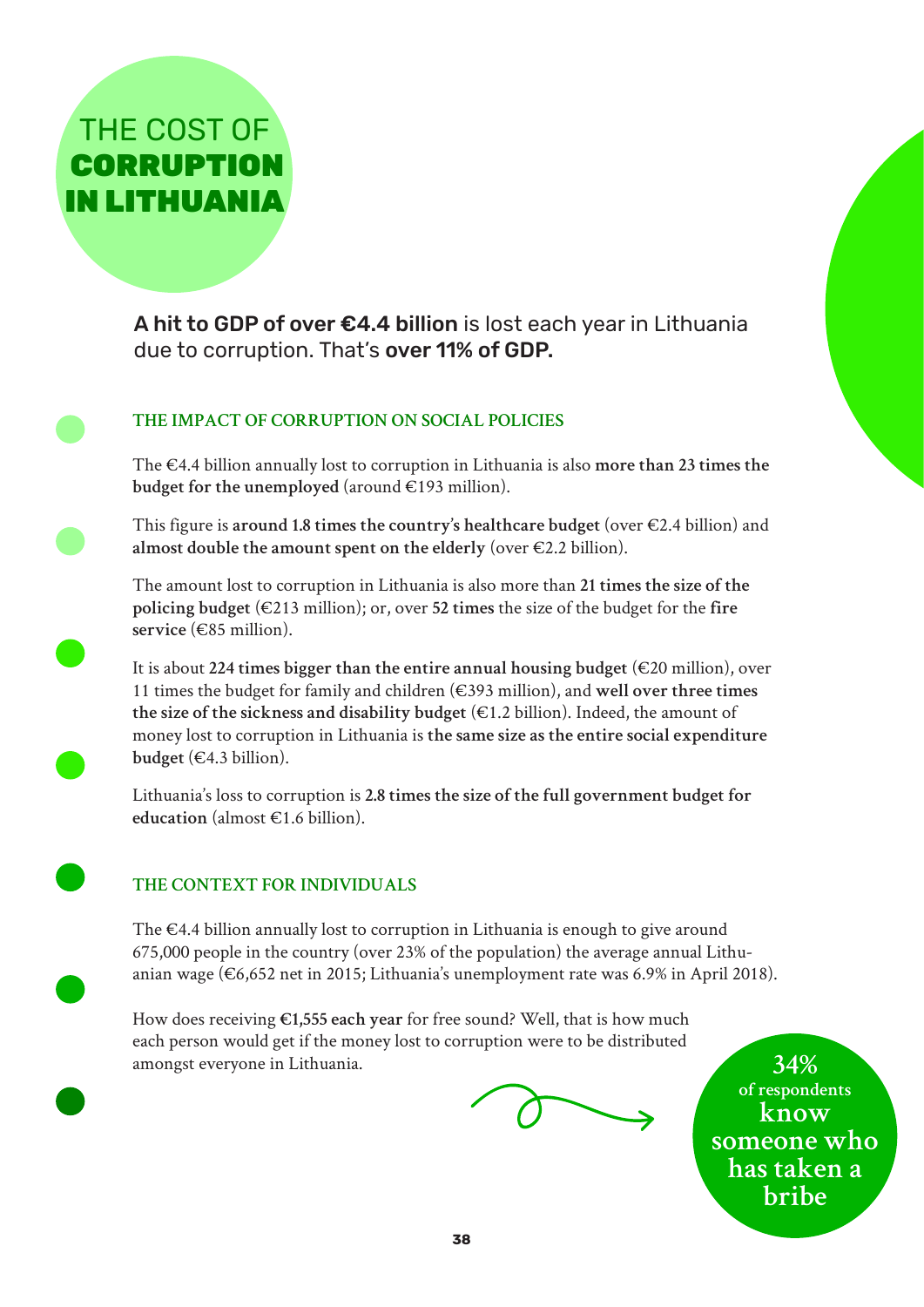# THE COST OF **CORRUPTION IN LITHUANIA**

**A hit to GDP of over €4.4 billion** is lost each year in Lithuania due to corruption. That's **over 11% of GDP.**

## THE IMPACT OF CORRUPTION ON SOCIAL POLICIES

The €4.4 billion annually lost to corruption in Lithuania is also **more than 23 times the budget for the unemployed** (around €193 million).

This figure is **around 1.8 times the country's healthcare budget** (over €2.4 billion) and **almost double the amount spent on the elderly** (over €2.2 billion).

The amount lost to corruption in Lithuania is also more than **21 times the size of the policing budget** (€213 million); or, over **52 times** the size of the budget for the **fire service** (€85 million).

It is about **224 times bigger than the entire annual housing budget** (€20 million), over 11 times the budget for family and children (€393 million), and **well over three times the size of the sickness and disability budget** (€1.2 billion). Indeed, the amount of money lost to corruption in Lithuania is **the same size as the entire social expenditure budget** (€4.3 billion).

Lithuania's loss to corruption is **2.8 times the size of the full government budget for education** (almost €1.6 billion).

## THE CONTEXT FOR INDIVIDUALS

The €4.4 billion annually lost to corruption in Lithuania is enough to give around 675,000 people in the country (over 23% of the population) the average annual Lithuanian wage (€6,652 net in 2015; Lithuania's unemployment rate was 6.9% in April 2018).

How does receiving **€1,555 each year** for free sound? Well, that is how much each person would get if the money lost to corruption were to be distributed amongst everyone in Lithuania.

**34%** of respondents **know someone who has taken a bribe**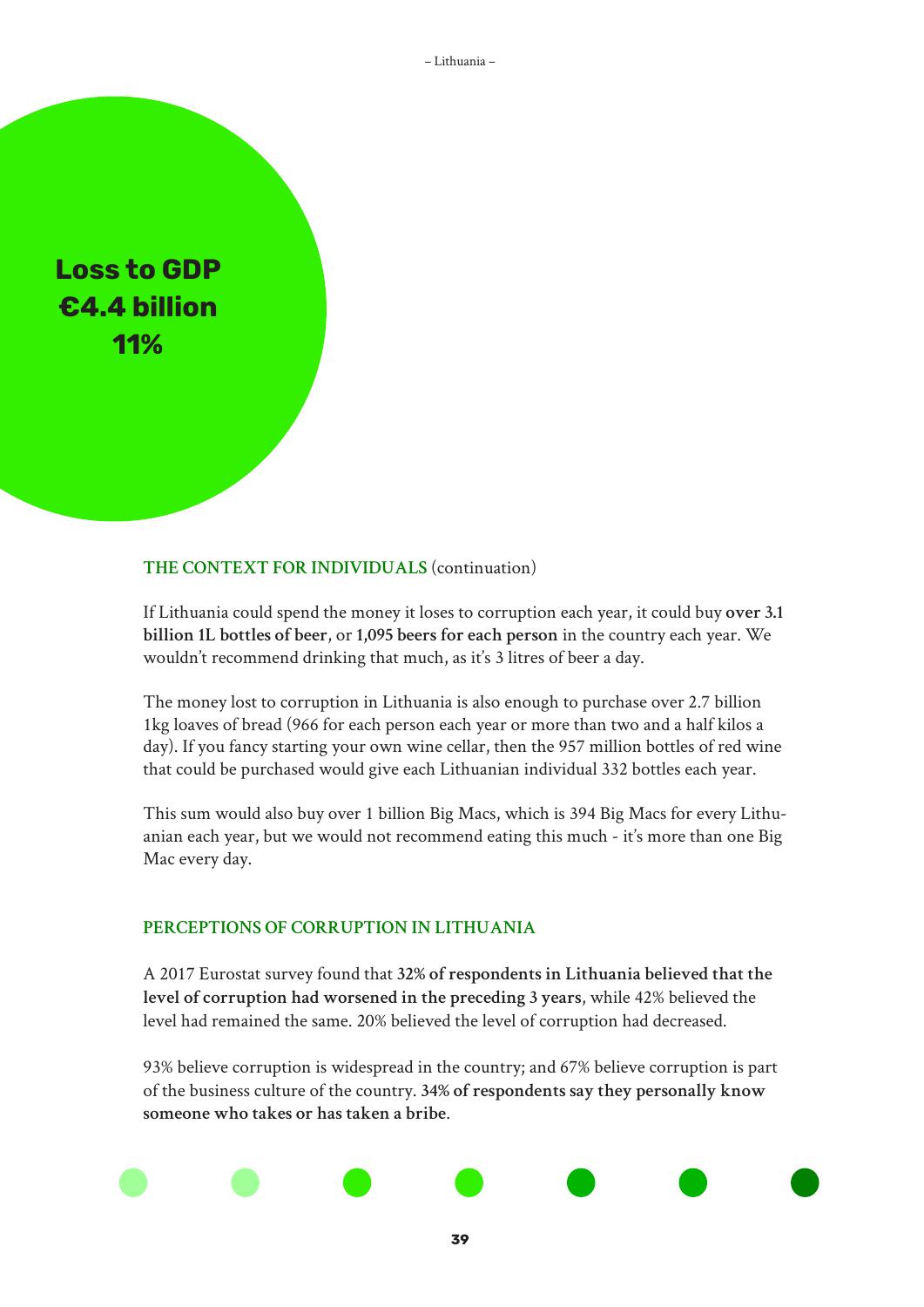**Loss to GDP**
**€4.4 billion**
**11%**

## THE CONTEXT FOR INDIVIDUALS (continuation)

If Lithuania could spend the money it loses to corruption each year, it could buy **over 3.1 billion 1L bottles of beer**, or **1,095 beers for each person** in the country each year. We wouldn't recommend drinking that much, as it's 3 litres of beer a day.

The money lost to corruption in Lithuania is also enough to purchase over 2.7 billion 1kg loaves of bread (966 for each person each year or more than two and a half kilos a day). If you fancy starting your own wine cellar, then the 957 million bottles of red wine that could be purchased would give each Lithuanian individual 332 bottles each year.

This sum would also buy over 1 billion Big Macs, which is 394 Big Macs for every Lithuanian each year, but we would not recommend eating this much - it's more than one Big Mac every day.

## PERCEPTIONS OF CORRUPTION IN LITHUANIA

A 2017 Eurostat survey found that **32% of respondents in Lithuania believed that the level of corruption had worsened in the preceding 3 years**, while 42% believed the level had remained the same. 20% believed the level of corruption had decreased.

93% believe corruption is widespread in the country; and 67% believe corruption is part of the business culture of the country. **34% of respondents say they personally know someone who takes or has taken a bribe**.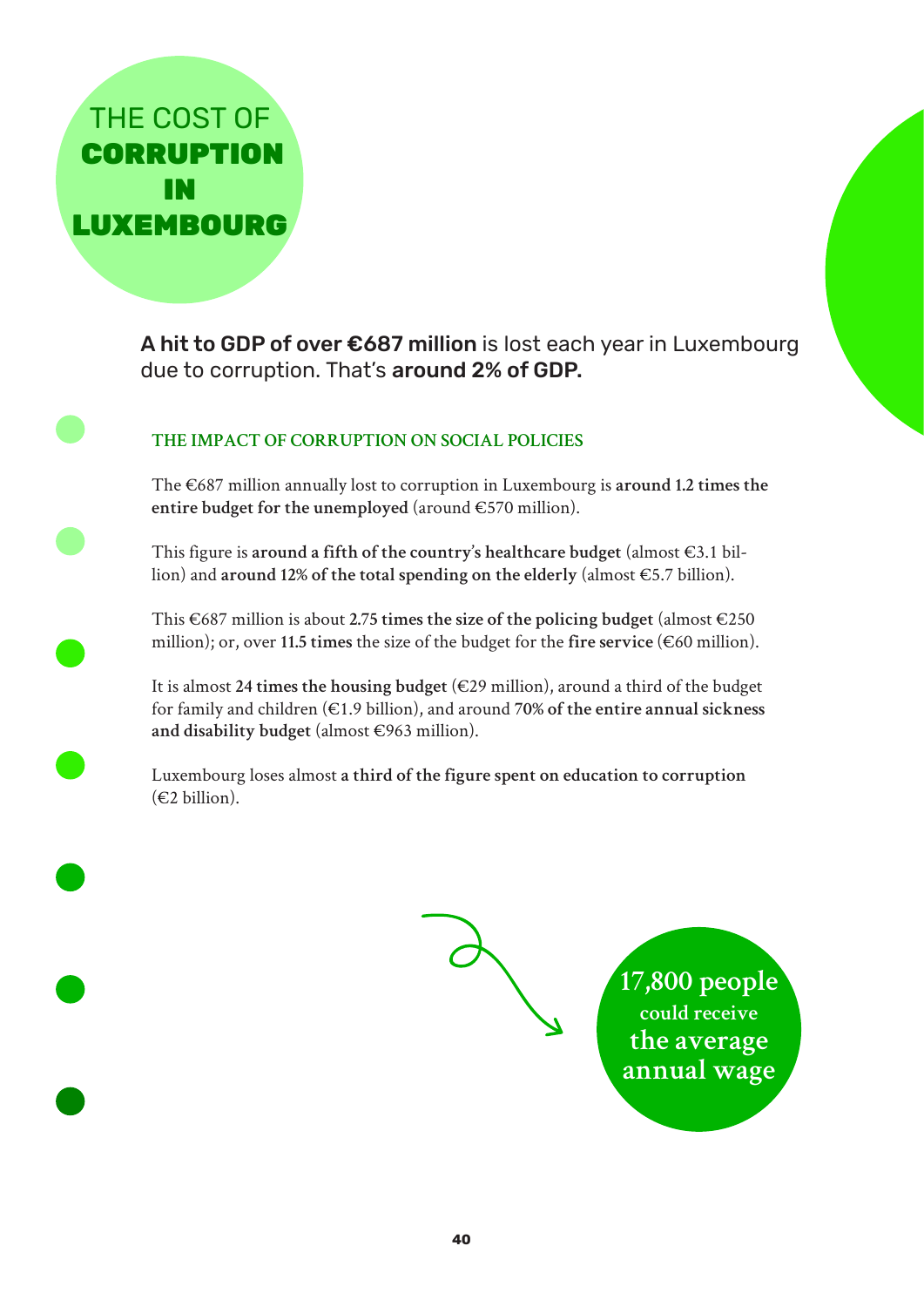# THE COST OF **CORRUPTION IN LUXEMBOURG**

**A hit to GDP of over €687 million** is lost each year in Luxembourg due to corruption. That's **around 2% of GDP.**

## THE IMPACT OF CORRUPTION ON SOCIAL POLICIES

The €687 million annually lost to corruption in Luxembourg is **around 1.2 times the entire budget for the unemployed** (around €570 million).

This figure is **around a fifth of the country's healthcare budget** (almost €3.1 billion) and **around 12% of the total spending on the elderly** (almost €5.7 billion).

This €687 million is about **2.75 times the size of the policing budget** (almost €250 million); or, over **11.5 times** the size of the budget for the **fire service** (€60 million).

It is almost **24 times the housing budget** (€29 million), around a third of the budget for family and children (€1.9 billion), and around **70% of the entire annual sickness and disability budget** (almost €963 million).

Luxembourg loses almost **a third of the figure spent on education to corruption** (€2 billion).

**17,800 people could receive the average annual wage**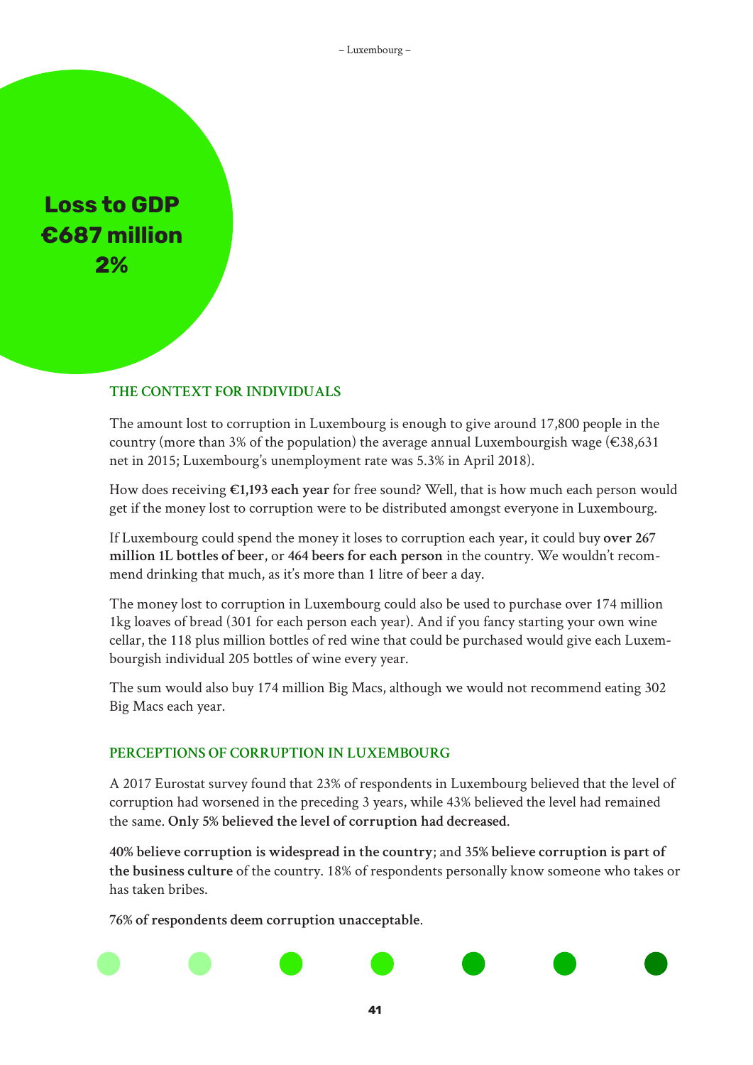**Loss to GDP**
**€687 million**
**2%**

## THE CONTEXT FOR INDIVIDUALS

The amount lost to corruption in Luxembourg is enough to give around 17,800 people in the country (more than 3% of the population) the average annual Luxembourgish wage (€38,631 net in 2015; Luxembourg's unemployment rate was 5.3% in April 2018).

How does receiving **€1,193 each year** for free sound? Well, that is how much each person would get if the money lost to corruption were to be distributed amongst everyone in Luxembourg.

If Luxembourg could spend the money it loses to corruption each year, it could buy **over 267 million 1L bottles of beer**, or **464 beers for each person** in the country. We wouldn't recommend drinking that much, as it's more than 1 litre of beer a day.

The money lost to corruption in Luxembourg could also be used to purchase over 174 million 1kg loaves of bread (301 for each person each year). And if you fancy starting your own wine cellar, the 118 plus million bottles of red wine that could be purchased would give each Luxembourgish individual 205 bottles of wine every year.

The sum would also buy 174 million Big Macs, although we would not recommend eating 302 Big Macs each year.

## PERCEPTIONS OF CORRUPTION IN LUXEMBOURG

A 2017 Eurostat survey found that 23% of respondents in Luxembourg believed that the level of corruption had worsened in the preceding 3 years, while 43% believed the level had remained the same. **Only 5% believed the level of corruption had decreased**.

**40% believe corruption is widespread in the country**; and 35% **believe corruption is part of the business culture** of the country. 18% of respondents personally know someone who takes or has taken bribes.

**76% of respondents deem corruption unacceptable**.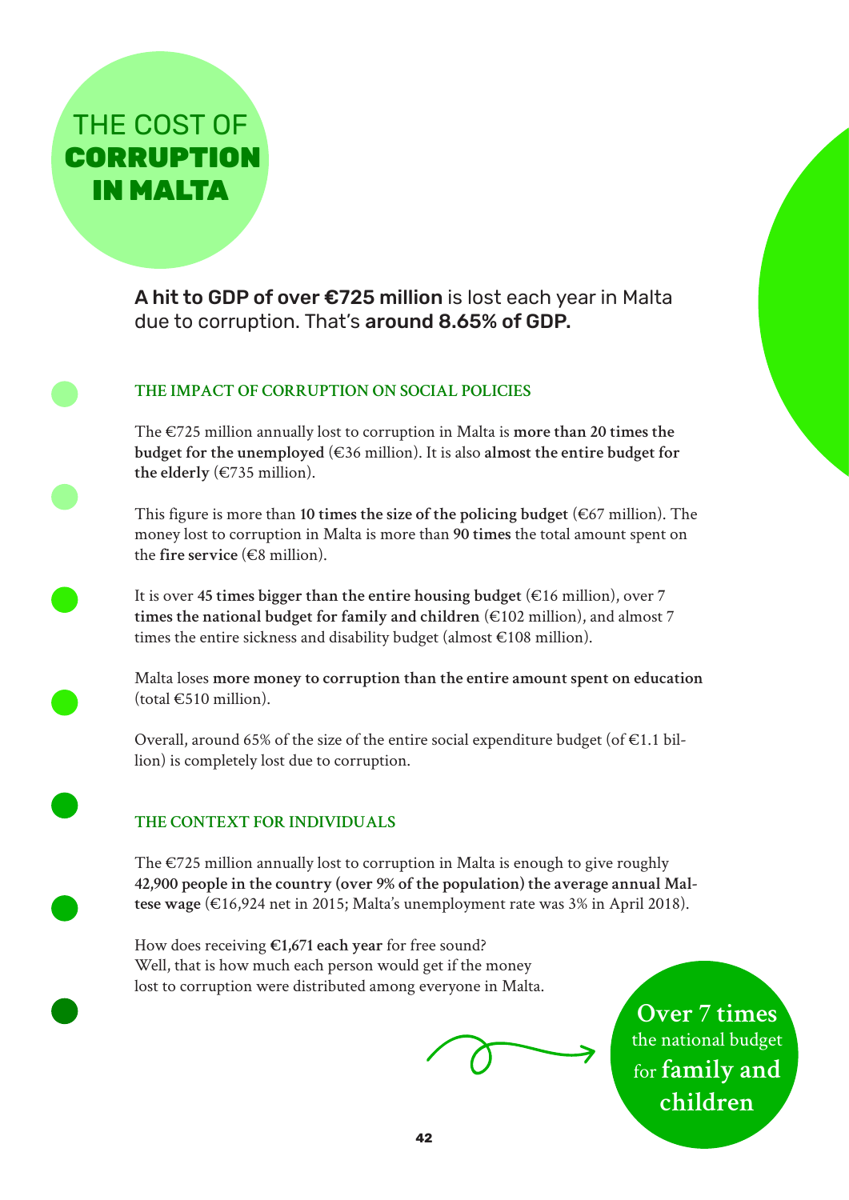# THE COST OF **CORRUPTION IN MALTA**

**A hit to GDP of over €725 million** is lost each year in Malta due to corruption. That's **around 8.65% of GDP.**

## THE IMPACT OF CORRUPTION ON SOCIAL POLICIES

The €725 million annually lost to corruption in Malta is **more than 20 times the budget for the unemployed** (€36 million). It is also **almost the entire budget for the elderly** (€735 million).

This figure is more than **10 times the size of the policing budget** (€67 million). The money lost to corruption in Malta is more than **90 times** the total amount spent on the **fire service** (€8 million).

It is over **45 times bigger than the entire housing budget** (€16 million), over **7 times the national budget for family and children** (€102 million), and almost 7 times the entire sickness and disability budget (almost €108 million).

Malta loses **more money to corruption than the entire amount spent on education** (total €510 million).

Overall, around 65% of the size of the entire social expenditure budget (of €1.1 billion) is completely lost due to corruption.

## THE CONTEXT FOR INDIVIDUALS

The €725 million annually lost to corruption in Malta is enough to give roughly **42,900 people in the country (over 9% of the population) the average annual Maltese wage** (€16,924 net in 2015; Malta's unemployment rate was 3% in April 2018).

How does receiving **€1,671 each year** for free sound?
Well, that is how much each person would get if the money lost to corruption were distributed among everyone in Malta.

**Over 7 times** the national budget for **family and children**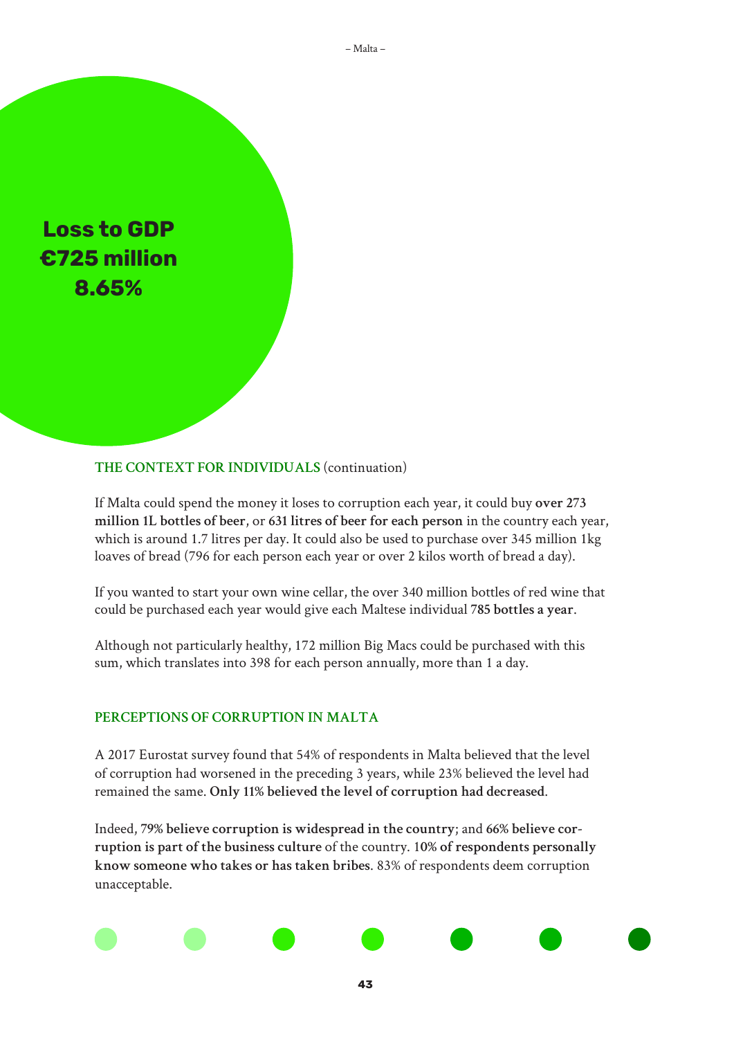**Loss to GDP**
**€725 million**
**8.65%**

## THE CONTEXT FOR INDIVIDUALS (continuation)

If Malta could spend the money it loses to corruption each year, it could buy **over 273 million 1L bottles of beer**, or **631 litres of beer for each person** in the country each year, which is around 1.7 litres per day. It could also be used to purchase over 345 million 1kg loaves of bread (796 for each person each year or over 2 kilos worth of bread a day).

If you wanted to start your own wine cellar, the over 340 million bottles of red wine that could be purchased each year would give each Maltese individual **785 bottles a year**.

Although not particularly healthy, 172 million Big Macs could be purchased with this sum, which translates into 398 for each person annually, more than 1 a day.

## PERCEPTIONS OF CORRUPTION IN MALTA

A 2017 Eurostat survey found that 54% of respondents in Malta believed that the level of corruption had worsened in the preceding 3 years, while 23% believed the level had remained the same. **Only 11% believed the level of corruption had decreased**.

Indeed, **79% believe corruption is widespread in the country**; and **66% believe corruption is part of the business culture** of the country. **10% of respondents personally know someone who takes or has taken bribes**. 83% of respondents deem corruption unacceptable.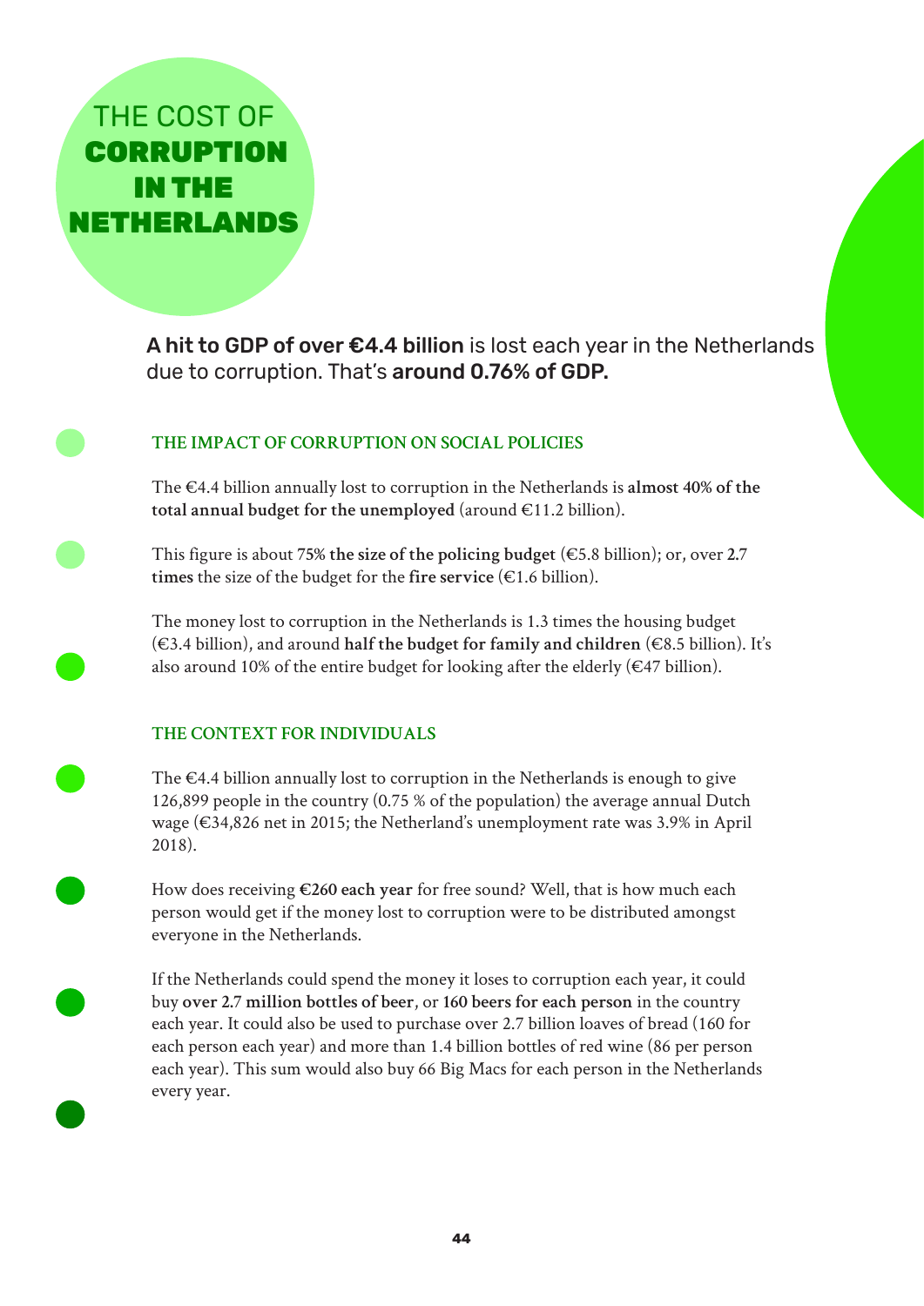# THE COST OF **CORRUPTION IN THE NETHERLANDS**

**A hit to GDP of over €4.4 billion** is lost each year in the Netherlands due to corruption. That's **around 0.76% of GDP.**

## THE IMPACT OF CORRUPTION ON SOCIAL POLICIES

The €4.4 billion annually lost to corruption in the Netherlands is **almost 40% of the total annual budget for the unemployed** (around €11.2 billion).

This figure is about **75% the size of the policing budget** (€5.8 billion); or, over **2.7 times** the size of the budget for the **fire service** (€1.6 billion).

The money lost to corruption in the Netherlands is 1.3 times the housing budget (€3.4 billion), and around **half the budget for family and children** (€8.5 billion). It's also around 10% of the entire budget for looking after the elderly (€47 billion).

## THE CONTEXT FOR INDIVIDUALS

The €4.4 billion annually lost to corruption in the Netherlands is enough to give 126,899 people in the country (0.75 % of the population) the average annual Dutch wage (€34,826 net in 2015; the Netherland's unemployment rate was 3.9% in April 2018).

How does receiving **€260 each year** for free sound? Well, that is how much each person would get if the money lost to corruption were to be distributed amongst everyone in the Netherlands.

If the Netherlands could spend the money it loses to corruption each year, it could buy **over 2.7 million bottles of beer**, or **160 beers for each person** in the country each year. It could also be used to purchase over 2.7 billion loaves of bread (160 for each person each year) and more than 1.4 billion bottles of red wine (86 per person each year). This sum would also buy 66 Big Macs for each person in the Netherlands every year.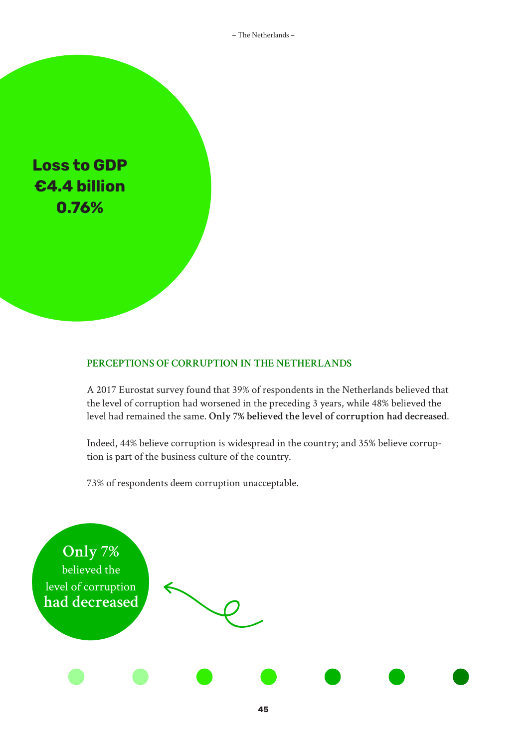**Loss to GDP**
**€4.4 billion**
**0.76%**

## PERCEPTIONS OF CORRUPTION IN THE NETHERLANDS

A 2017 Eurostat survey found that 39% of respondents in the Netherlands believed that the level of corruption had worsened in the preceding 3 years, while 48% believed the level had remained the same. **Only 7% believed the level of corruption had decreased**.

Indeed, 44% believe corruption is widespread in the country; and 35% believe corruption is part of the business culture of the country.

73% of respondents deem corruption unacceptable.

**Only 7%** believed the level of corruption **had decreased**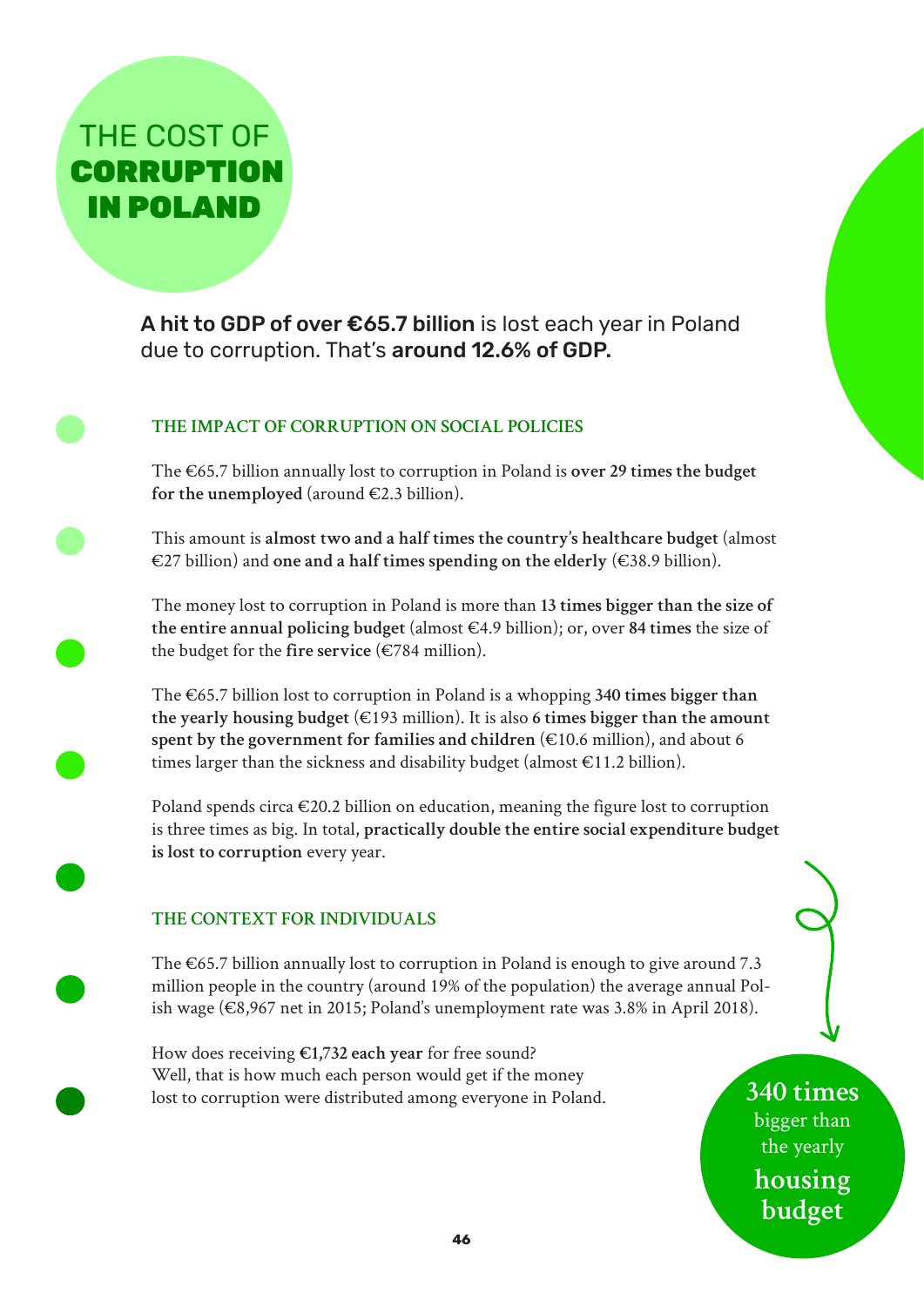# THE COST OF **CORRUPTION IN POLAND**

**A hit to GDP of over €65.7 billion** is lost each year in Poland due to corruption. That's **around 12.6% of GDP.**

## THE IMPACT OF CORRUPTION ON SOCIAL POLICIES

The €65.7 billion annually lost to corruption in Poland is **over 29 times the budget for the unemployed** (around €2.3 billion).

This amount is **almost two and a half times the country's healthcare budget** (almost €27 billion) and **one and a half times spending on the elderly** (€38.9 billion).

The money lost to corruption in Poland is more than **13 times bigger than the size of the entire annual policing budget** (almost €4.9 billion); or, over **84 times** the size of the budget for the **fire service** (€784 million).

The €65.7 billion lost to corruption in Poland is a whopping **340 times bigger than the yearly housing budget** (€193 million). It is also **6 times bigger than the amount spent by the government for families and children** (€10.6 million), and about 6 times larger than the sickness and disability budget (almost €11.2 billion).

Poland spends circa €20.2 billion on education, meaning the figure lost to corruption is three times as big. In total, **practically double the entire social expenditure budget is lost to corruption** every year.

## THE CONTEXT FOR INDIVIDUALS

The €65.7 billion annually lost to corruption in Poland is enough to give around 7.3 million people in the country (around 19% of the population) the average annual Polish wage (€8,967 net in 2015; Poland's unemployment rate was 3.8% in April 2018).

How does receiving **€1,732 each year** for free sound?
Well, that is how much each person would get if the money lost to corruption were distributed among everyone in Poland.

**340 times** bigger than the yearly **housing budget**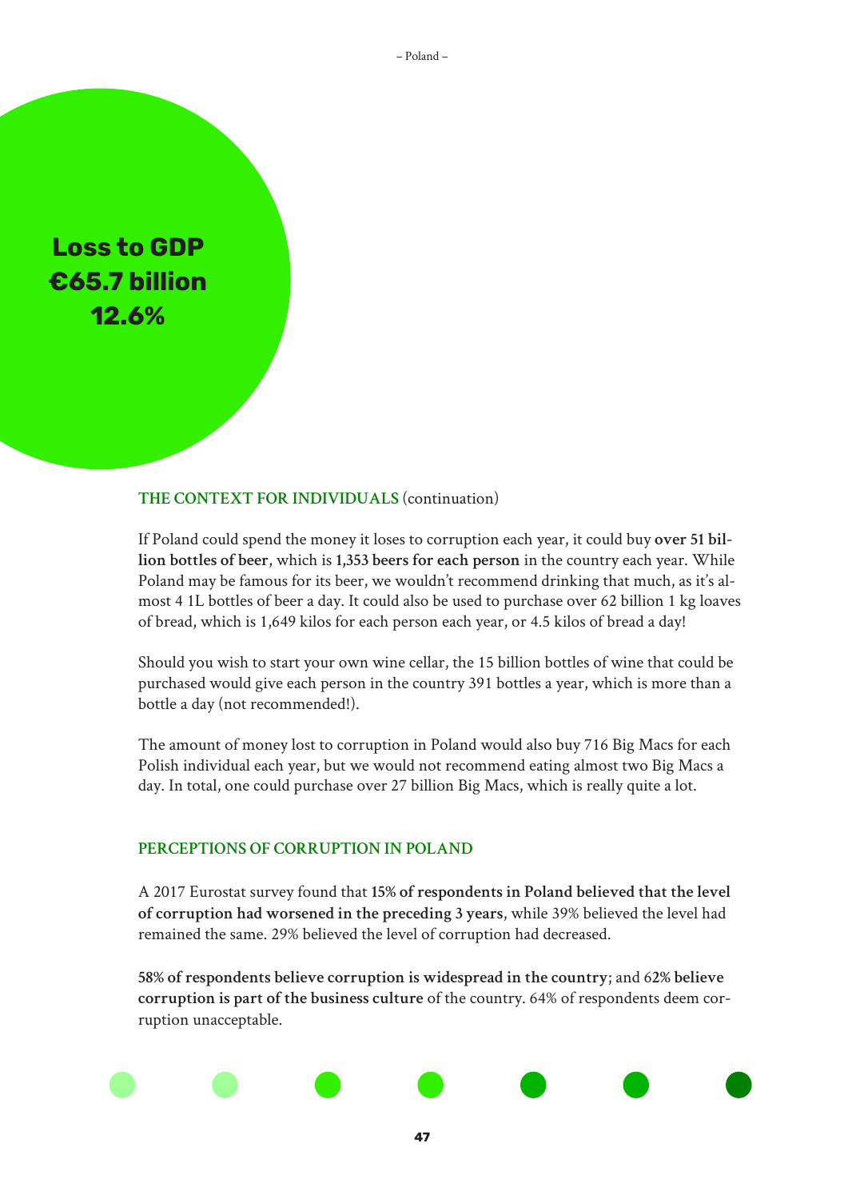**Loss to GDP**
**€65.7 billion**
**12.6%**

## THE CONTEXT FOR INDIVIDUALS (continuation)

If Poland could spend the money it loses to corruption each year, it could buy **over 51 billion bottles of beer**, which is **1,353 beers for each person** in the country each year. While Poland may be famous for its beer, we wouldn't recommend drinking that much, as it's almost 4 1L bottles of beer a day. It could also be used to purchase over 62 billion 1 kg loaves of bread, which is 1,649 kilos for each person each year, or 4.5 kilos of bread a day!

Should you wish to start your own wine cellar, the 15 billion bottles of wine that could be purchased would give each person in the country 391 bottles a year, which is more than a bottle a day (not recommended!).

The amount of money lost to corruption in Poland would also buy 716 Big Macs for each Polish individual each year, but we would not recommend eating almost two Big Macs a day. In total, one could purchase over 27 billion Big Macs, which is really quite a lot.

## PERCEPTIONS OF CORRUPTION IN POLAND

A 2017 Eurostat survey found that **15% of respondents in Poland believed that the level of corruption had worsened in the preceding 3 years**, while 39% believed the level had remained the same. 29% believed the level of corruption had decreased.

**58% of respondents believe corruption is widespread in the country**; and 6**2% believe corruption is part of the business culture** of the country. 64% of respondents deem corruption unacceptable.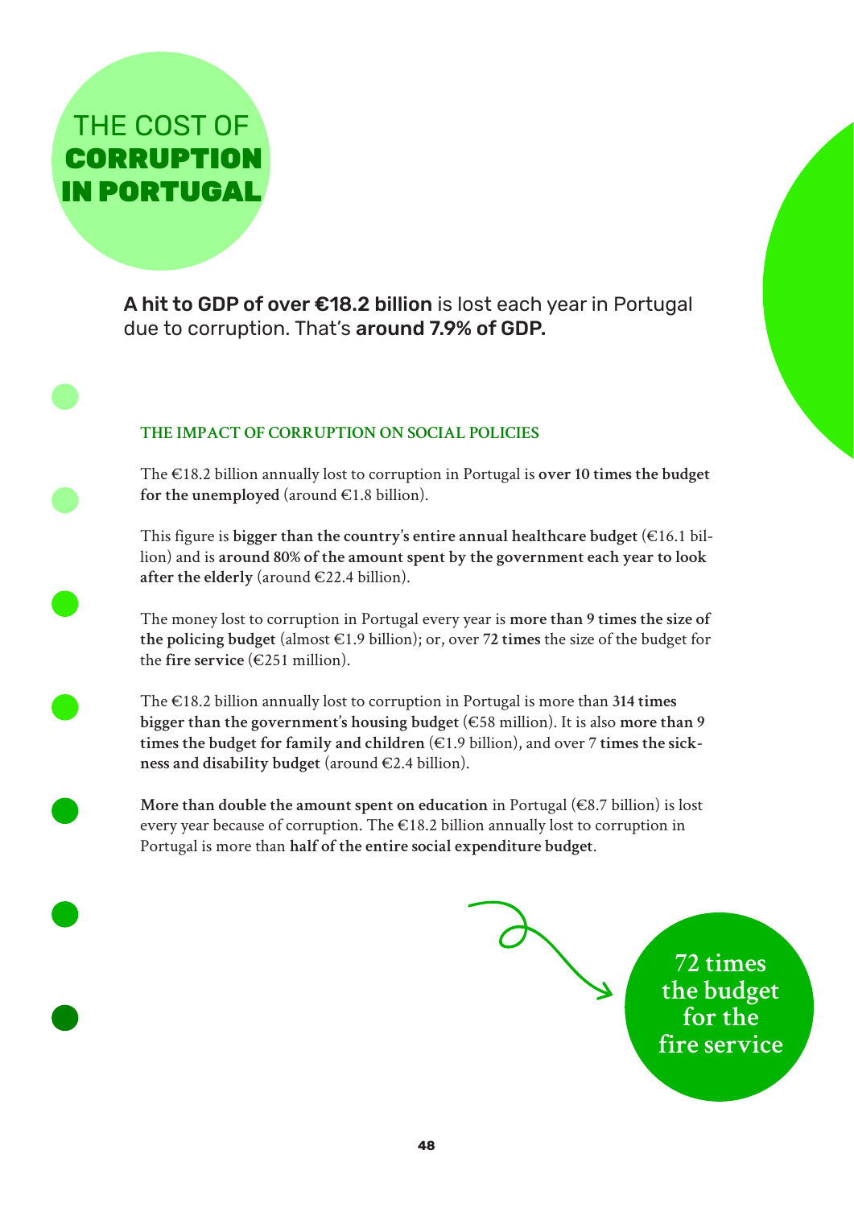# THE COST OF **CORRUPTION IN PORTUGAL**

**A hit to GDP of over €18.2 billion** is lost each year in Portugal due to corruption. That's **around 7.9% of GDP.**

### THE IMPACT OF CORRUPTION ON SOCIAL POLICIES

The €18.2 billion annually lost to corruption in Portugal is **over 10 times the budget for the unemployed** (around €1.8 billion).

This figure is **bigger than the country's entire annual healthcare budget** (€16.1 billion) and is **around 80% of the amount spent by the government each year to look after the elderly** (around €22.4 billion).

The money lost to corruption in Portugal every year is **more than 9 times the size of the policing budget** (almost €1.9 billion); or, over **72 times** the size of the budget for the **fire service** (€251 million).

The €18.2 billion annually lost to corruption in Portugal is more than **314 times bigger than the government's housing budget** (€58 million). It is also **more than 9 times the budget for family and children** (€1.9 billion), and over **7 times the sickness and disability budget** (around €2.4 billion).

**More than double the amount spent on education** in Portugal (€8.7 billion) is lost every year because of corruption. The €18.2 billion annually lost to corruption in Portugal is more than **half of the entire social expenditure budget**.

72 times the budget for the fire service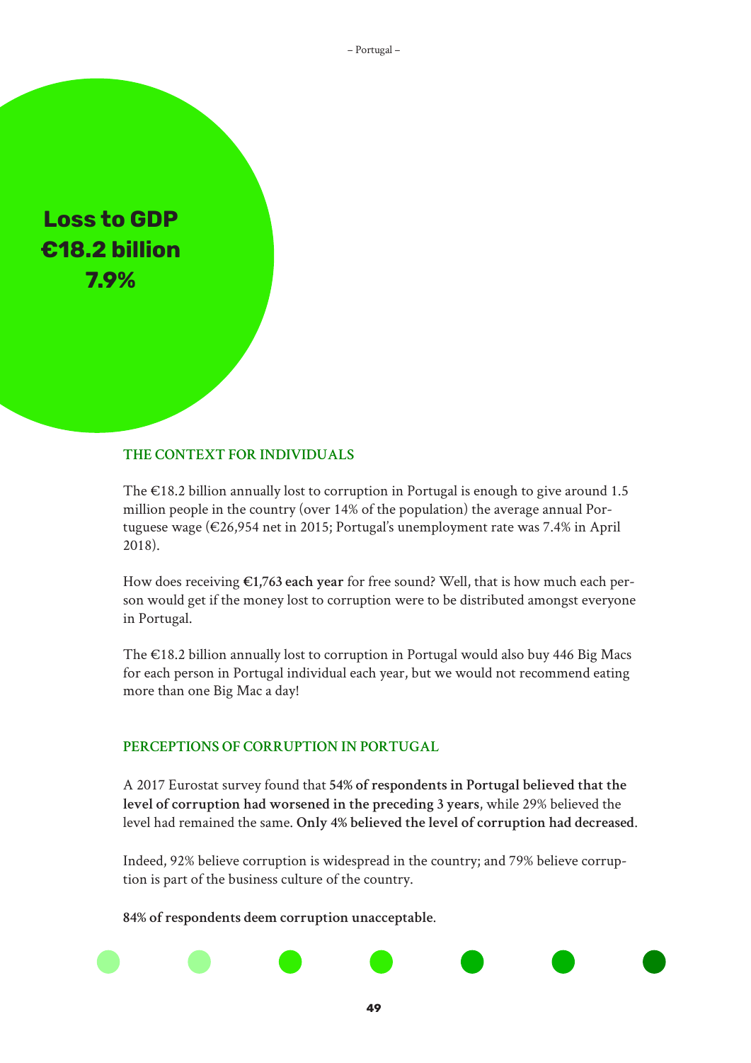**Loss to GDP**
**€18.2 billion**
**7.9%**

## THE CONTEXT FOR INDIVIDUALS

The €18.2 billion annually lost to corruption in Portugal is enough to give around 1.5 million people in the country (over 14% of the population) the average annual Portuguese wage (€26,954 net in 2015; Portugal's unemployment rate was 7.4% in April 2018).

How does receiving **€1,763 each year** for free sound? Well, that is how much each person would get if the money lost to corruption were to be distributed amongst everyone in Portugal.

The €18.2 billion annually lost to corruption in Portugal would also buy 446 Big Macs for each person in Portugal individual each year, but we would not recommend eating more than one Big Mac a day!

## PERCEPTIONS OF CORRUPTION IN PORTUGAL

A 2017 Eurostat survey found that **54% of respondents in Portugal believed that the level of corruption had worsened in the preceding 3 years**, while 29% believed the level had remained the same. **Only 4% believed the level of corruption had decreased**.

Indeed, 92% believe corruption is widespread in the country; and 79% believe corruption is part of the business culture of the country.

**84% of respondents deem corruption unacceptable**.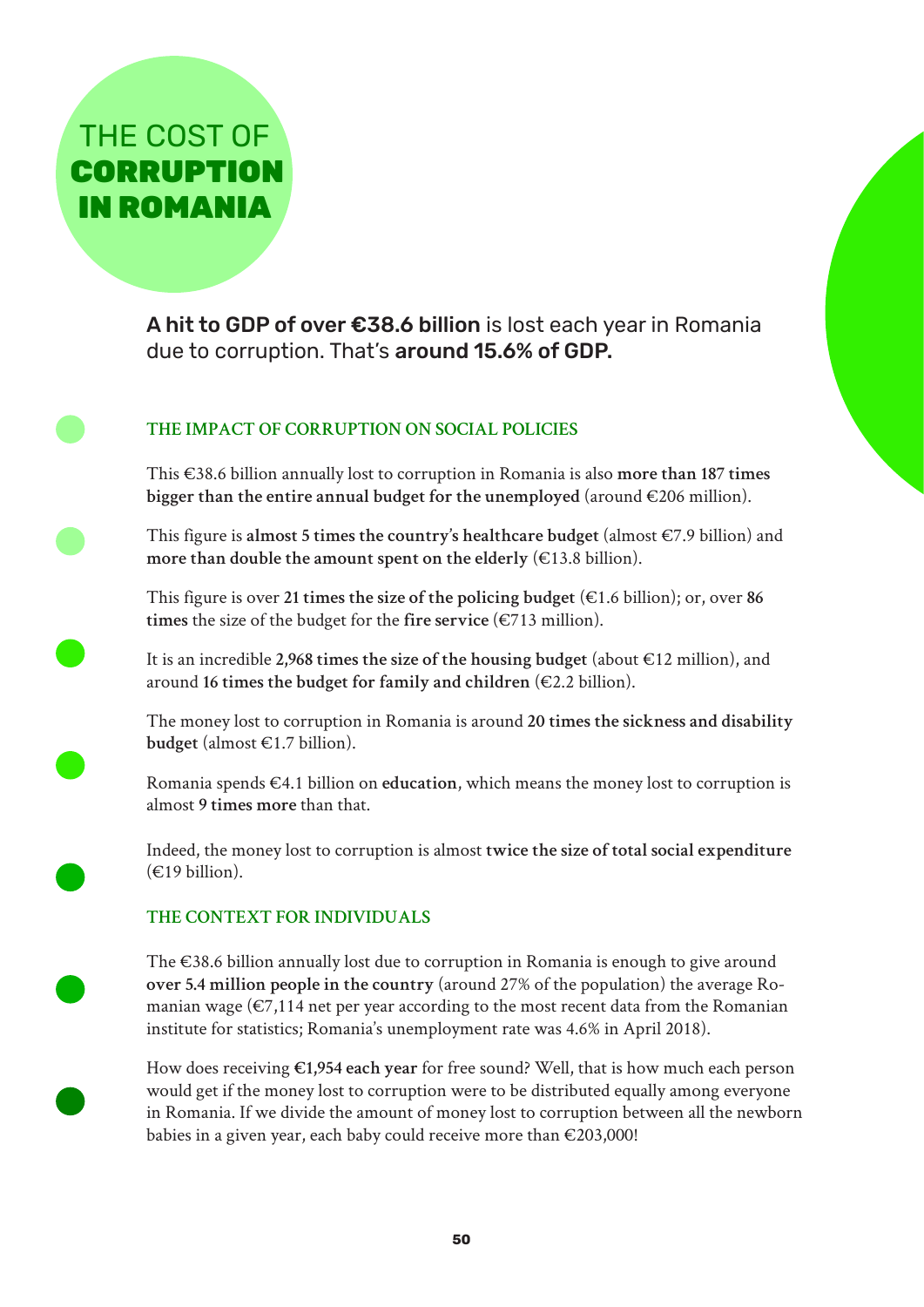# THE COST OF **CORRUPTION IN ROMANIA**

**A hit to GDP of over €38.6 billion** is lost each year in Romania due to corruption. That's **around 15.6% of GDP.**

## THE IMPACT OF CORRUPTION ON SOCIAL POLICIES

This €38.6 billion annually lost to corruption in Romania is also **more than 187 times bigger than the entire annual budget for the unemployed** (around €206 million).

This figure is **almost 5 times the country's healthcare budget** (almost €7.9 billion) and **more than double the amount spent on the elderly** (€13.8 billion).

This figure is over **21 times the size of the policing budget** (€1.6 billion); or, over **86 times** the size of the budget for the **fire service** (€713 million).

It is an incredible **2,968 times the size of the housing budget** (about €12 million), and around **16 times the budget for family and children** (€2.2 billion).

The money lost to corruption in Romania is around **20 times the sickness and disability budget** (almost €1.7 billion).

Romania spends €4.1 billion on **education**, which means the money lost to corruption is almost **9 times more** than that.

Indeed, the money lost to corruption is almost **twice the size of total social expenditure** (€19 billion).

## THE CONTEXT FOR INDIVIDUALS

The €38.6 billion annually lost due to corruption in Romania is enough to give around **over 5.4 million people in the country** (around 27% of the population) the average Romanian wage (€7,114 net per year according to the most recent data from the Romanian institute for statistics; Romania's unemployment rate was 4.6% in April 2018).

How does receiving **€1,954 each year** for free sound? Well, that is how much each person would get if the money lost to corruption were to be distributed equally among everyone in Romania. If we divide the amount of money lost to corruption between all the newborn babies in a given year, each baby could receive more than €203,000!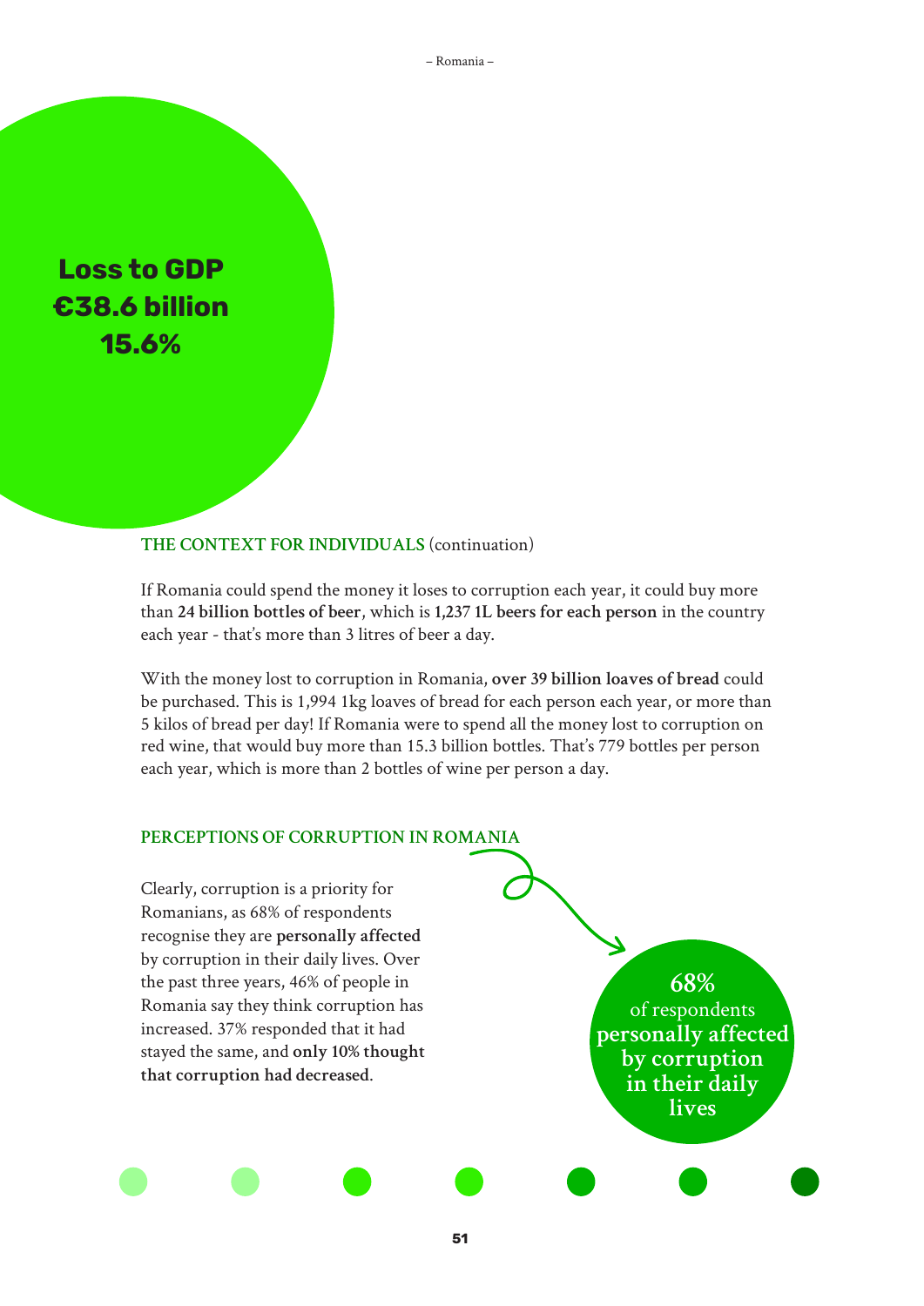**Loss to GDP**
**€38.6 billion**
**15.6%**

## THE CONTEXT FOR INDIVIDUALS (continuation)

If Romania could spend the money it loses to corruption each year, it could buy more than **24 billion bottles of beer**, which is **1,237 1L beers for each person** in the country each year - that's more than 3 litres of beer a day.

With the money lost to corruption in Romania, **over 39 billion loaves of bread** could be purchased. This is 1,994 1kg loaves of bread for each person each year, or more than 5 kilos of bread per day! If Romania were to spend all the money lost to corruption on red wine, that would buy more than 15.3 billion bottles. That's 779 bottles per person each year, which is more than 2 bottles of wine per person a day.

## PERCEPTIONS OF CORRUPTION IN ROMANIA

Clearly, corruption is a priority for Romanians, as 68% of respondents recognise they are **personally affected** by corruption in their daily lives. Over the past three years, 46% of people in Romania say they think corruption has increased. 37% responded that it had stayed the same, and **only 10% thought that corruption had decreased**.

**68%**
of respondents
**personally affected by corruption in their daily lives**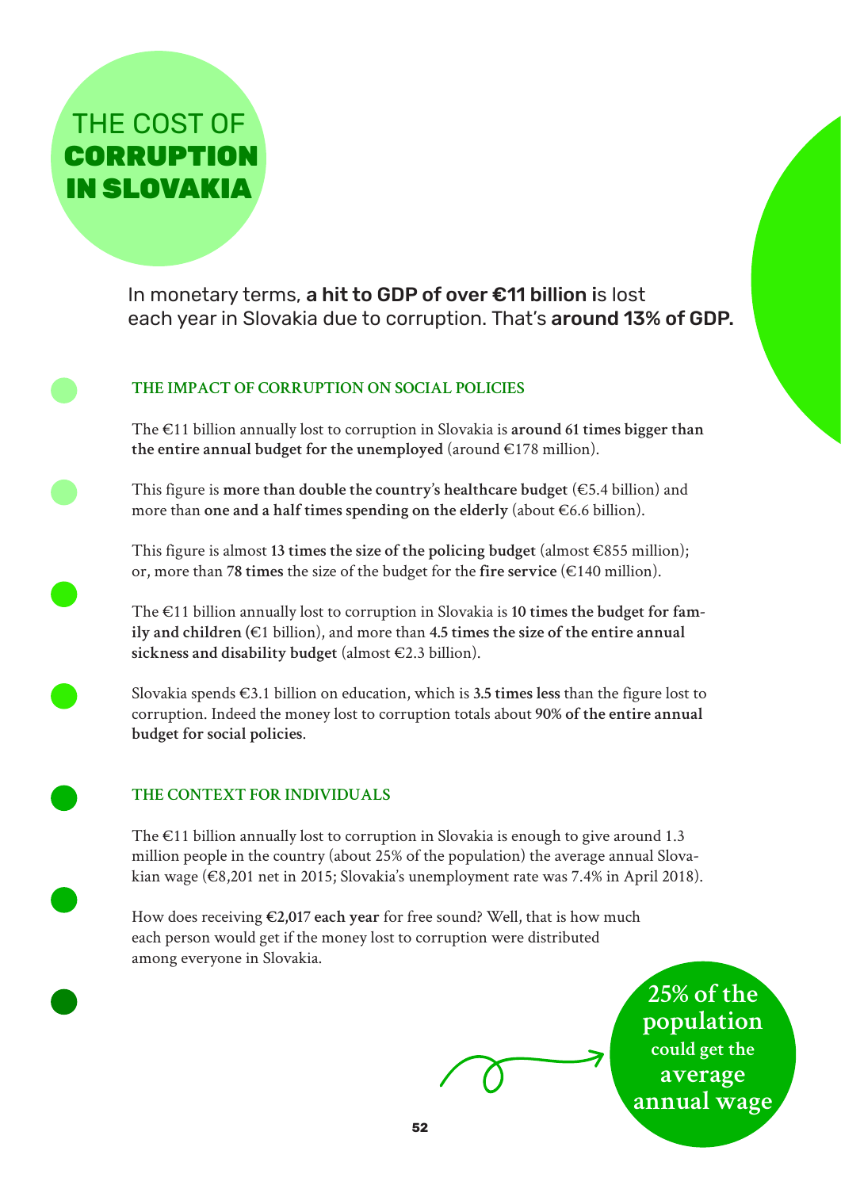# THE COST OF **CORRUPTION IN SLOVAKIA**

In monetary terms, **a hit to GDP of over €11 billion i**s lost each year in Slovakia due to corruption. That's **around 13% of GDP.**

## THE IMPACT OF CORRUPTION ON SOCIAL POLICIES

The €11 billion annually lost to corruption in Slovakia is **around 61 times bigger than the entire annual budget for the unemployed** (around €178 million).

This figure is **more than double the country's healthcare budget** (€5.4 billion) and more than **one and a half times spending on the elderly** (about €6.6 billion).

This figure is almost **13 times the size of the policing budget** (almost €855 million); or, more than **78 times** the size of the budget for the **fire service** (€140 million).

The €11 billion annually lost to corruption in Slovakia is **10 times the budget for family and children (**€1 billion), and more than **4.5 times the size of the entire annual sickness and disability budget** (almost €2.3 billion).

Slovakia spends €3.1 billion on education, which is **3.5 times less** than the figure lost to corruption. Indeed the money lost to corruption totals about **90% of the entire annual budget for social policies**.

## THE CONTEXT FOR INDIVIDUALS

The €11 billion annually lost to corruption in Slovakia is enough to give around 1.3 million people in the country (about 25% of the population) the average annual Slovakian wage (€8,201 net in 2015; Slovakia's unemployment rate was 7.4% in April 2018).

How does receiving **€2,017 each year** for free sound? Well, that is how much each person would get if the money lost to corruption were distributed among everyone in Slovakia.

**25% of the population could get the average annual wage**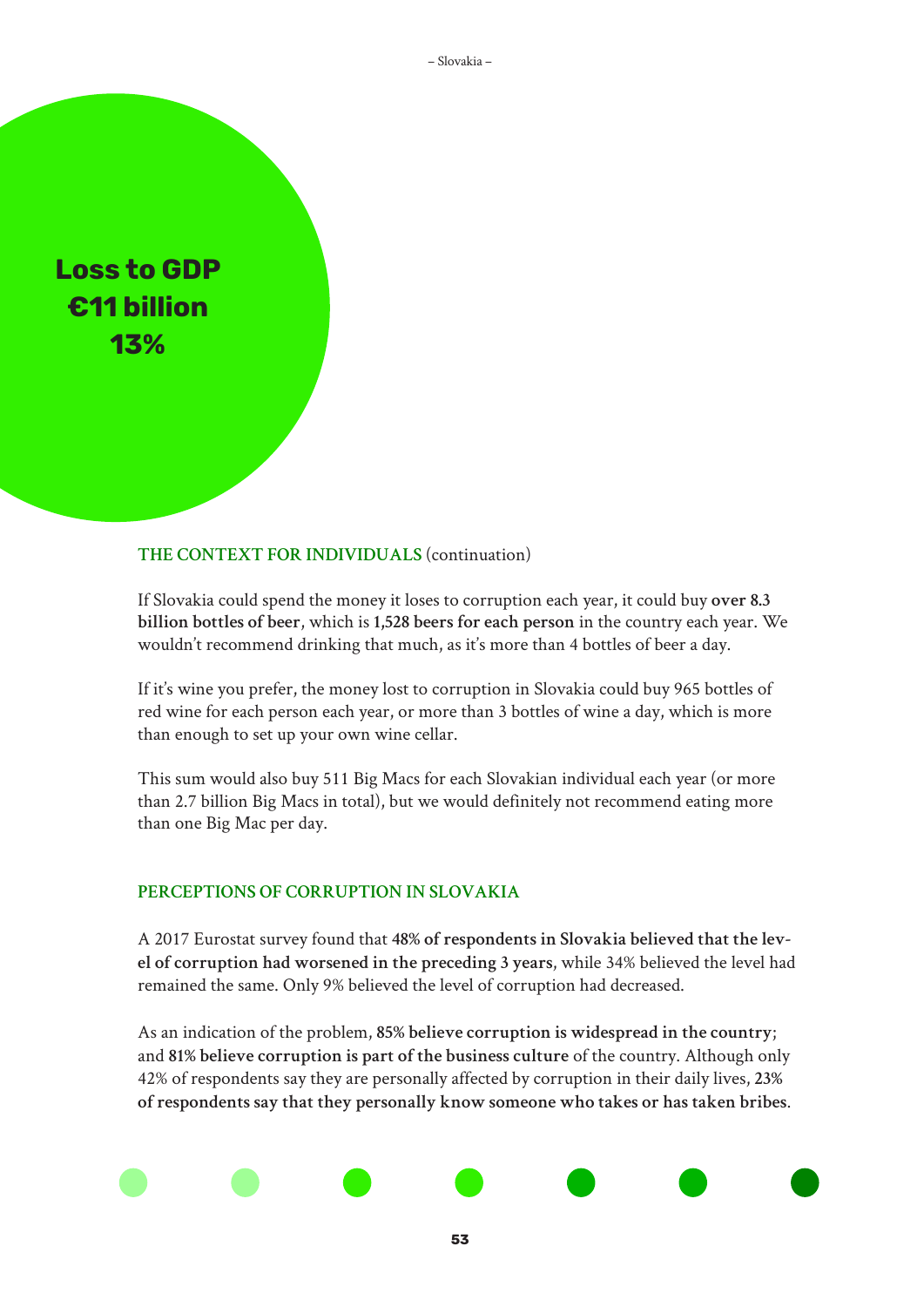**Loss to GDP**
**€11 billion**
**13%**

## THE CONTEXT FOR INDIVIDUALS (continuation)

If Slovakia could spend the money it loses to corruption each year, it could buy **over 8.3 billion bottles of beer**, which is **1,528 beers for each person** in the country each year. We wouldn't recommend drinking that much, as it's more than 4 bottles of beer a day.

If it's wine you prefer, the money lost to corruption in Slovakia could buy 965 bottles of red wine for each person each year, or more than 3 bottles of wine a day, which is more than enough to set up your own wine cellar.

This sum would also buy 511 Big Macs for each Slovakian individual each year (or more than 2.7 billion Big Macs in total), but we would definitely not recommend eating more than one Big Mac per day.

## PERCEPTIONS OF CORRUPTION IN SLOVAKIA

A 2017 Eurostat survey found that **48% of respondents in Slovakia believed that the level of corruption had worsened in the preceding 3 years**, while 34% believed the level had remained the same. Only 9% believed the level of corruption had decreased.

As an indication of the problem, **85% believe corruption is widespread in the country**; and **81% believe corruption is part of the business culture** of the country. Although only 42% of respondents say they are personally affected by corruption in their daily lives, **23% of respondents say that they personally know someone who takes or has taken bribes**.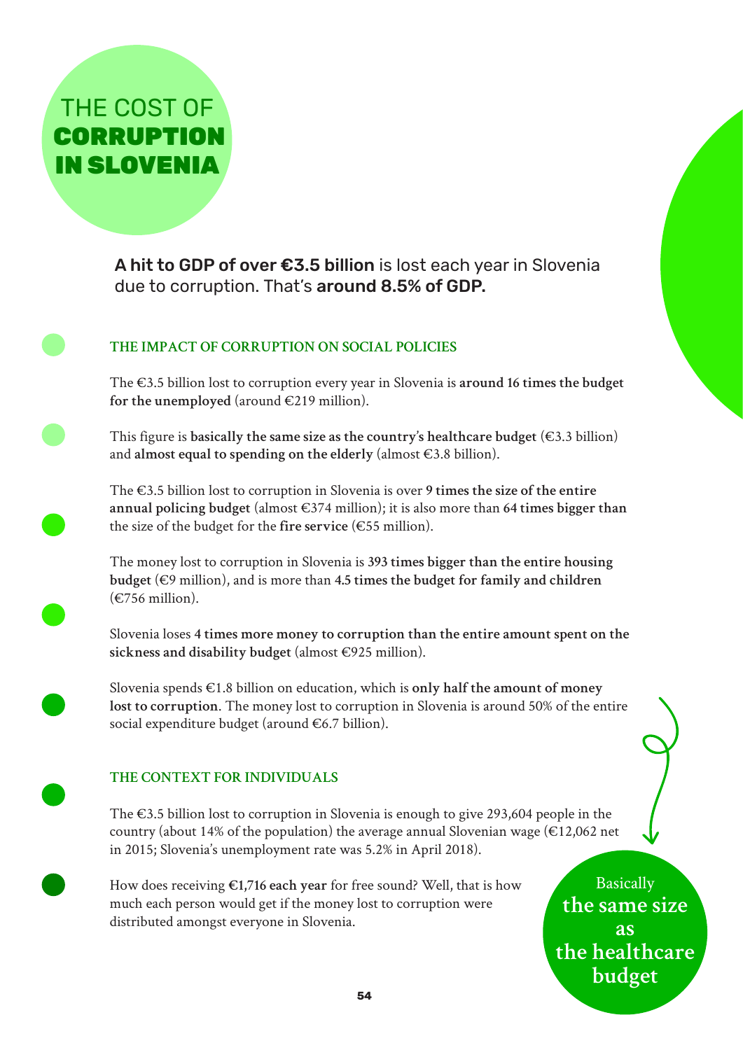# THE COST OF **CORRUPTION IN SLOVENIA**

**A hit to GDP of over €3.5 billion** is lost each year in Slovenia due to corruption. That's **around 8.5% of GDP.**

## THE IMPACT OF CORRUPTION ON SOCIAL POLICIES

The €3.5 billion lost to corruption every year in Slovenia is **around 16 times the budget for the unemployed** (around €219 million).

This figure is **basically the same size as the country's healthcare budget** (€3.3 billion) and **almost equal to spending on the elderly** (almost €3.8 billion).

The €3.5 billion lost to corruption in Slovenia is over **9 times the size of the entire annual policing budget** (almost €374 million); it is also more than **64 times bigger than** the size of the budget for the **fire service** (€55 million).

The money lost to corruption in Slovenia is **393 times bigger than the entire housing budget** (€9 million), and is more than **4.5 times the budget for family and children** (€756 million).

Slovenia loses **4 times more money to corruption than the entire amount spent on the sickness and disability budget** (almost €925 million).

Slovenia spends €1.8 billion on education, which is **only half the amount of money lost to corruption**. The money lost to corruption in Slovenia is around 50% of the entire social expenditure budget (around €6.7 billion).

## THE CONTEXT FOR INDIVIDUALS

The €3.5 billion lost to corruption in Slovenia is enough to give 293,604 people in the country (about 14% of the population) the average annual Slovenian wage (€12,062 net in 2015; Slovenia's unemployment rate was 5.2% in April 2018).

How does receiving **€1,716 each year** for free sound? Well, that is how much each person would get if the money lost to corruption were distributed amongst everyone in Slovenia.

Basically **the same size as the healthcare budget**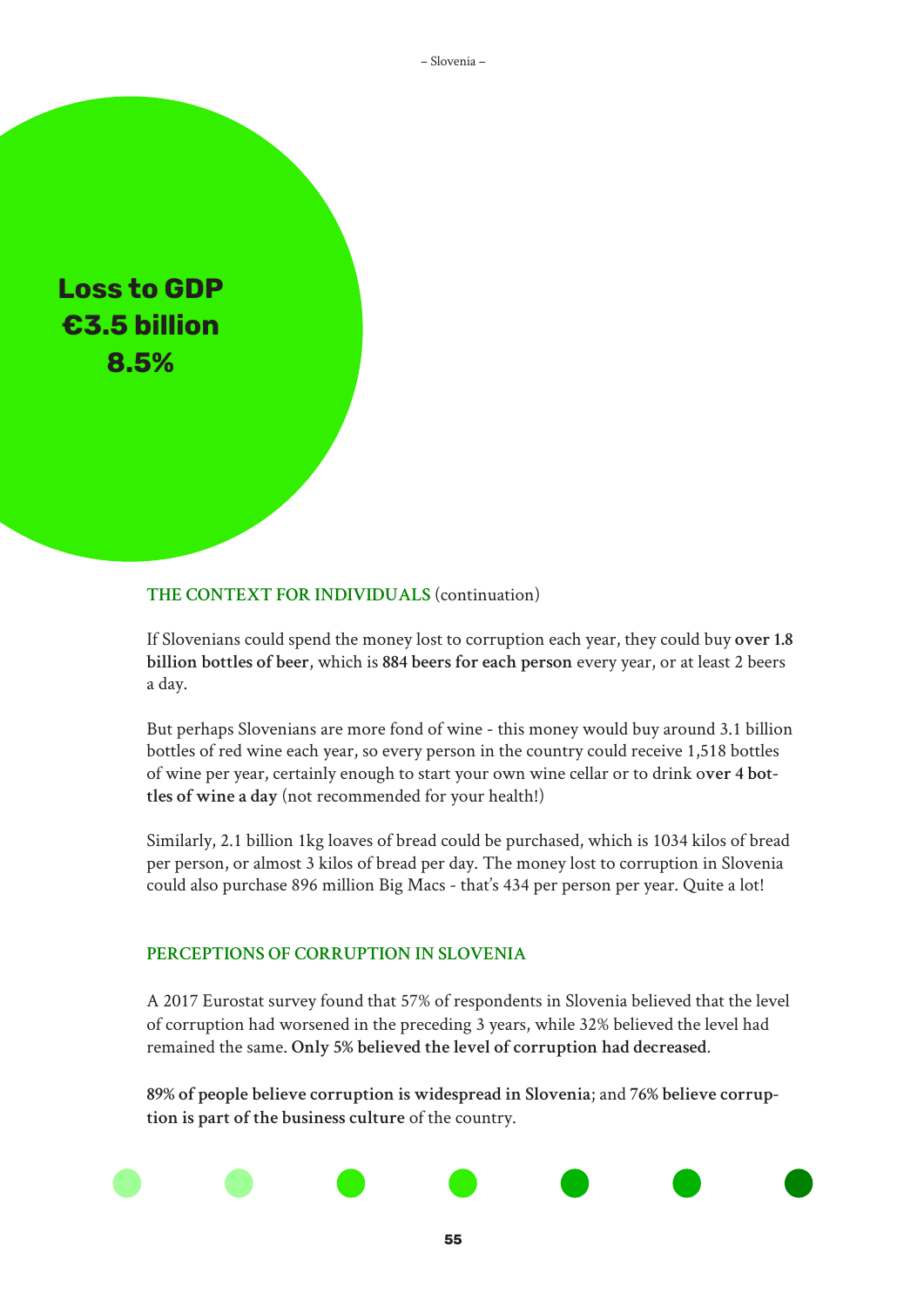**Loss to GDP**
**€3.5 billion**
**8.5%**

## THE CONTEXT FOR INDIVIDUALS (continuation)

If Slovenians could spend the money lost to corruption each year, they could buy **over 1.8 billion bottles of beer**, which is **884 beers for each person** every year, or at least 2 beers a day.

But perhaps Slovenians are more fond of wine - this money would buy around 3.1 billion bottles of red wine each year, so every person in the country could receive 1,518 bottles of wine per year, certainly enough to start your own wine cellar or to drink **over 4 bottles of wine a day** (not recommended for your health!)

Similarly, 2.1 billion 1kg loaves of bread could be purchased, which is 1034 kilos of bread per person, or almost 3 kilos of bread per day. The money lost to corruption in Slovenia could also purchase 896 million Big Macs - that's 434 per person per year. Quite a lot!

## PERCEPTIONS OF CORRUPTION IN SLOVENIA

A 2017 Eurostat survey found that 57% of respondents in Slovenia believed that the level of corruption had worsened in the preceding 3 years, while 32% believed the level had remained the same. **Only 5% believed the level of corruption had decreased**.

**89% of people believe corruption is widespread in Slovenia**; and 76% **believe corruption is part of the business culture** of the country.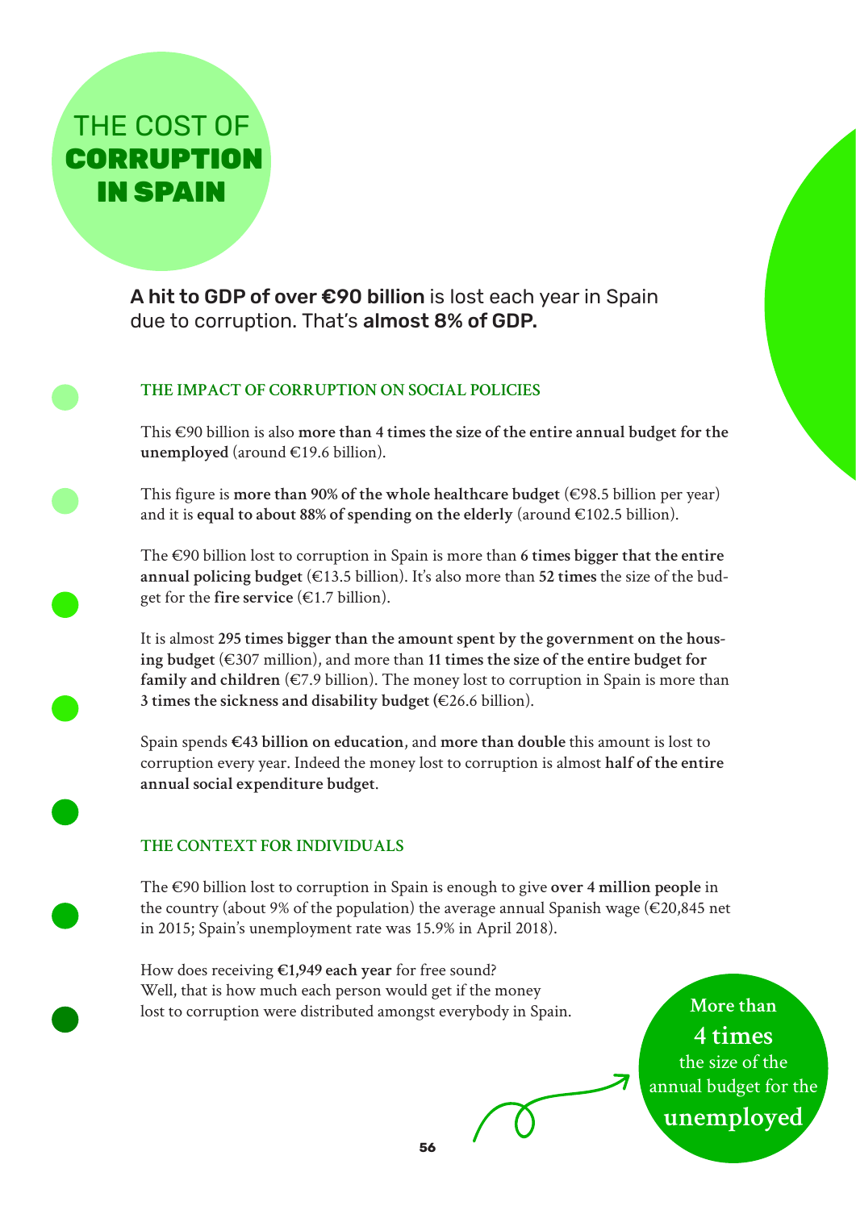# THE COST OF **CORRUPTION IN SPAIN**

**A hit to GDP of over €90 billion** is lost each year in Spain due to corruption. That's **almost 8% of GDP.**

## THE IMPACT OF CORRUPTION ON SOCIAL POLICIES

This €90 billion is also **more than 4 times the size of the entire annual budget for the unemployed** (around €19.6 billion).

This figure is **more than 90% of the whole healthcare budget** (€98.5 billion per year) and it is **equal to about 88% of spending on the elderly** (around €102.5 billion).

The €90 billion lost to corruption in Spain is more than **6 times bigger that the entire annual policing budget** (€13.5 billion). It's also more than **52 times** the size of the budget for the **fire service** (€1.7 billion).

It is almost **295 times bigger than the amount spent by the government on the housing budget** (€307 million), and more than **11 times the size of the entire budget for family and children** (€7.9 billion). The money lost to corruption in Spain is more than **3 times the sickness and disability budget (**€26.6 billion).

Spain spends **€43 billion on education**, and **more than double** this amount is lost to corruption every year. Indeed the money lost to corruption is almost **half of the entire annual social expenditure budget**.

## THE CONTEXT FOR INDIVIDUALS

The €90 billion lost to corruption in Spain is enough to give **over 4 million people** in the country (about 9% of the population) the average annual Spanish wage (€20,845 net in 2015; Spain's unemployment rate was 15.9% in April 2018).

How does receiving **€1,949 each year** for free sound?
Well, that is how much each person would get if the money lost to corruption were distributed amongst everybody in Spain.

**More than 4 times** the size of the annual budget for the **unemployed**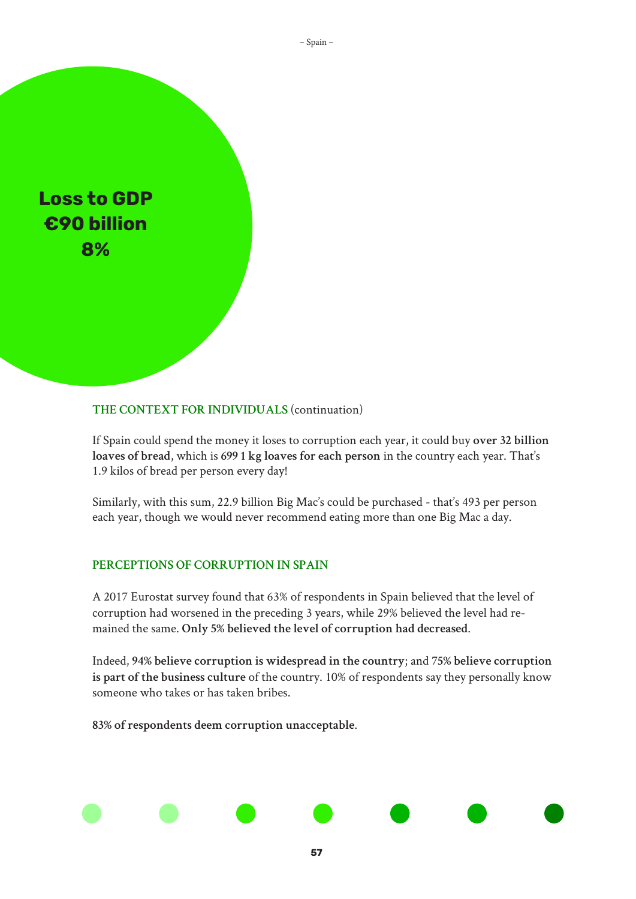**Loss to GDP**
**€90 billion**
**8%**

## THE CONTEXT FOR INDIVIDUALS (continuation)

If Spain could spend the money it loses to corruption each year, it could buy **over 32 billion loaves of bread**, which is **699 1 kg loaves for each person** in the country each year. That's 1.9 kilos of bread per person every day!

Similarly, with this sum, 22.9 billion Big Mac's could be purchased - that's 493 per person each year, though we would never recommend eating more than one Big Mac a day.

## PERCEPTIONS OF CORRUPTION IN SPAIN

A 2017 Eurostat survey found that 63% of respondents in Spain believed that the level of corruption had worsened in the preceding 3 years, while 29% believed the level had remained the same. **Only 5% believed the level of corruption had decreased.**

Indeed, **94% believe corruption is widespread in the country**; and **75% believe corruption is part of the business culture** of the country. 10% of respondents say they personally know someone who takes or has taken bribes.

**83% of respondents deem corruption unacceptable.**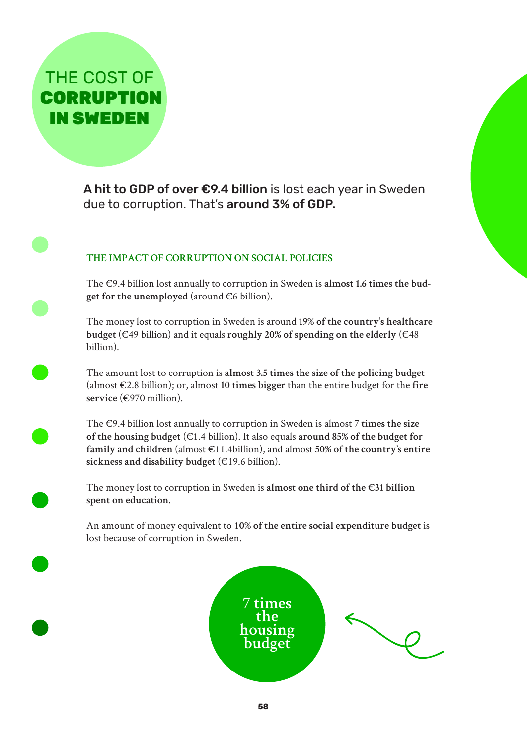# THE COST OF **CORRUPTION IN SWEDEN**

**A hit to GDP of over €9.4 billion** is lost each year in Sweden due to corruption. That's **around 3% of GDP.**

## THE IMPACT OF CORRUPTION ON SOCIAL POLICIES

The €9.4 billion lost annually to corruption in Sweden is **almost 1.6 times the budget for the unemployed** (around €6 billion).

The money lost to corruption in Sweden is around **19% of the country's healthcare budget** (€49 billion) and it equals **roughly 20% of spending on the elderly** (€48 billion).

The amount lost to corruption is **almost 3.5 times the size of the policing budget** (almost €2.8 billion); or, almost **10 times bigger** than the entire budget for the **fire service** (€970 million).

The €9.4 billion lost annually to corruption in Sweden is almost **7 times the size of the housing budget** (€1.4 billion). It also equals **around 85% of the budget for family and children** (almost €11.4billion), and almost **50% of the country's entire sickness and disability budget** (€19.6 billion).

The money lost to corruption in Sweden is **almost one third of the €31 billion spent on education.**

An amount of money equivalent to **10% of the entire social expenditure budget** is lost because of corruption in Sweden.

7 times the housing budget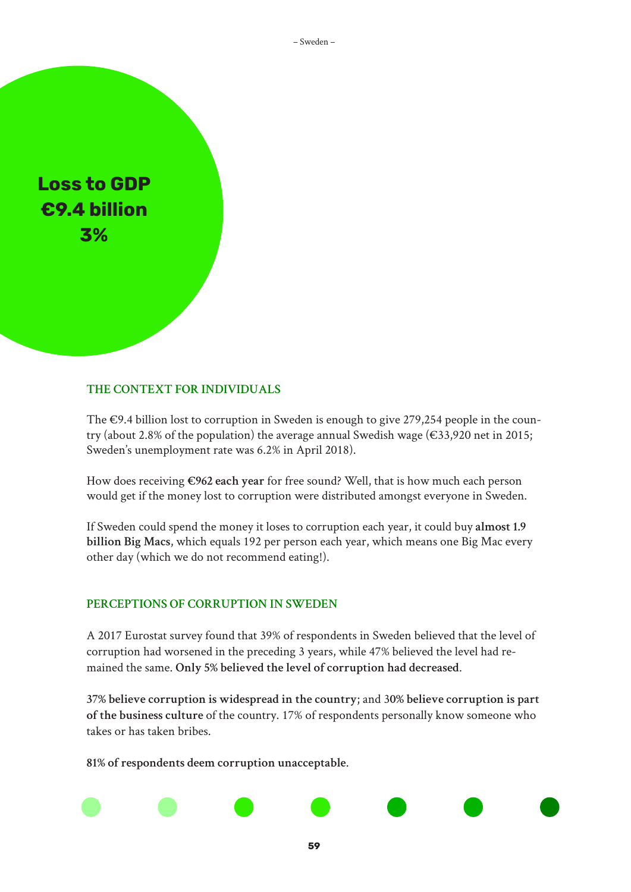**Loss to GDP**
**€9.4 billion**
**3%**

## THE CONTEXT FOR INDIVIDUALS

The €9.4 billion lost to corruption in Sweden is enough to give 279,254 people in the country (about 2.8% of the population) the average annual Swedish wage (€33,920 net in 2015; Sweden's unemployment rate was 6.2% in April 2018).

How does receiving **€962 each year** for free sound? Well, that is how much each person would get if the money lost to corruption were distributed amongst everyone in Sweden.

If Sweden could spend the money it loses to corruption each year, it could buy **almost 1.9 billion Big Macs**, which equals 192 per person each year, which means one Big Mac every other day (which we do not recommend eating!).

## PERCEPTIONS OF CORRUPTION IN SWEDEN

A 2017 Eurostat survey found that 39% of respondents in Sweden believed that the level of corruption had worsened in the preceding 3 years, while 47% believed the level had remained the same. **Only 5% believed the level of corruption had decreased**.

**37% believe corruption is widespread in the country**; and **30% believe corruption is part of the business culture** of the country. 17% of respondents personally know someone who takes or has taken bribes.

**81% of respondents deem corruption unacceptable**.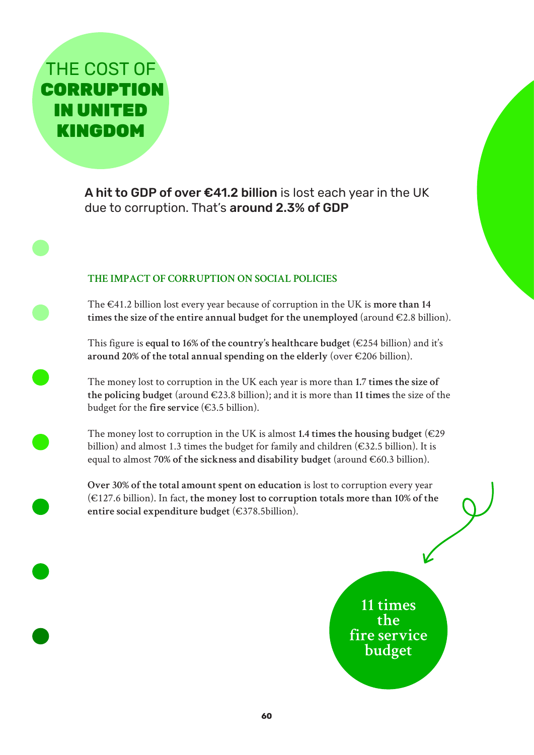# THE COST OF **CORRUPTION IN UNITED KINGDOM**

**A hit to GDP of over €41.2 billion** is lost each year in the UK due to corruption. That's **around 2.3% of GDP**

## THE IMPACT OF CORRUPTION ON SOCIAL POLICIES

The €41.2 billion lost every year because of corruption in the UK is **more than 14 times the size of the entire annual budget for the unemployed** (around €2.8 billion).

This figure is **equal to 16% of the country's healthcare budget** (€254 billion) and it's **around 20% of the total annual spending on the elderly** (over €206 billion).

The money lost to corruption in the UK each year is more than **1.7 times the size of the policing budget** (around €23.8 billion); and it is more than **11 times** the size of the budget for the **fire service** (€3.5 billion).

The money lost to corruption in the UK is almost **1.4 times the housing budget** (€29 billion) and almost 1.3 times the budget for family and children (€32.5 billion). It is equal to almost **70% of the sickness and disability budget** (around €60.3 billion).

**Over 30% of the total amount spent on education** is lost to corruption every year (€127.6 billion). In fact, **the money lost to corruption totals more than 10% of the entire social expenditure budget** (€378.5billion).

**11 times the fire service budget**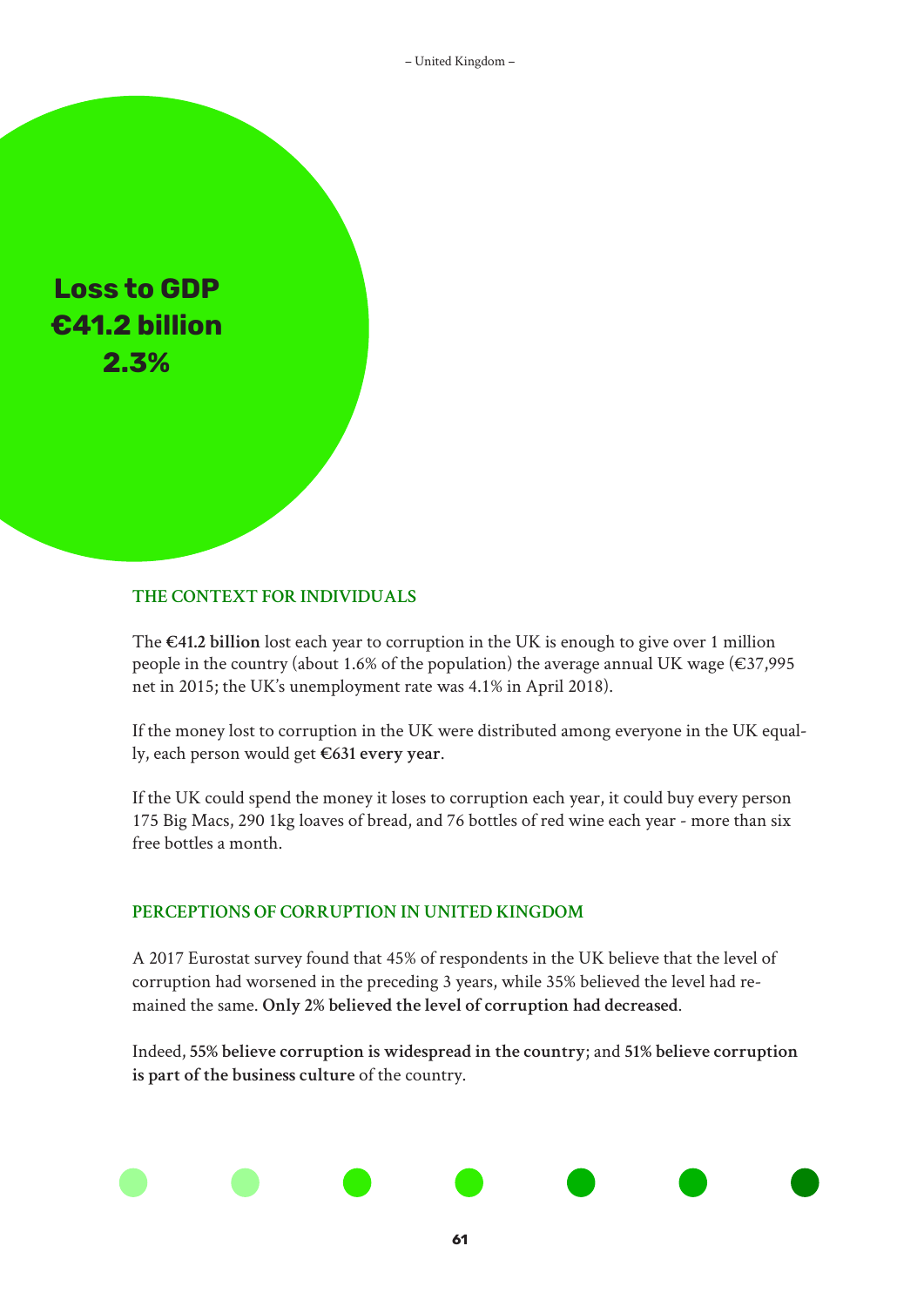**Loss to GDP**
**€41.2 billion**
**2.3%**

## THE CONTEXT FOR INDIVIDUALS

The **€41.2 billion** lost each year to corruption in the UK is enough to give over 1 million people in the country (about 1.6% of the population) the average annual UK wage (€37,995 net in 2015; the UK's unemployment rate was 4.1% in April 2018).

If the money lost to corruption in the UK were distributed among everyone in the UK equally, each person would get **€631 every year**.

If the UK could spend the money it loses to corruption each year, it could buy every person 175 Big Macs, 290 1kg loaves of bread, and 76 bottles of red wine each year - more than six free bottles a month.

## PERCEPTIONS OF CORRUPTION IN UNITED KINGDOM

A 2017 Eurostat survey found that 45% of respondents in the UK believe that the level of corruption had worsened in the preceding 3 years, while 35% believed the level had remained the same. **Only 2% believed the level of corruption had decreased**.

Indeed, **55% believe corruption is widespread in the country**; and **51% believe corruption is part of the business culture** of the country.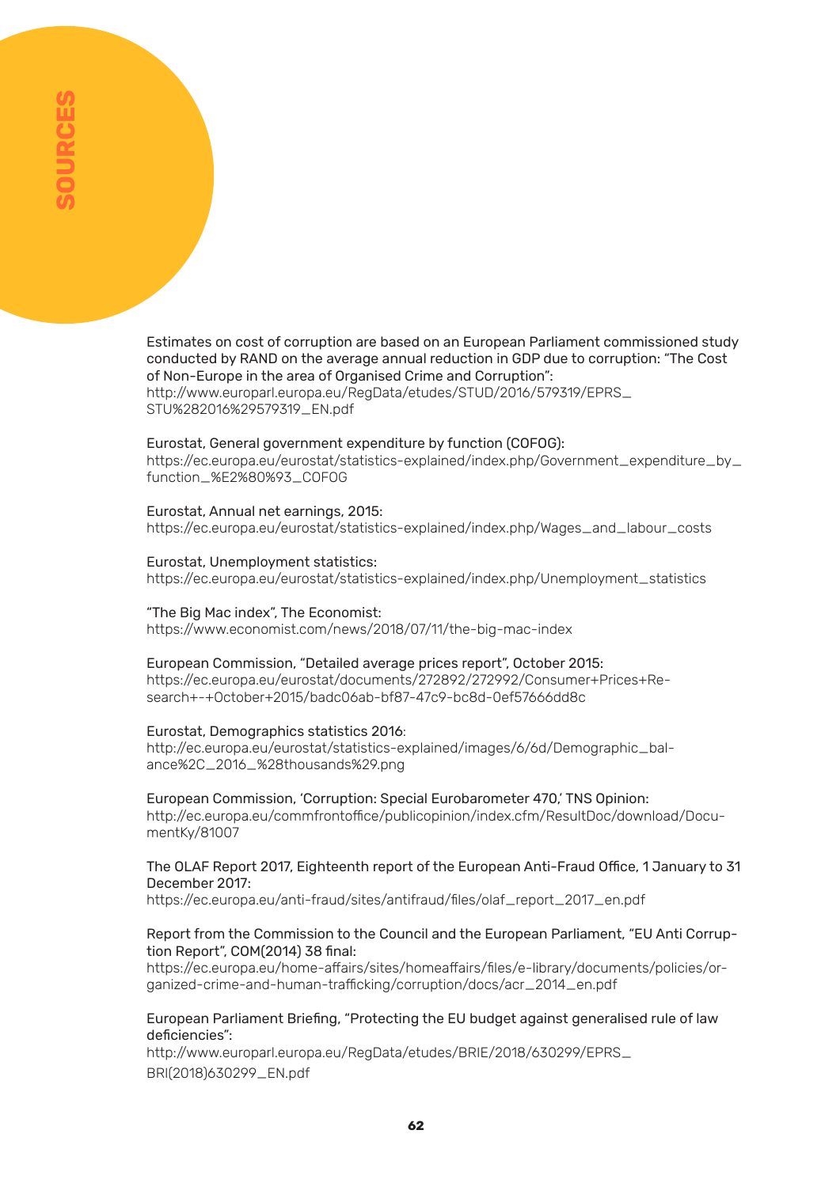# SOURCES

Estimates on cost of corruption are based on an European Parliament commissioned study conducted by RAND on the average annual reduction in GDP due to corruption: "The Cost of Non-Europe in the area of Organised Crime and Corruption":
http://www.europarl.europa.eu/RegData/etudes/STUD/2016/579319/EPRS_STU%282016%29579319_EN.pdf

Eurostat, General government expenditure by function (COFOG):
https://ec.europa.eu/eurostat/statistics-explained/index.php/Government_expenditure_by_function_%E2%80%93_COFOG

Eurostat, Annual net earnings, 2015:
https://ec.europa.eu/eurostat/statistics-explained/index.php/Wages_and_labour_costs

Eurostat, Unemployment statistics:
https://ec.europa.eu/eurostat/statistics-explained/index.php/Unemployment_statistics

"The Big Mac index", The Economist:
https://www.economist.com/news/2018/07/11/the-big-mac-index

European Commission, "Detailed average prices report", October 2015:
https://ec.europa.eu/eurostat/documents/272892/272992/Consumer+Prices+Research+-+October+2015/badc06ab-bf87-47c9-bc8d-0ef57666dd8c

Eurostat, Demographics statistics 2016:
http://ec.europa.eu/eurostat/statistics-explained/images/6/6d/Demographic_balance%2C_2016_%28thousands%29.png

European Commission, 'Corruption: Special Eurobarometer 470,' TNS Opinion:
http://ec.europa.eu/commfrontoffice/publicopinion/index.cfm/ResultDoc/download/DocumentKy/81007

The OLAF Report 2017, Eighteenth report of the European Anti-Fraud Office, 1 January to 31 December 2017:
https://ec.europa.eu/anti-fraud/sites/antifraud/files/olaf_report_2017_en.pdf

Report from the Commission to the Council and the European Parliament, "EU Anti Corruption Report", COM(2014) 38 final:
https://ec.europa.eu/home-affairs/sites/homeaffairs/files/e-library/documents/policies/organized-crime-and-human-trafficking/corruption/docs/acr_2014_en.pdf

European Parliament Briefing, "Protecting the EU budget against generalised rule of law deficiencies":
http://www.europarl.europa.eu/RegData/etudes/BRIE/2018/630299/EPRS_BRI(2018)630299_EN.pdf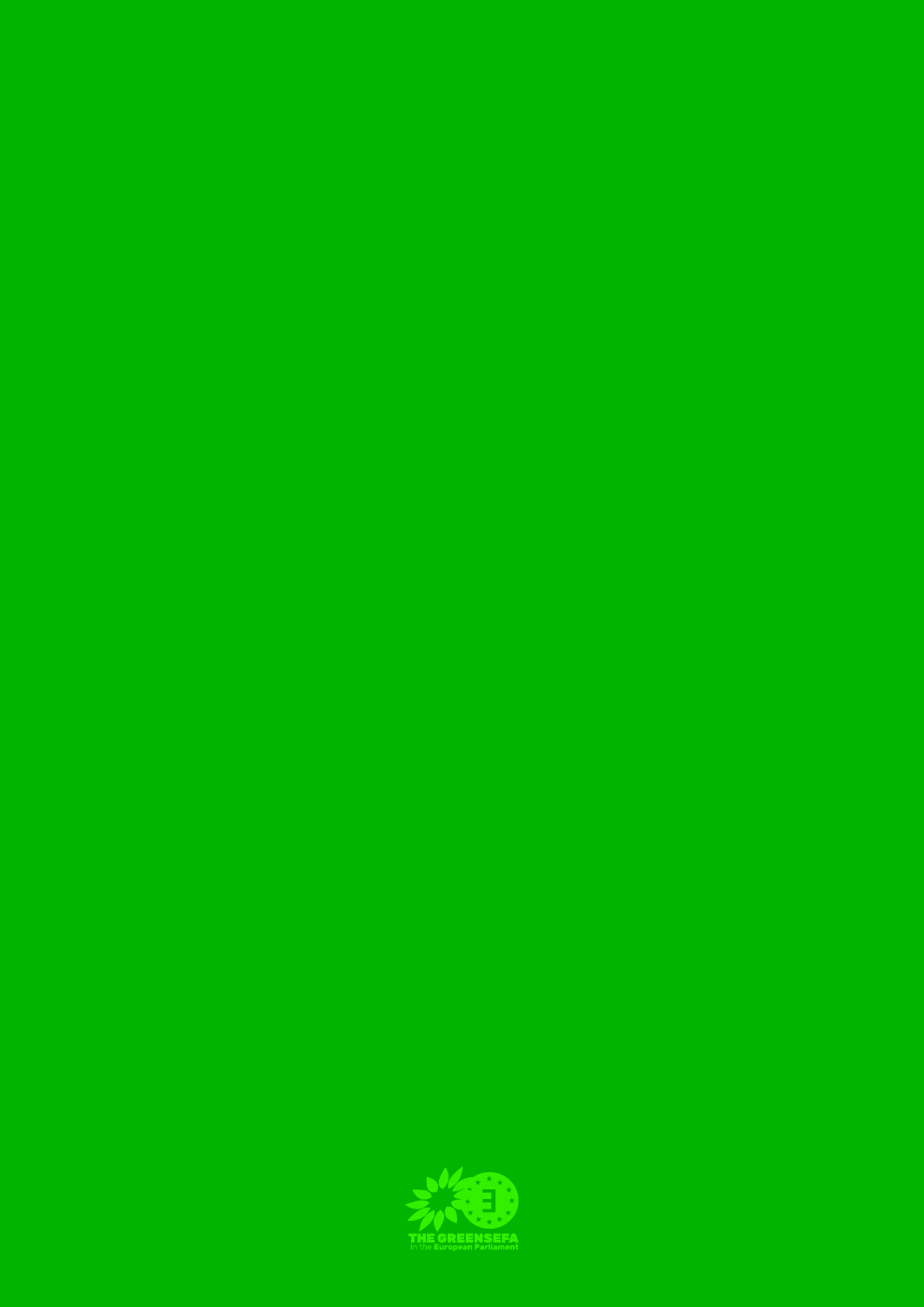THE GREENS/EFA
in the European Parliament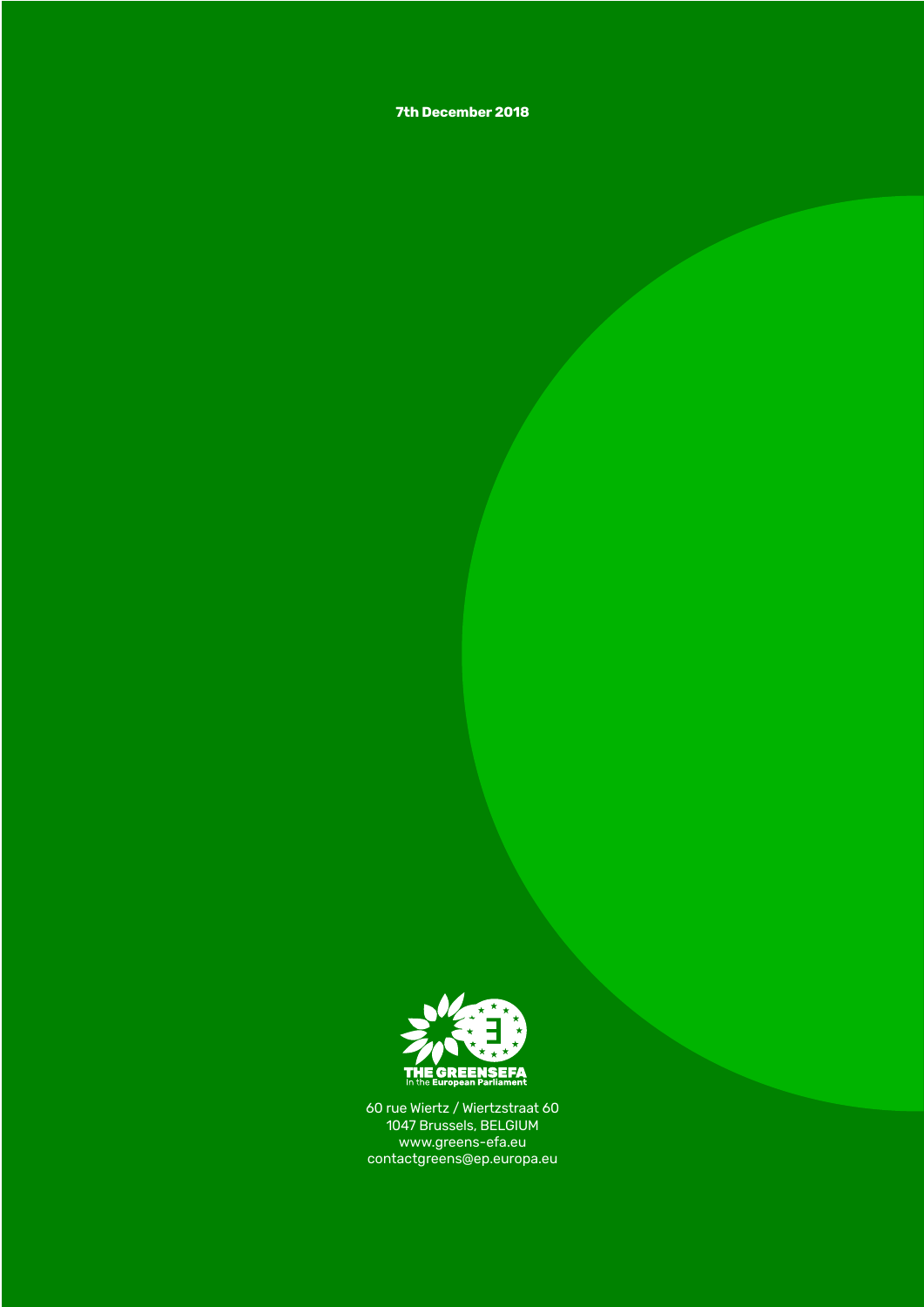**7th December 2018**

THE GREENS/EFA in the European Parliament

60 rue Wiertz / Wiertzstraat 60
1047 Brussels, BELGIUM
www.greens-efa.eu
contactgreens@ep.europa.eu